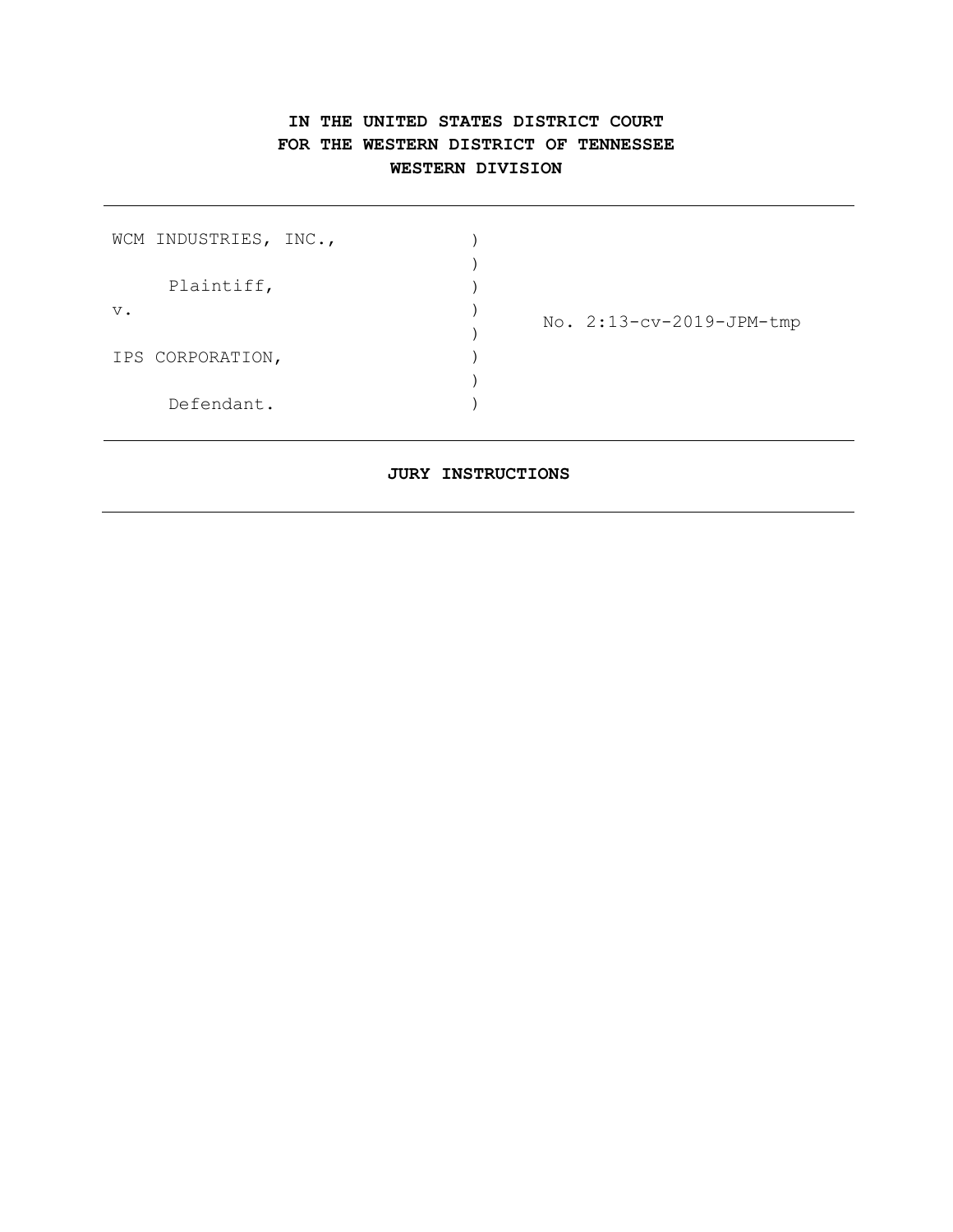**IN THE UNITED STATES DISTRICT COURT**
**FOR THE WESTERN DISTRICT OF TENNESSEE**
**WESTERN DIVISION**

---

| | | |
|---|---|---|
| WCM INDUSTRIES, INC., | ) | |
| | ) | |
| Plaintiff, | ) | |
| v. | ) | No. 2:13-cv-2019-JPM-tmp |
| | ) | |
| IPS CORPORATION, | ) | |
| | ) | |
| Defendant. | ) | |

---

**JURY INSTRUCTIONS**

---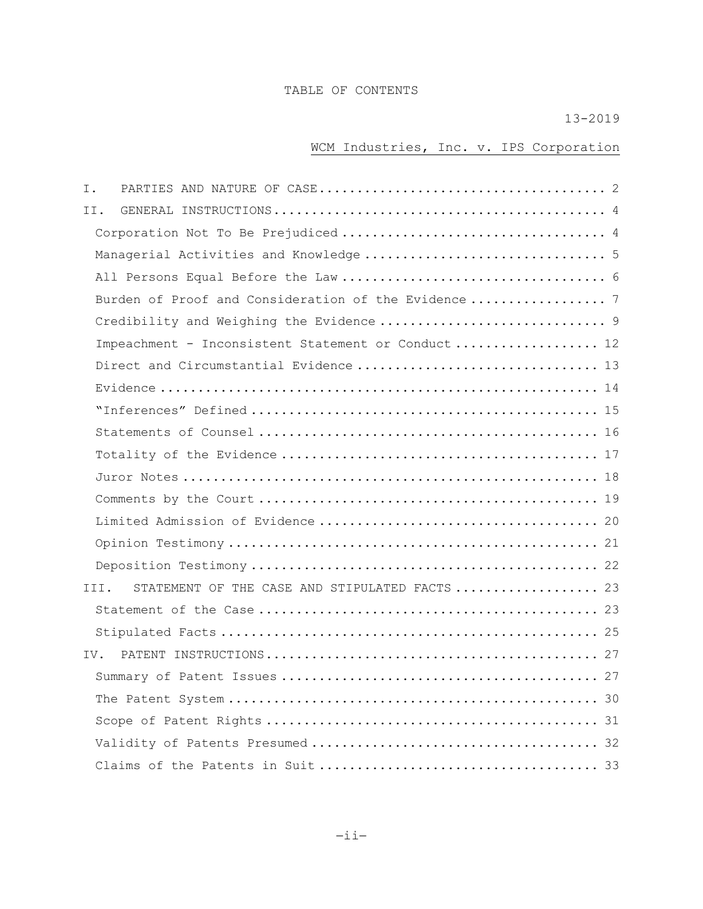# TABLE OF CONTENTS

13-2019

WCM Industries, Inc. v. IPS Corporation

| | |
|---|---|
| I. PARTIES AND NATURE OF CASE | 2 |
| II. GENERAL INSTRUCTIONS | 4 |
| Corporation Not To Be Prejudiced | 4 |
| Managerial Activities and Knowledge | 5 |
| All Persons Equal Before the Law | 6 |
| Burden of Proof and Consideration of the Evidence | 7 |
| Credibility and Weighing the Evidence | 9 |
| Impeachment - Inconsistent Statement or Conduct | 12 |
| Direct and Circumstantial Evidence | 13 |
| Evidence | 14 |
| "Inferences" Defined | 15 |
| Statements of Counsel | 16 |
| Totality of the Evidence | 17 |
| Juror Notes | 18 |
| Comments by the Court | 19 |
| Limited Admission of Evidence | 20 |
| Opinion Testimony | 21 |
| Deposition Testimony | 22 |
| III. STATEMENT OF THE CASE AND STIPULATED FACTS | 23 |
| Statement of the Case | 23 |
| Stipulated Facts | 25 |
| IV. PATENT INSTRUCTIONS | 27 |
| Summary of Patent Issues | 27 |
| The Patent System | 30 |
| Scope of Patent Rights | 31 |
| Validity of Patents Presumed | 32 |
| Claims of the Patents in Suit | 33 |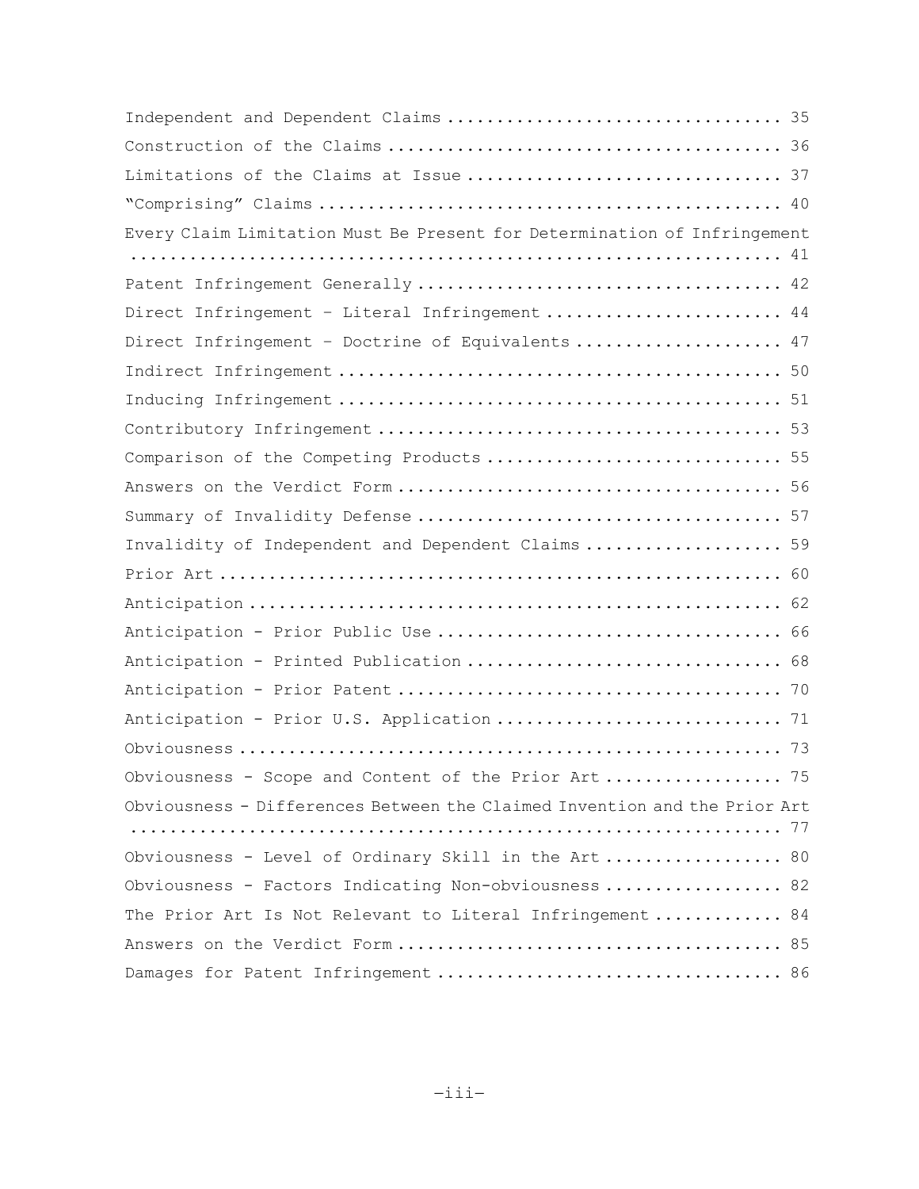Independent and Dependent Claims .................................. 35

Construction of the Claims ........................................ 36

Limitations of the Claims at Issue ................................ 37

"Comprising" Claims ............................................... 40

Every Claim Limitation Must Be Present for Determination of Infringement ............................................................... 41

Patent Infringement Generally ..................................... 42

Direct Infringement – Literal Infringement ........................ 44

Direct Infringement – Doctrine of Equivalents ..................... 47

Indirect Infringement ............................................. 50

Inducing Infringement ............................................. 51

Contributory Infringement ......................................... 53

Comparison of the Competing Products .............................. 55

Answers on the Verdict Form ....................................... 56

Summary of Invalidity Defense ..................................... 57

Invalidity of Independent and Dependent Claims .................... 59

Prior Art .......................................................... 60

Anticipation ...................................................... 62

Anticipation - Prior Public Use ................................... 66

Anticipation - Printed Publication ................................ 68

Anticipation - Prior Patent ....................................... 70

Anticipation - Prior U.S. Application ............................. 71

Obviousness ....................................................... 73

Obviousness - Scope and Content of the Prior Art .................. 75

Obviousness - Differences Between the Claimed Invention and the Prior Art ............................................................... 77

Obviousness - Level of Ordinary Skill in the Art .................. 80

Obviousness - Factors Indicating Non-obviousness .................. 82

The Prior Art Is Not Relevant to Literal Infringement ............. 84

Answers on the Verdict Form ....................................... 85

Damages for Patent Infringement ................................... 86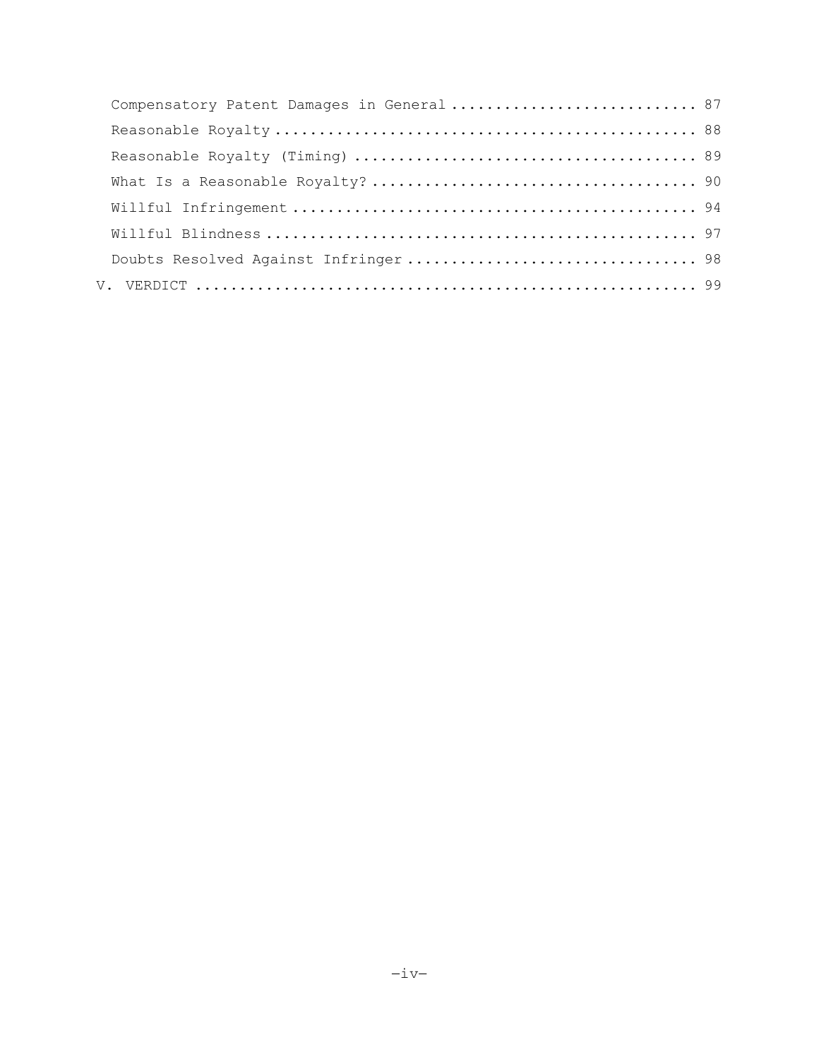Compensatory Patent Damages in General ............................ 87
Reasonable Royalty ................................................ 88
Reasonable Royalty (Timing) ....................................... 89
What Is a Reasonable Royalty? ..................................... 90
Willful Infringement .............................................. 94
Willful Blindness ................................................. 97
Doubts Resolved Against Infringer ................................. 98

V. VERDICT .......................................................... 99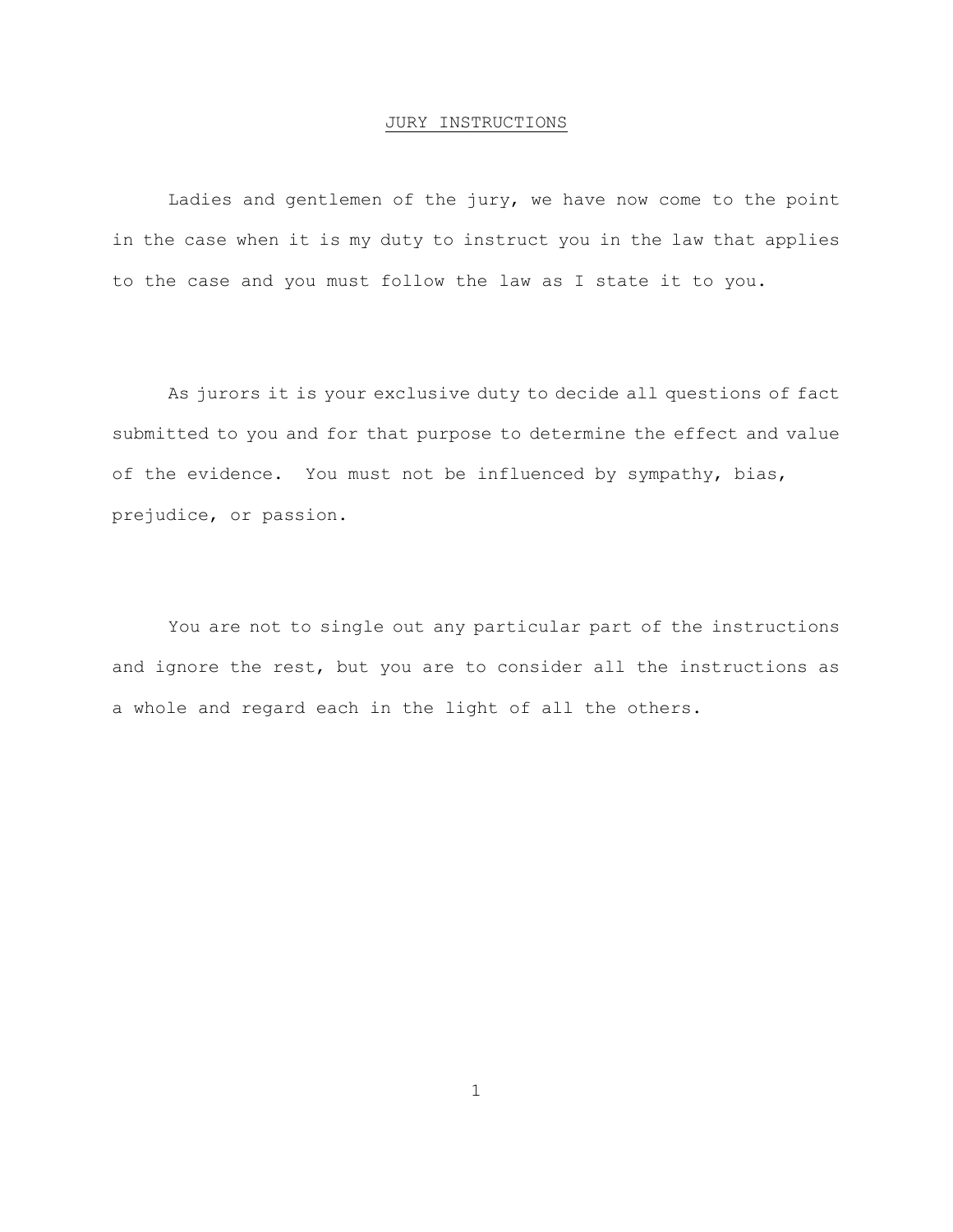## JURY INSTRUCTIONS

Ladies and gentlemen of the jury, we have now come to the point in the case when it is my duty to instruct you in the law that applies to the case and you must follow the law as I state it to you.

As jurors it is your exclusive duty to decide all questions of fact submitted to you and for that purpose to determine the effect and value of the evidence. You must not be influenced by sympathy, bias, prejudice, or passion.

You are not to single out any particular part of the instructions and ignore the rest, but you are to consider all the instructions as a whole and regard each in the light of all the others.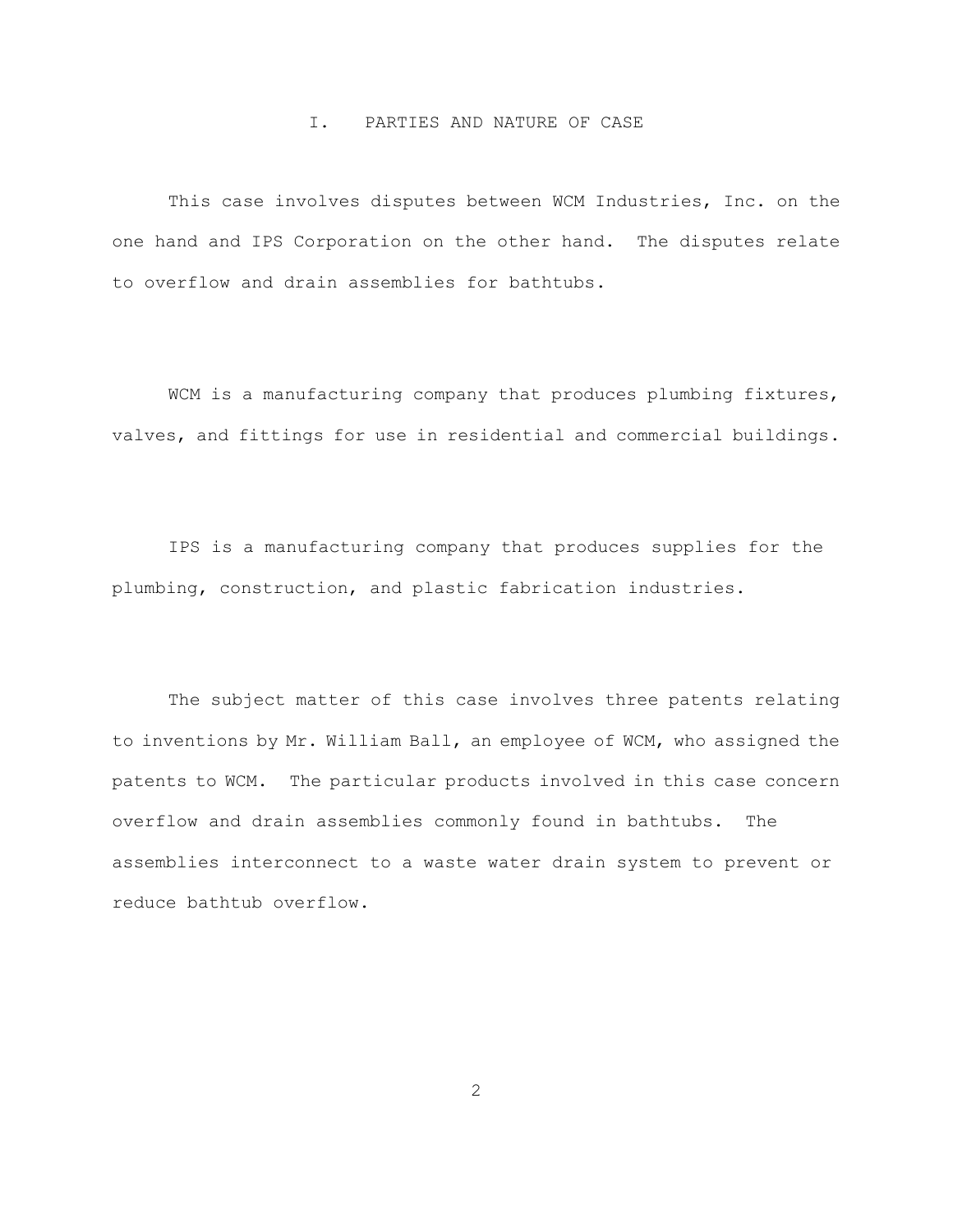## I. PARTIES AND NATURE OF CASE

This case involves disputes between WCM Industries, Inc. on the one hand and IPS Corporation on the other hand. The disputes relate to overflow and drain assemblies for bathtubs.

WCM is a manufacturing company that produces plumbing fixtures, valves, and fittings for use in residential and commercial buildings.

IPS is a manufacturing company that produces supplies for the plumbing, construction, and plastic fabrication industries.

The subject matter of this case involves three patents relating to inventions by Mr. William Ball, an employee of WCM, who assigned the patents to WCM. The particular products involved in this case concern overflow and drain assemblies commonly found in bathtubs. The assemblies interconnect to a waste water drain system to prevent or reduce bathtub overflow.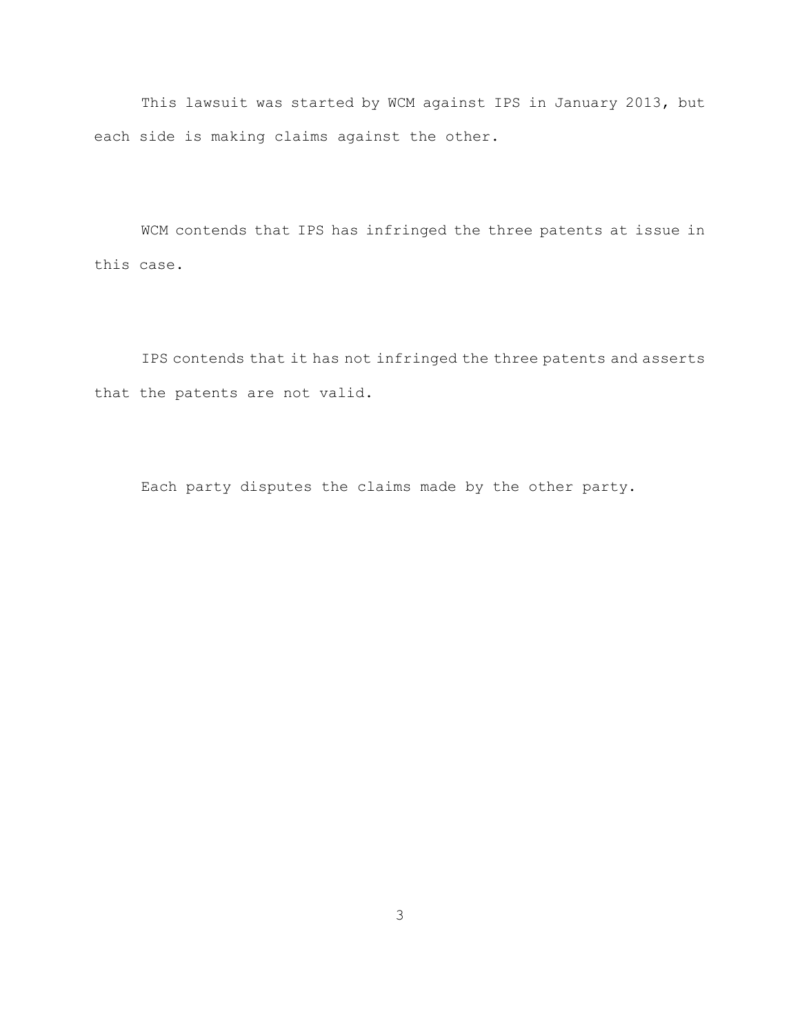This lawsuit was started by WCM against IPS in January 2013, but each side is making claims against the other.

WCM contends that IPS has infringed the three patents at issue in this case.

IPS contends that it has not infringed the three patents and asserts that the patents are not valid.

Each party disputes the claims made by the other party.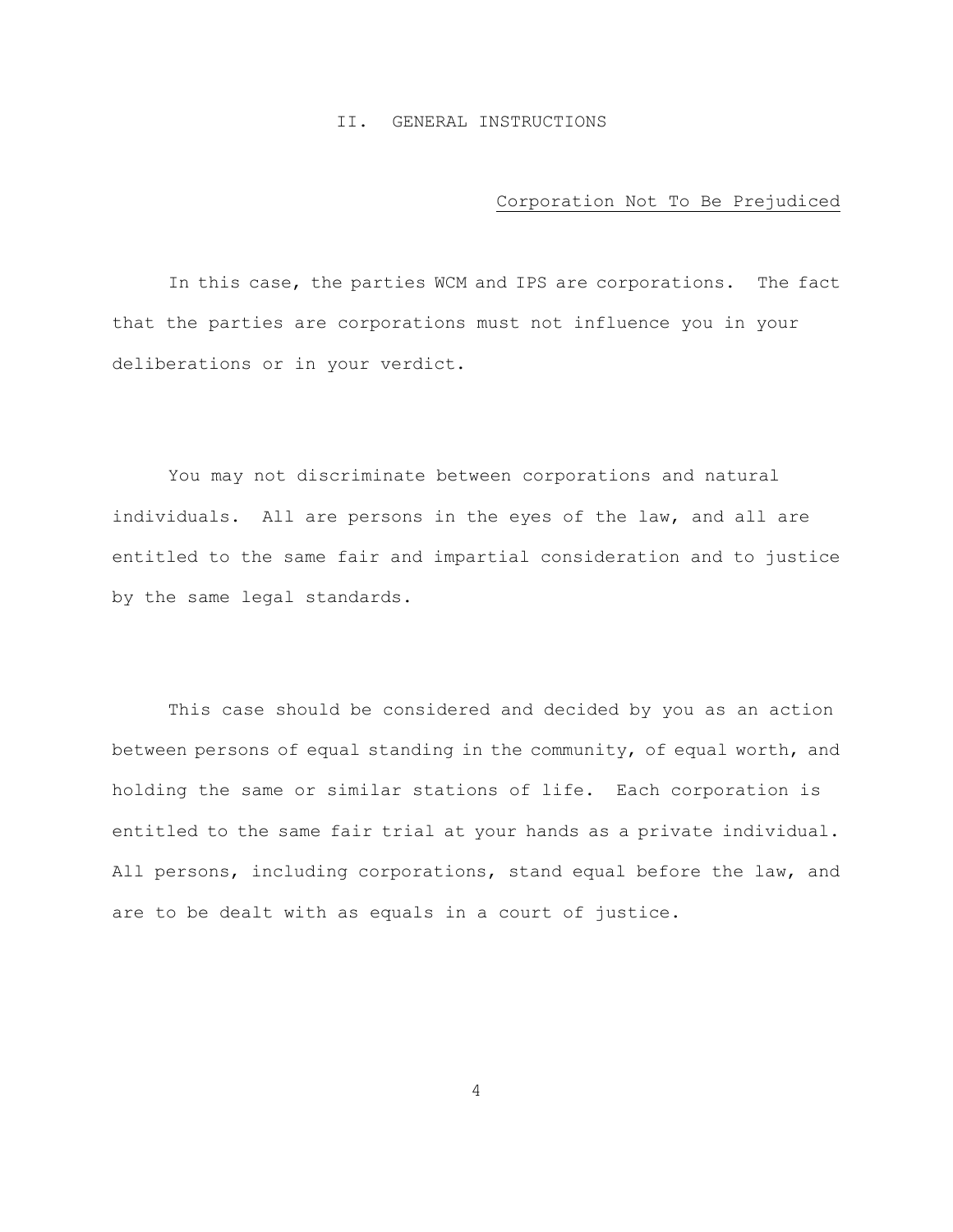## II. GENERAL INSTRUCTIONS

### Corporation Not To Be Prejudiced

In this case, the parties WCM and IPS are corporations. The fact that the parties are corporations must not influence you in your deliberations or in your verdict.

You may not discriminate between corporations and natural individuals. All are persons in the eyes of the law, and all are entitled to the same fair and impartial consideration and to justice by the same legal standards.

This case should be considered and decided by you as an action between persons of equal standing in the community, of equal worth, and holding the same or similar stations of life. Each corporation is entitled to the same fair trial at your hands as a private individual. All persons, including corporations, stand equal before the law, and are to be dealt with as equals in a court of justice.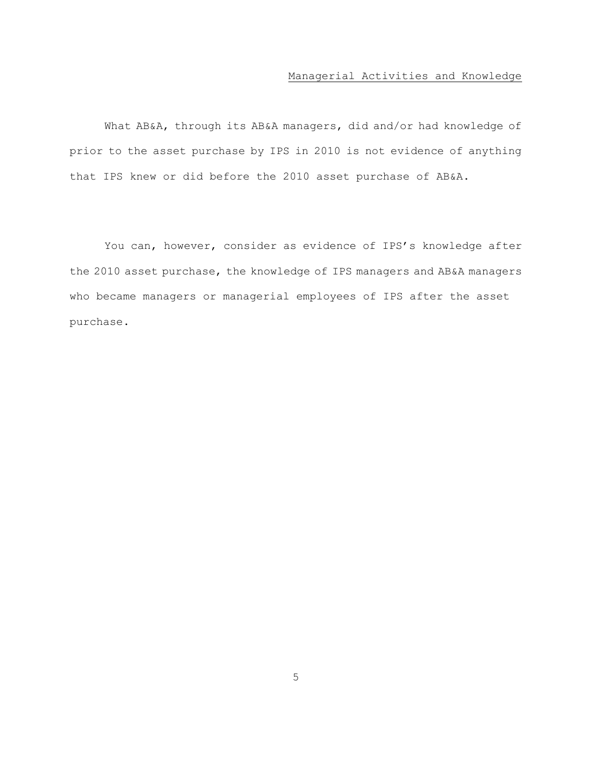## Managerial Activities and Knowledge

What AB&A, through its AB&A managers, did and/or had knowledge of prior to the asset purchase by IPS in 2010 is not evidence of anything that IPS knew or did before the 2010 asset purchase of AB&A.

You can, however, consider as evidence of IPS's knowledge after the 2010 asset purchase, the knowledge of IPS managers and AB&A managers who became managers or managerial employees of IPS after the asset purchase.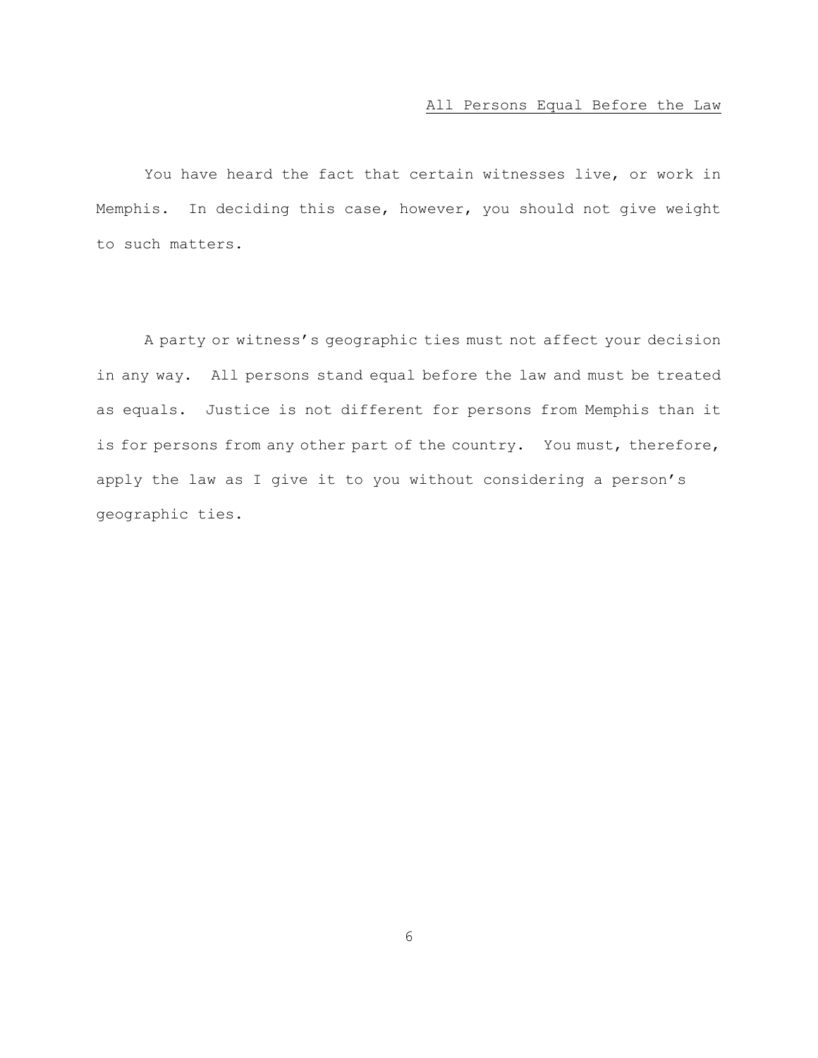## All Persons Equal Before the Law

You have heard the fact that certain witnesses live, or work in Memphis. In deciding this case, however, you should not give weight to such matters.

A party or witness's geographic ties must not affect your decision in any way. All persons stand equal before the law and must be treated as equals. Justice is not different for persons from Memphis than it is for persons from any other part of the country. You must, therefore, apply the law as I give it to you without considering a person's geographic ties.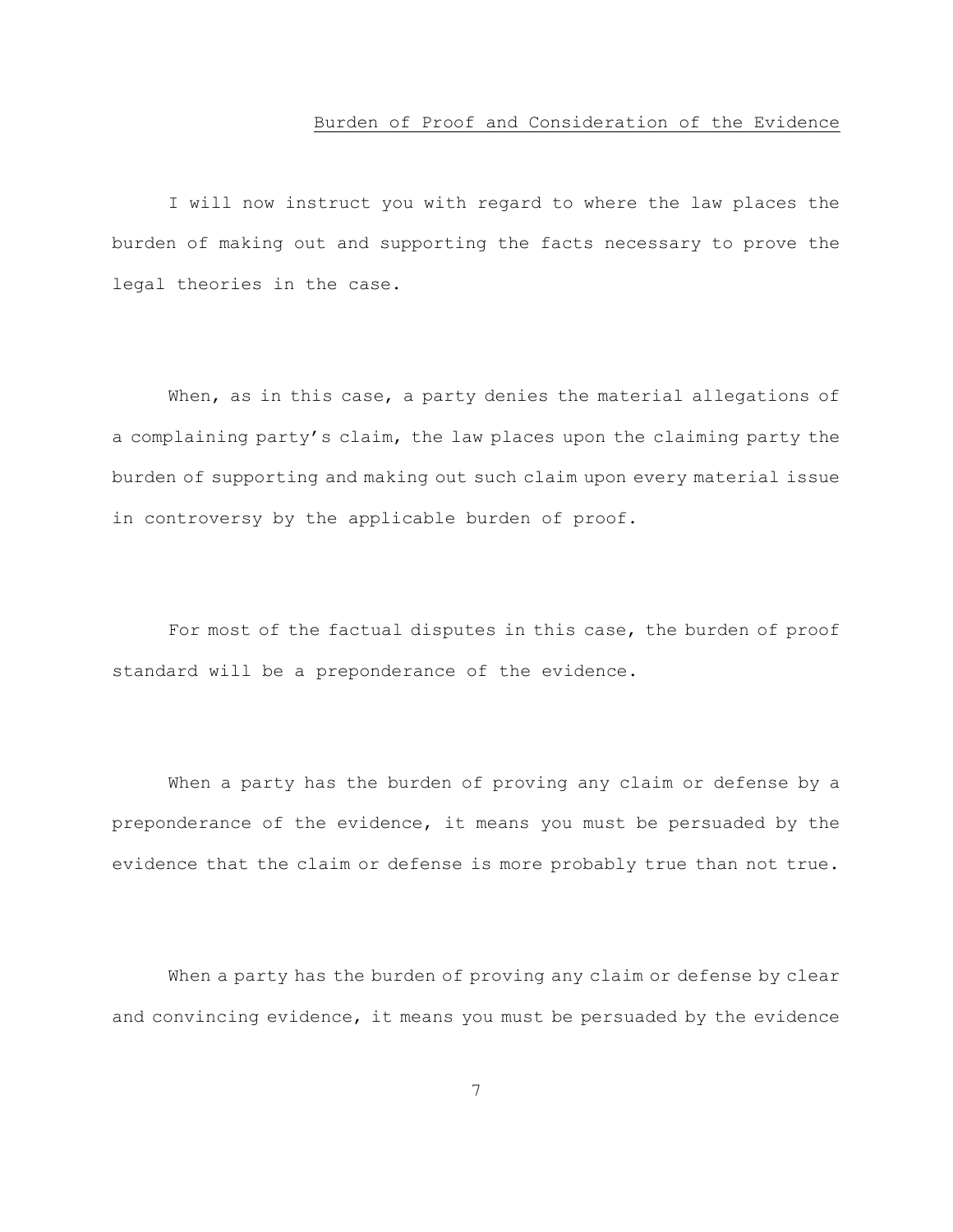## Burden of Proof and Consideration of the Evidence

I will now instruct you with regard to where the law places the burden of making out and supporting the facts necessary to prove the legal theories in the case.

When, as in this case, a party denies the material allegations of a complaining party's claim, the law places upon the claiming party the burden of supporting and making out such claim upon every material issue in controversy by the applicable burden of proof.

For most of the factual disputes in this case, the burden of proof standard will be a preponderance of the evidence.

When a party has the burden of proving any claim or defense by a preponderance of the evidence, it means you must be persuaded by the evidence that the claim or defense is more probably true than not true.

When a party has the burden of proving any claim or defense by clear and convincing evidence, it means you must be persuaded by the evidence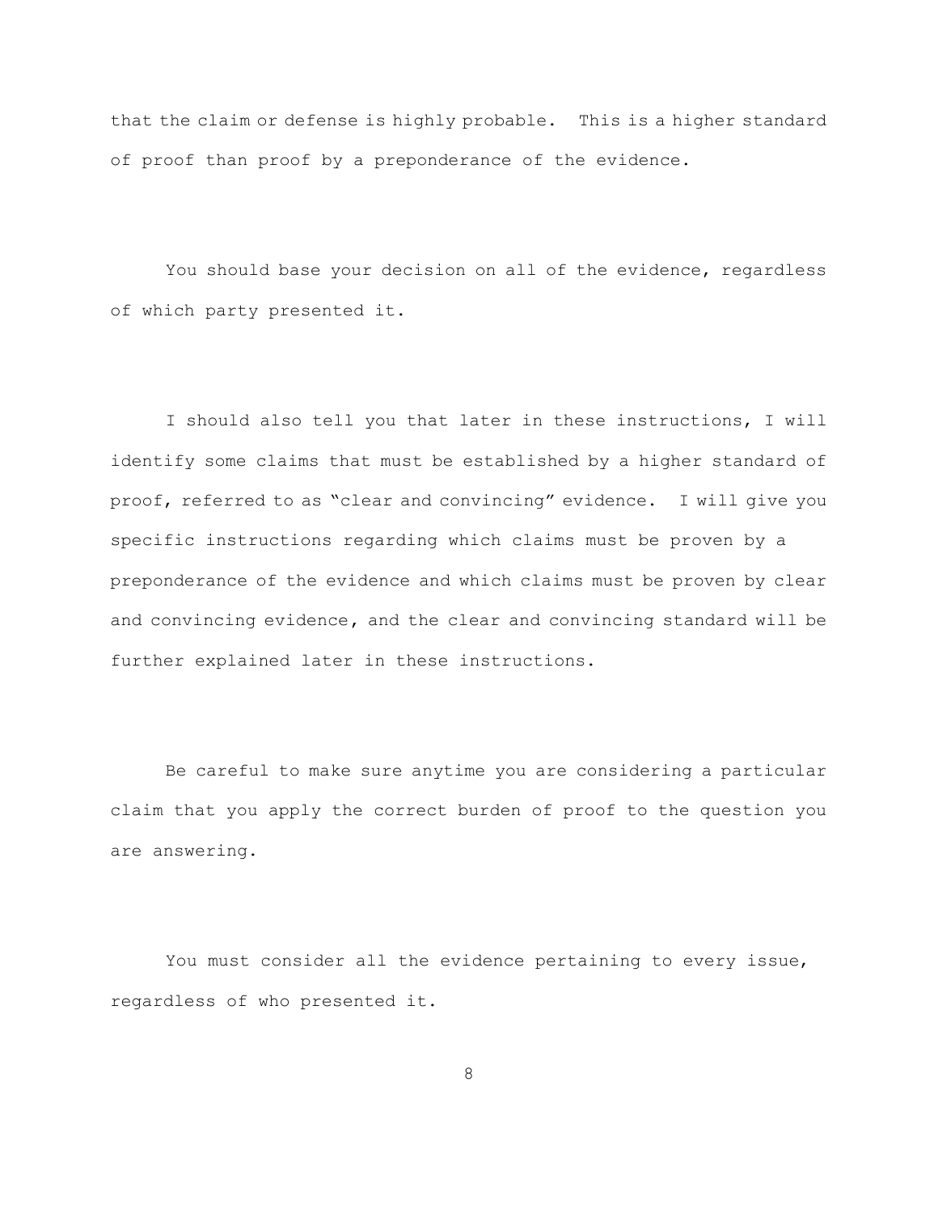that the claim or defense is highly probable. This is a higher standard of proof than proof by a preponderance of the evidence.

You should base your decision on all of the evidence, regardless of which party presented it.

I should also tell you that later in these instructions, I will identify some claims that must be established by a higher standard of proof, referred to as "clear and convincing" evidence. I will give you specific instructions regarding which claims must be proven by a preponderance of the evidence and which claims must be proven by clear and convincing evidence, and the clear and convincing standard will be further explained later in these instructions.

Be careful to make sure anytime you are considering a particular claim that you apply the correct burden of proof to the question you are answering.

You must consider all the evidence pertaining to every issue, regardless of who presented it.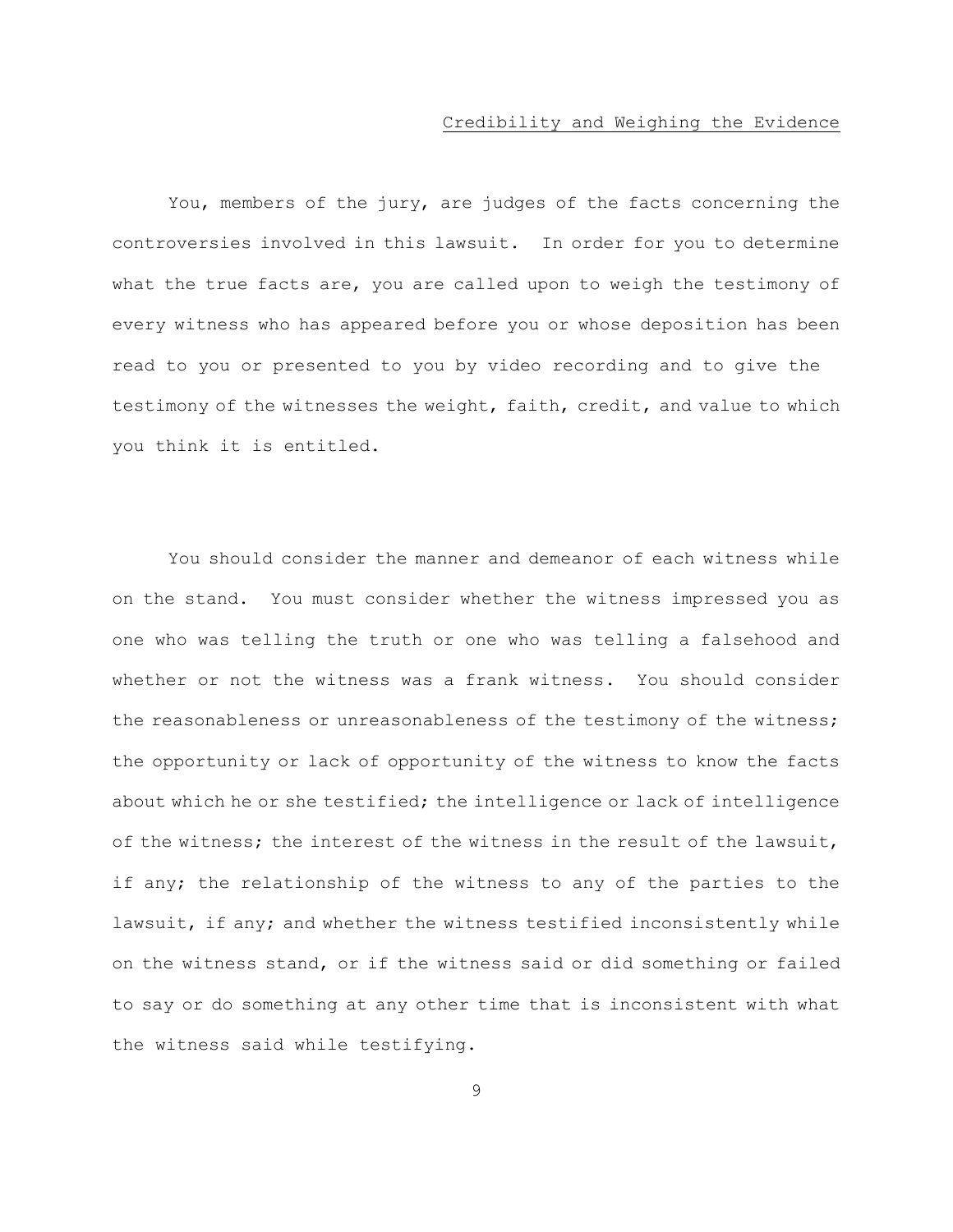## Credibility and Weighing the Evidence

You, members of the jury, are judges of the facts concerning the controversies involved in this lawsuit. In order for you to determine what the true facts are, you are called upon to weigh the testimony of every witness who has appeared before you or whose deposition has been read to you or presented to you by video recording and to give the testimony of the witnesses the weight, faith, credit, and value to which you think it is entitled.

You should consider the manner and demeanor of each witness while on the stand. You must consider whether the witness impressed you as one who was telling the truth or one who was telling a falsehood and whether or not the witness was a frank witness. You should consider the reasonableness or unreasonableness of the testimony of the witness; the opportunity or lack of opportunity of the witness to know the facts about which he or she testified; the intelligence or lack of intelligence of the witness; the interest of the witness in the result of the lawsuit, if any; the relationship of the witness to any of the parties to the lawsuit, if any; and whether the witness testified inconsistently while on the witness stand, or if the witness said or did something or failed to say or do something at any other time that is inconsistent with what the witness said while testifying.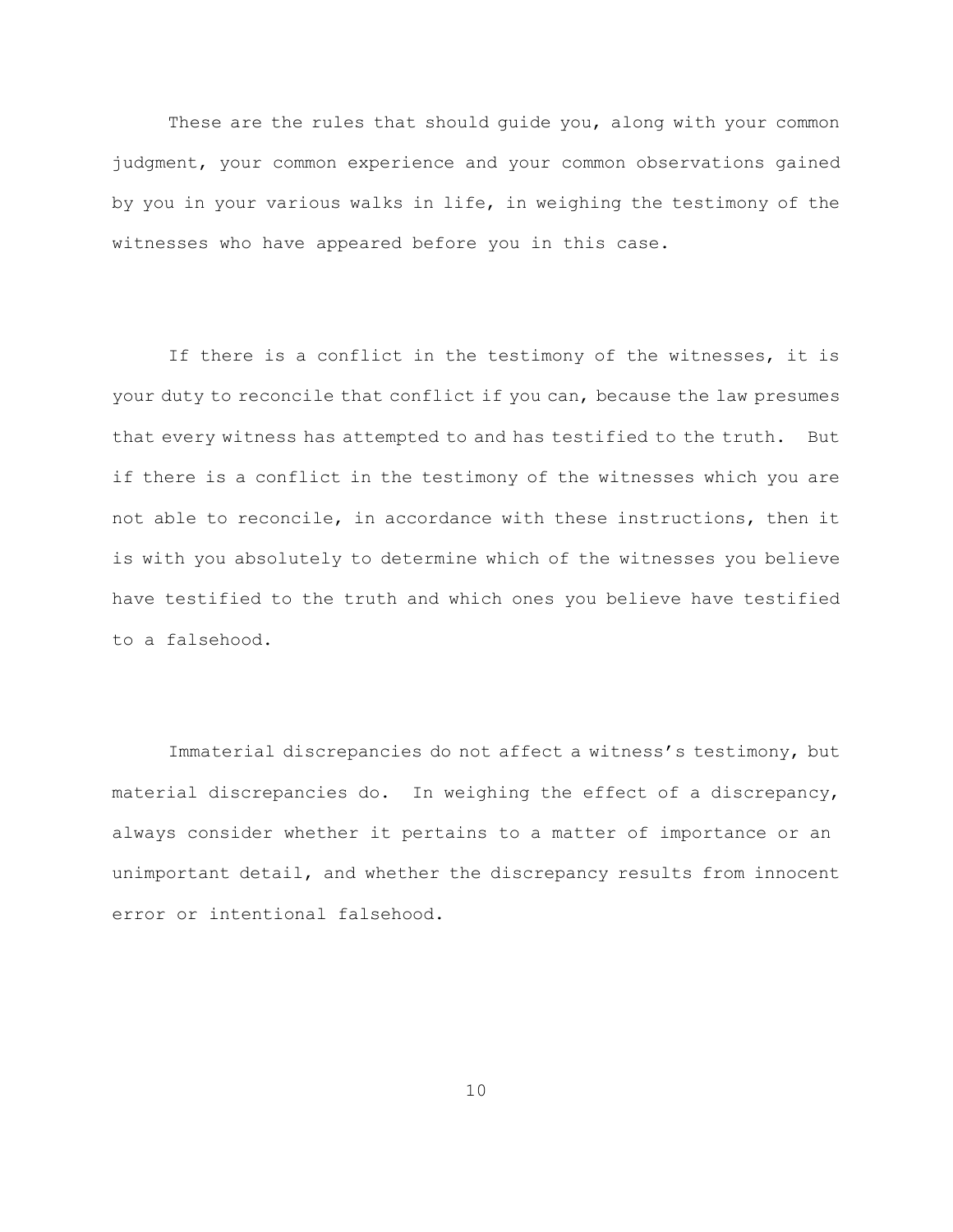These are the rules that should guide you, along with your common judgment, your common experience and your common observations gained by you in your various walks in life, in weighing the testimony of the witnesses who have appeared before you in this case.

If there is a conflict in the testimony of the witnesses, it is your duty to reconcile that conflict if you can, because the law presumes that every witness has attempted to and has testified to the truth. But if there is a conflict in the testimony of the witnesses which you are not able to reconcile, in accordance with these instructions, then it is with you absolutely to determine which of the witnesses you believe have testified to the truth and which ones you believe have testified to a falsehood.

Immaterial discrepancies do not affect a witness's testimony, but material discrepancies do. In weighing the effect of a discrepancy, always consider whether it pertains to a matter of importance or an unimportant detail, and whether the discrepancy results from innocent error or intentional falsehood.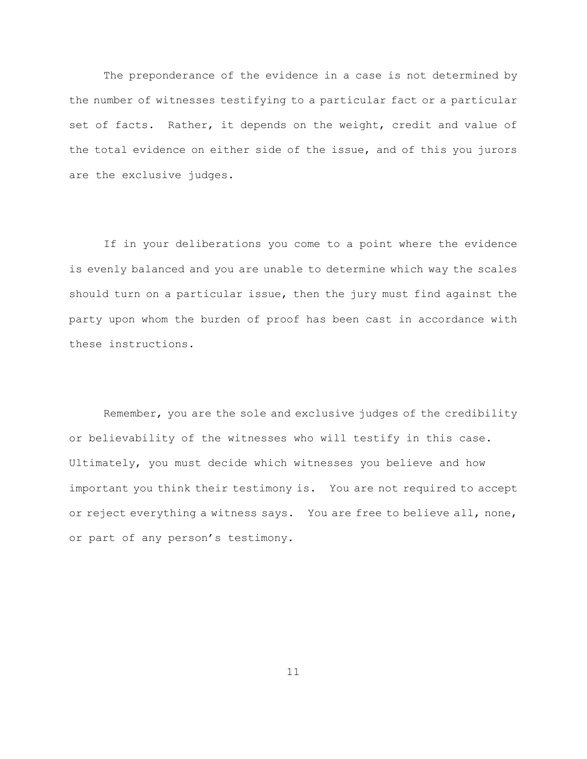The preponderance of the evidence in a case is not determined by the number of witnesses testifying to a particular fact or a particular set of facts. Rather, it depends on the weight, credit and value of the total evidence on either side of the issue, and of this you jurors are the exclusive judges.

If in your deliberations you come to a point where the evidence is evenly balanced and you are unable to determine which way the scales should turn on a particular issue, then the jury must find against the party upon whom the burden of proof has been cast in accordance with these instructions.

Remember, you are the sole and exclusive judges of the credibility or believability of the witnesses who will testify in this case. Ultimately, you must decide which witnesses you believe and how important you think their testimony is. You are not required to accept or reject everything a witness says. You are free to believe all, none, or part of any person's testimony.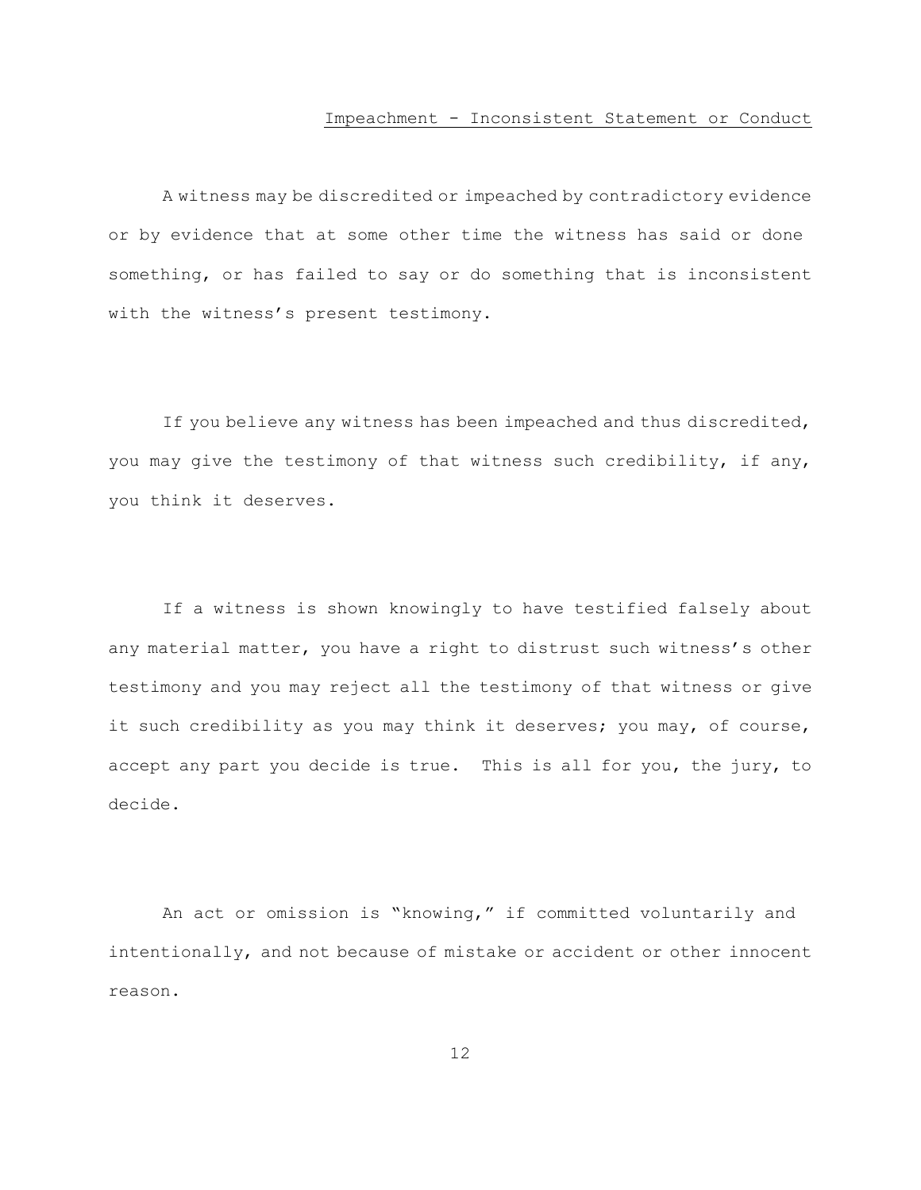## Impeachment - Inconsistent Statement or Conduct

A witness may be discredited or impeached by contradictory evidence or by evidence that at some other time the witness has said or done something, or has failed to say or do something that is inconsistent with the witness's present testimony.

If you believe any witness has been impeached and thus discredited, you may give the testimony of that witness such credibility, if any, you think it deserves.

If a witness is shown knowingly to have testified falsely about any material matter, you have a right to distrust such witness's other testimony and you may reject all the testimony of that witness or give it such credibility as you may think it deserves; you may, of course, accept any part you decide is true. This is all for you, the jury, to decide.

An act or omission is "knowing," if committed voluntarily and intentionally, and not because of mistake or accident or other innocent reason.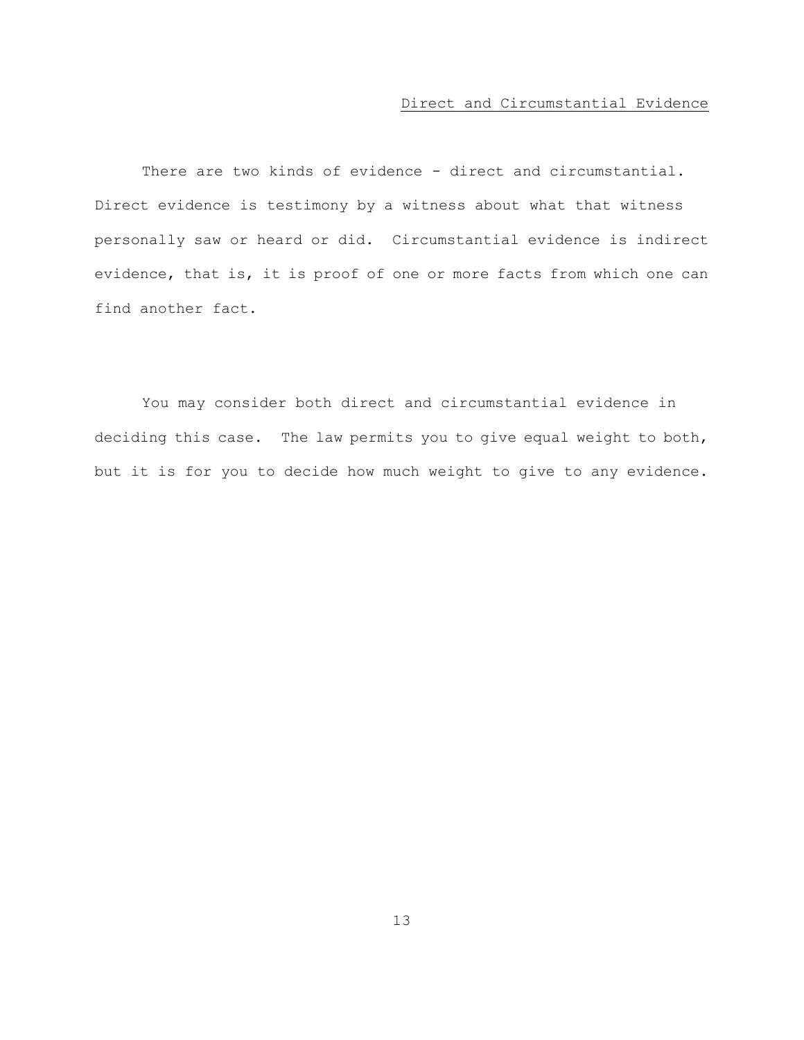## Direct and Circumstantial Evidence

There are two kinds of evidence - direct and circumstantial. Direct evidence is testimony by a witness about what that witness personally saw or heard or did. Circumstantial evidence is indirect evidence, that is, it is proof of one or more facts from which one can find another fact.

You may consider both direct and circumstantial evidence in deciding this case. The law permits you to give equal weight to both, but it is for you to decide how much weight to give to any evidence.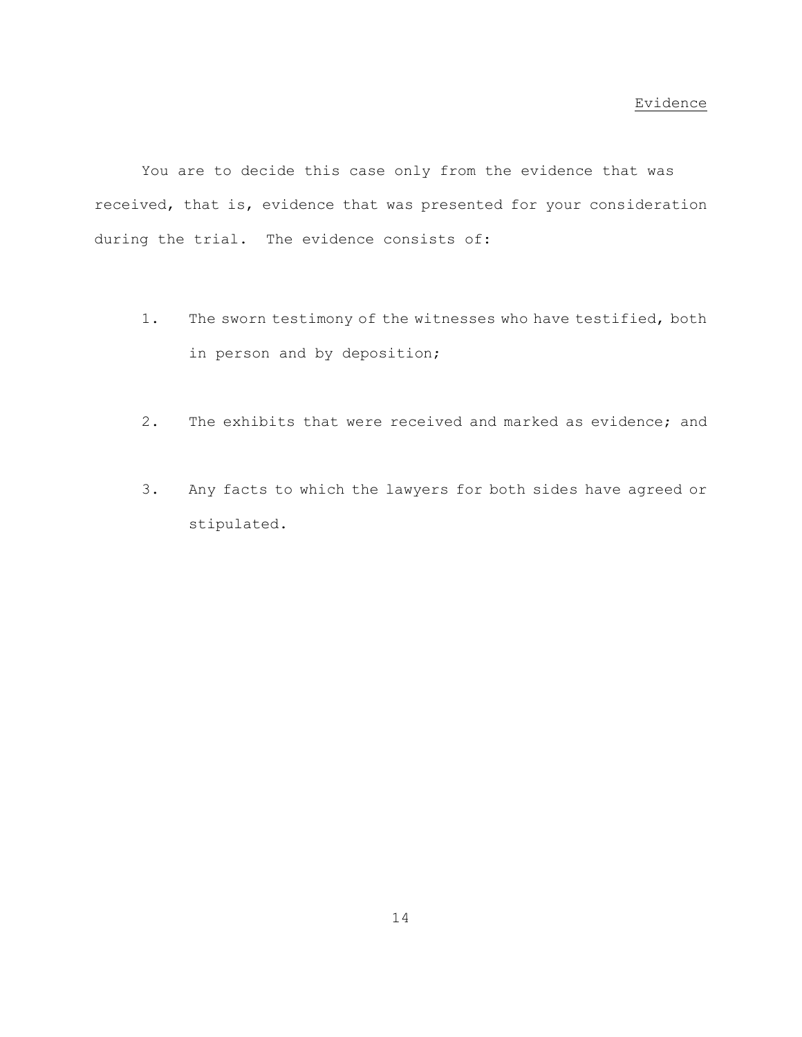## Evidence

You are to decide this case only from the evidence that was received, that is, evidence that was presented for your consideration during the trial. The evidence consists of:

1. The sworn testimony of the witnesses who have testified, both in person and by deposition;

2. The exhibits that were received and marked as evidence; and

3. Any facts to which the lawyers for both sides have agreed or stipulated.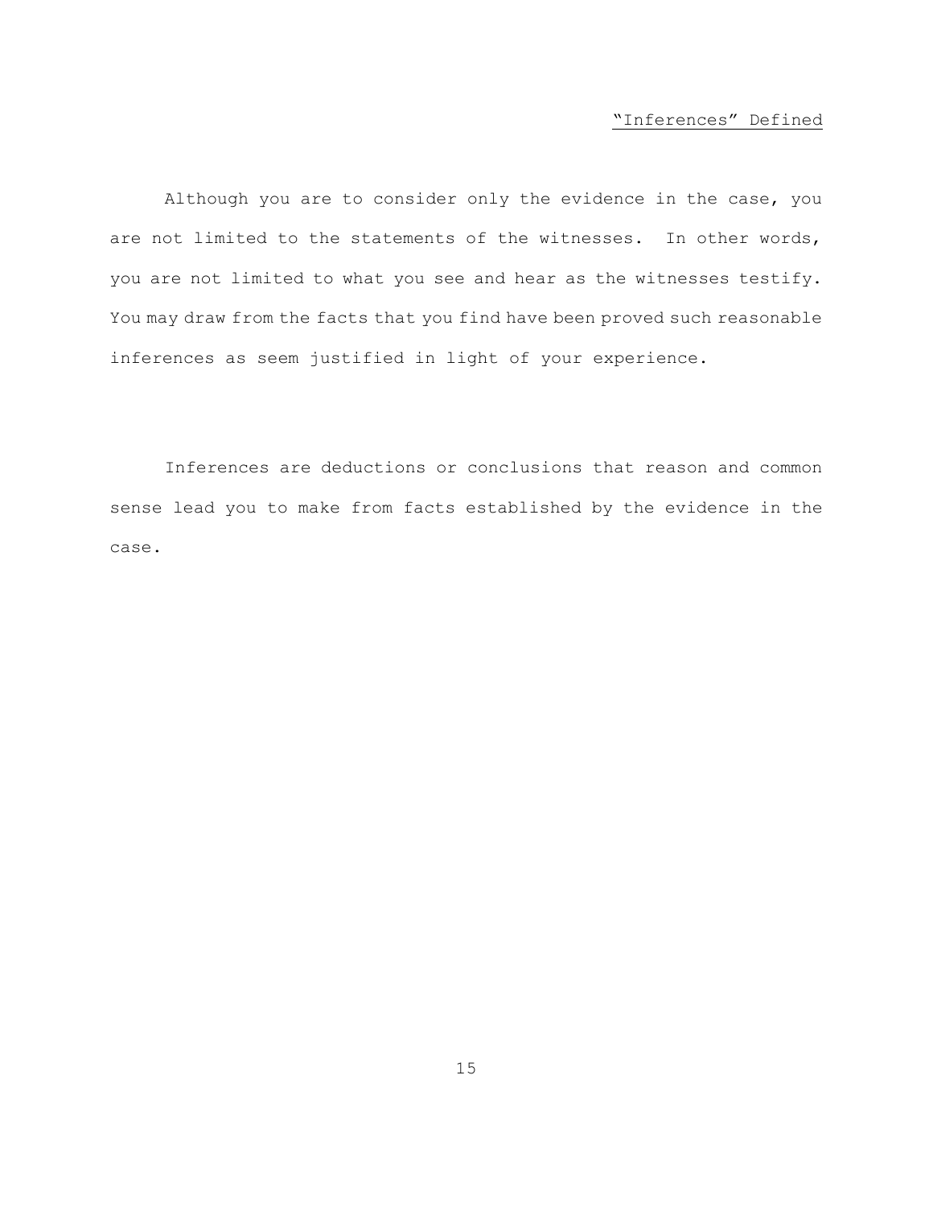## "Inferences" Defined

Although you are to consider only the evidence in the case, you are not limited to the statements of the witnesses. In other words, you are not limited to what you see and hear as the witnesses testify. You may draw from the facts that you find have been proved such reasonable inferences as seem justified in light of your experience.

Inferences are deductions or conclusions that reason and common sense lead you to make from facts established by the evidence in the case.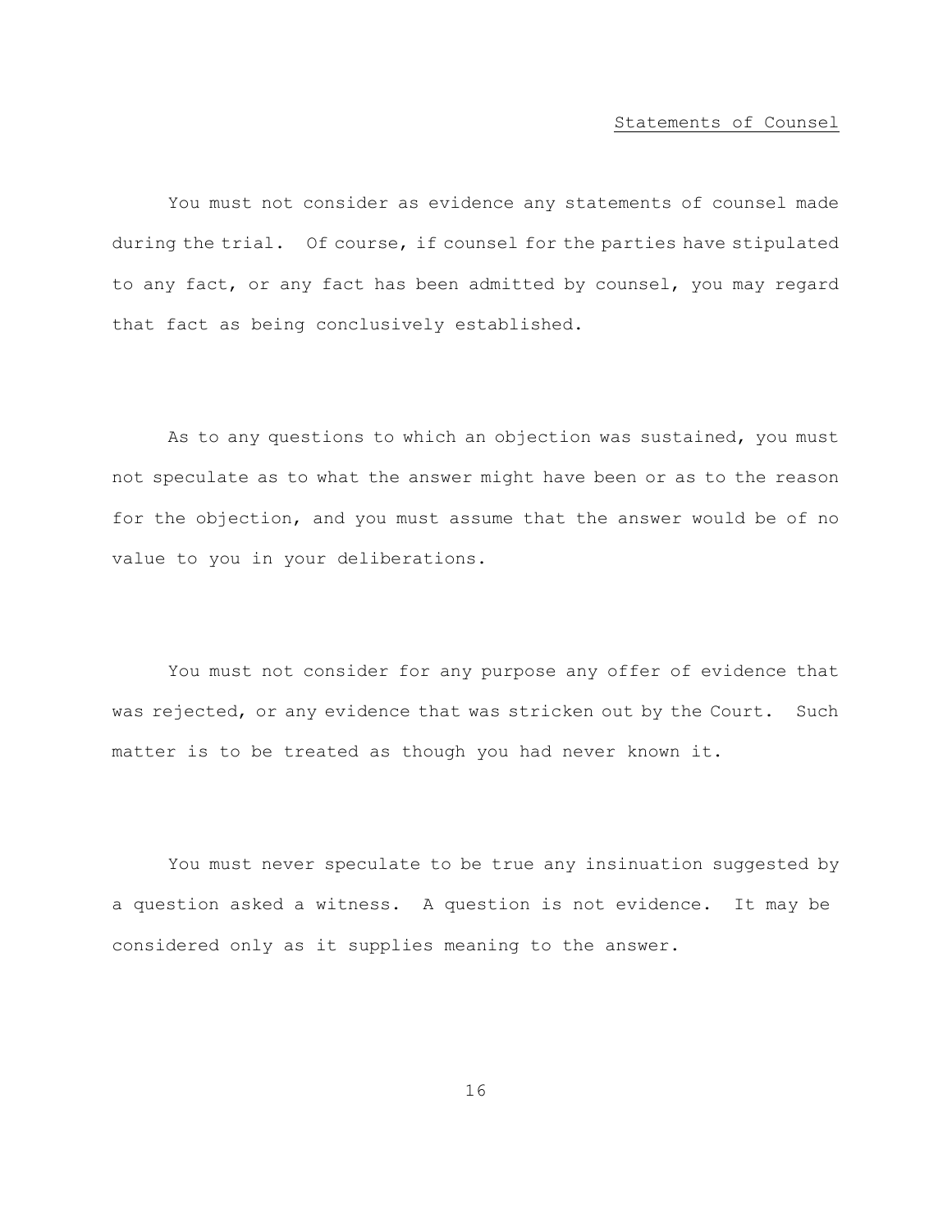## Statements of Counsel

You must not consider as evidence any statements of counsel made during the trial. Of course, if counsel for the parties have stipulated to any fact, or any fact has been admitted by counsel, you may regard that fact as being conclusively established.

As to any questions to which an objection was sustained, you must not speculate as to what the answer might have been or as to the reason for the objection, and you must assume that the answer would be of no value to you in your deliberations.

You must not consider for any purpose any offer of evidence that was rejected, or any evidence that was stricken out by the Court. Such matter is to be treated as though you had never known it.

You must never speculate to be true any insinuation suggested by a question asked a witness. A question is not evidence. It may be considered only as it supplies meaning to the answer.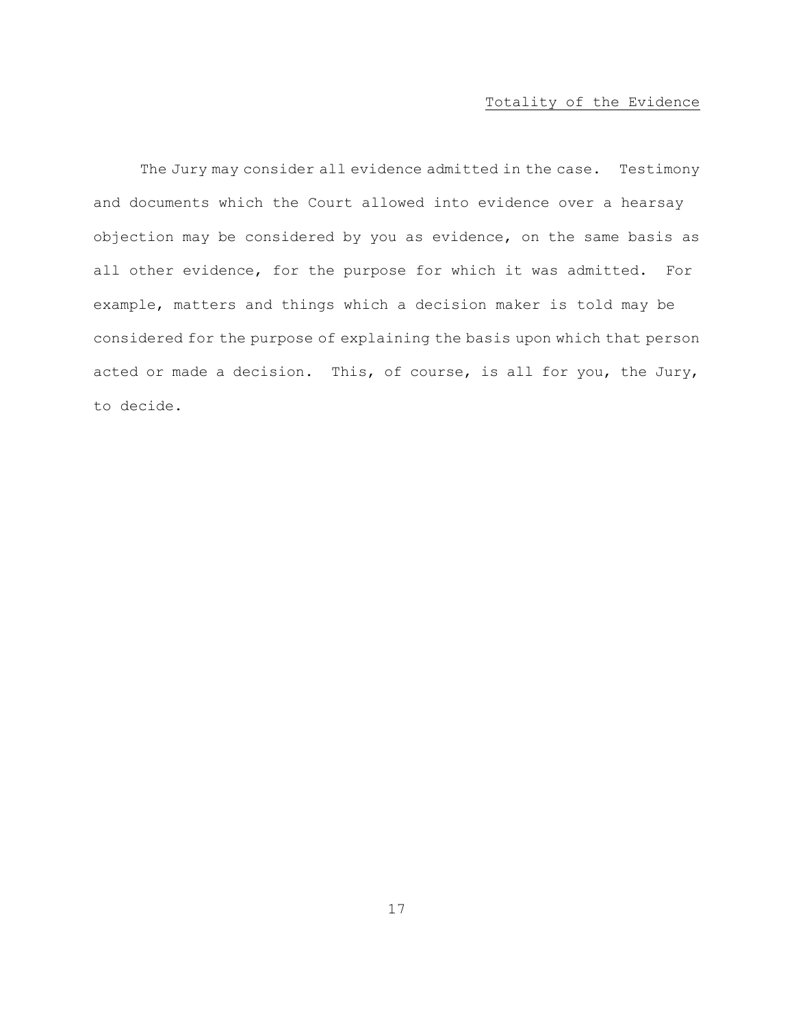## Totality of the Evidence

The Jury may consider all evidence admitted in the case. Testimony and documents which the Court allowed into evidence over a hearsay objection may be considered by you as evidence, on the same basis as all other evidence, for the purpose for which it was admitted. For example, matters and things which a decision maker is told may be considered for the purpose of explaining the basis upon which that person acted or made a decision. This, of course, is all for you, the Jury, to decide.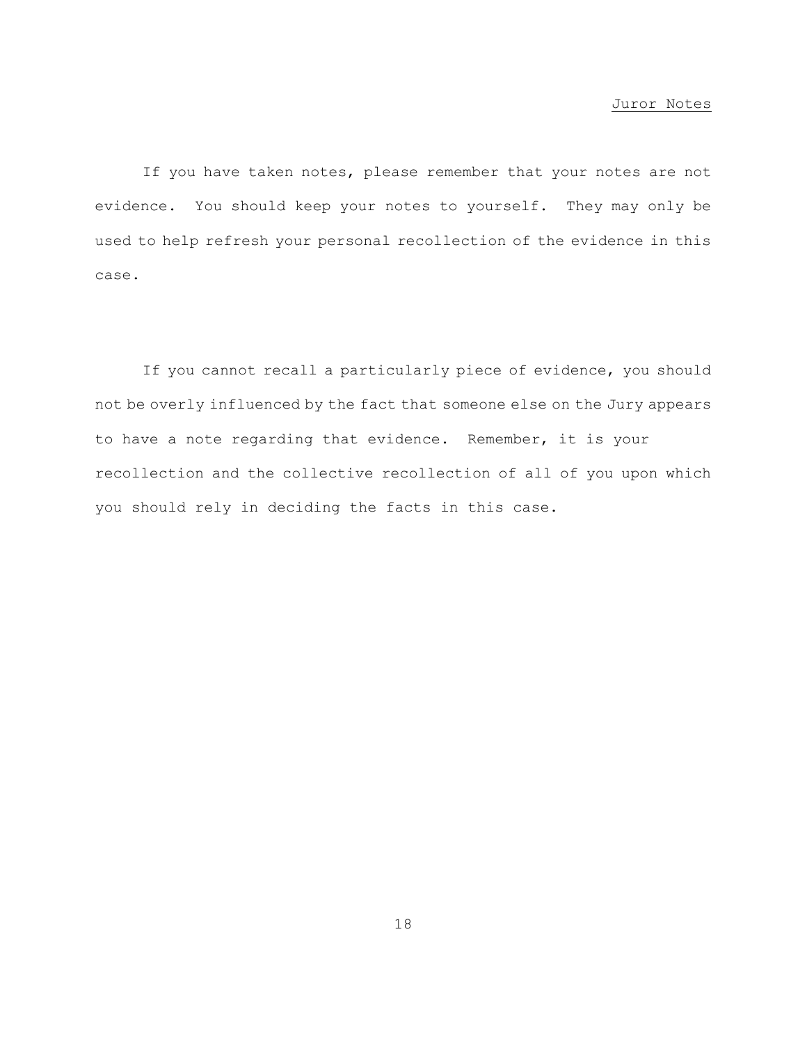## Juror Notes

If you have taken notes, please remember that your notes are not evidence. You should keep your notes to yourself. They may only be used to help refresh your personal recollection of the evidence in this case.

If you cannot recall a particularly piece of evidence, you should not be overly influenced by the fact that someone else on the Jury appears to have a note regarding that evidence. Remember, it is your recollection and the collective recollection of all of you upon which you should rely in deciding the facts in this case.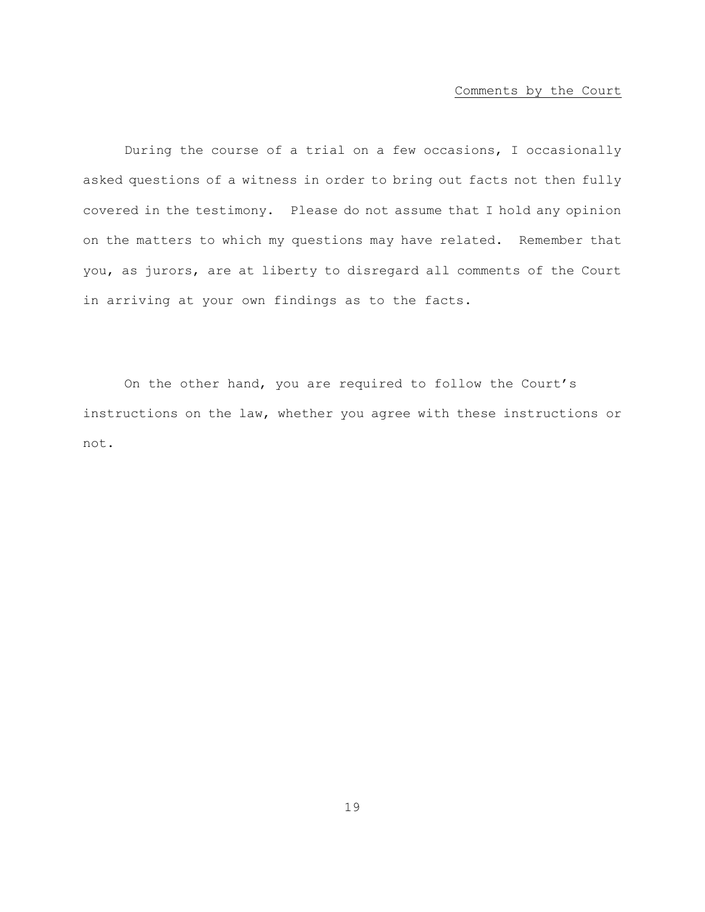## Comments by the Court

During the course of a trial on a few occasions, I occasionally asked questions of a witness in order to bring out facts not then fully covered in the testimony. Please do not assume that I hold any opinion on the matters to which my questions may have related. Remember that you, as jurors, are at liberty to disregard all comments of the Court in arriving at your own findings as to the facts.

On the other hand, you are required to follow the Court's instructions on the law, whether you agree with these instructions or not.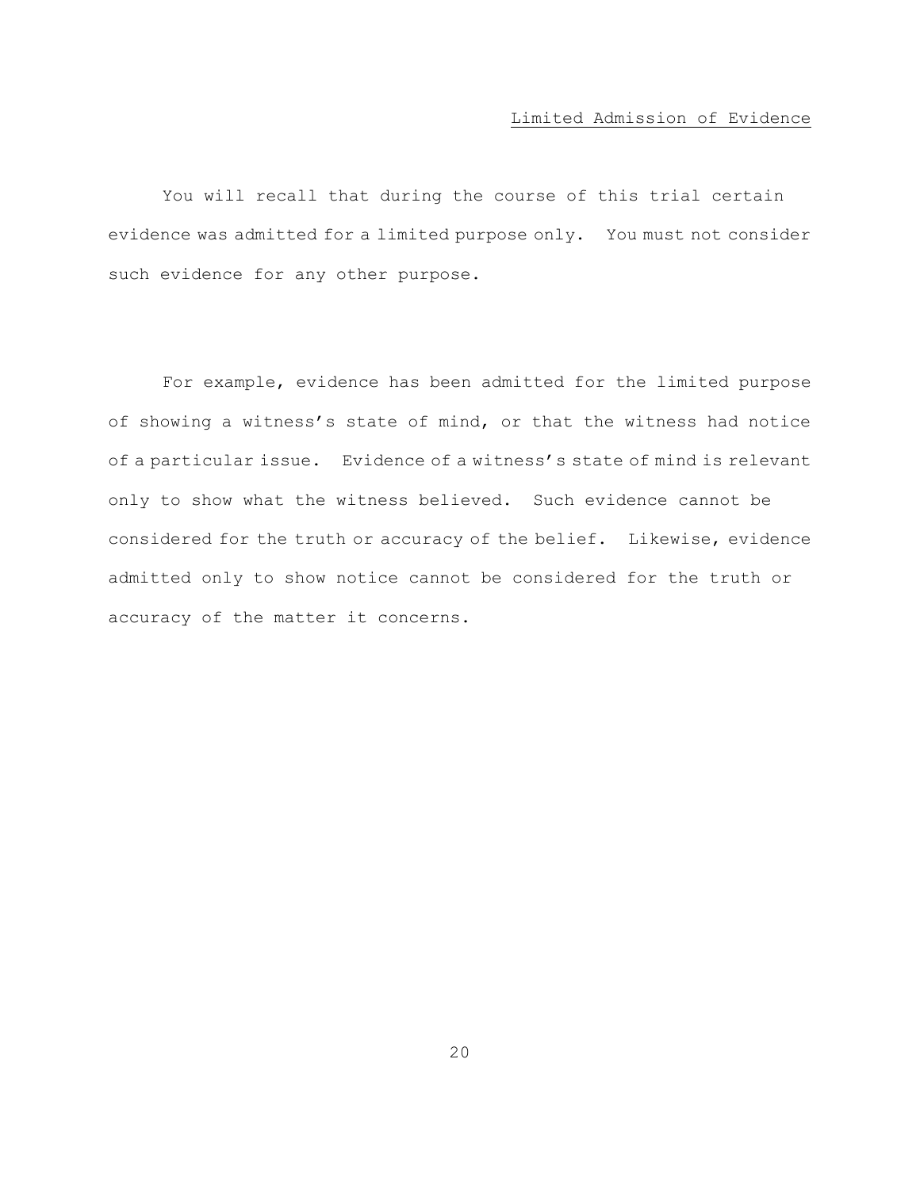## Limited Admission of Evidence

You will recall that during the course of this trial certain evidence was admitted for a limited purpose only. You must not consider such evidence for any other purpose.

For example, evidence has been admitted for the limited purpose of showing a witness's state of mind, or that the witness had notice of a particular issue. Evidence of a witness's state of mind is relevant only to show what the witness believed. Such evidence cannot be considered for the truth or accuracy of the belief. Likewise, evidence admitted only to show notice cannot be considered for the truth or accuracy of the matter it concerns.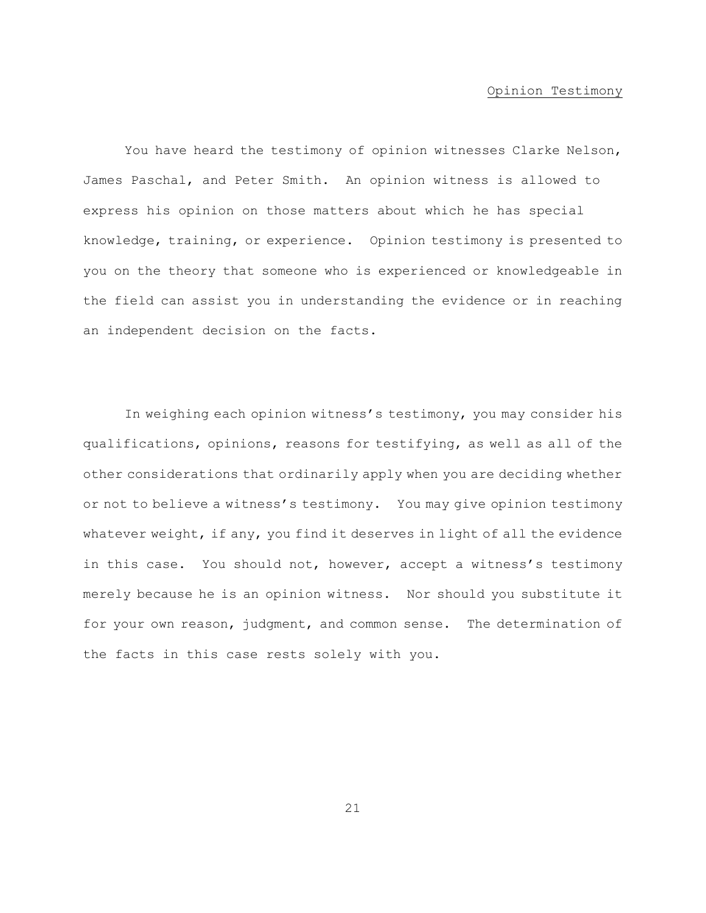## Opinion Testimony

You have heard the testimony of opinion witnesses Clarke Nelson, James Paschal, and Peter Smith. An opinion witness is allowed to express his opinion on those matters about which he has special knowledge, training, or experience. Opinion testimony is presented to you on the theory that someone who is experienced or knowledgeable in the field can assist you in understanding the evidence or in reaching an independent decision on the facts.

In weighing each opinion witness's testimony, you may consider his qualifications, opinions, reasons for testifying, as well as all of the other considerations that ordinarily apply when you are deciding whether or not to believe a witness's testimony. You may give opinion testimony whatever weight, if any, you find it deserves in light of all the evidence in this case. You should not, however, accept a witness's testimony merely because he is an opinion witness. Nor should you substitute it for your own reason, judgment, and common sense. The determination of the facts in this case rests solely with you.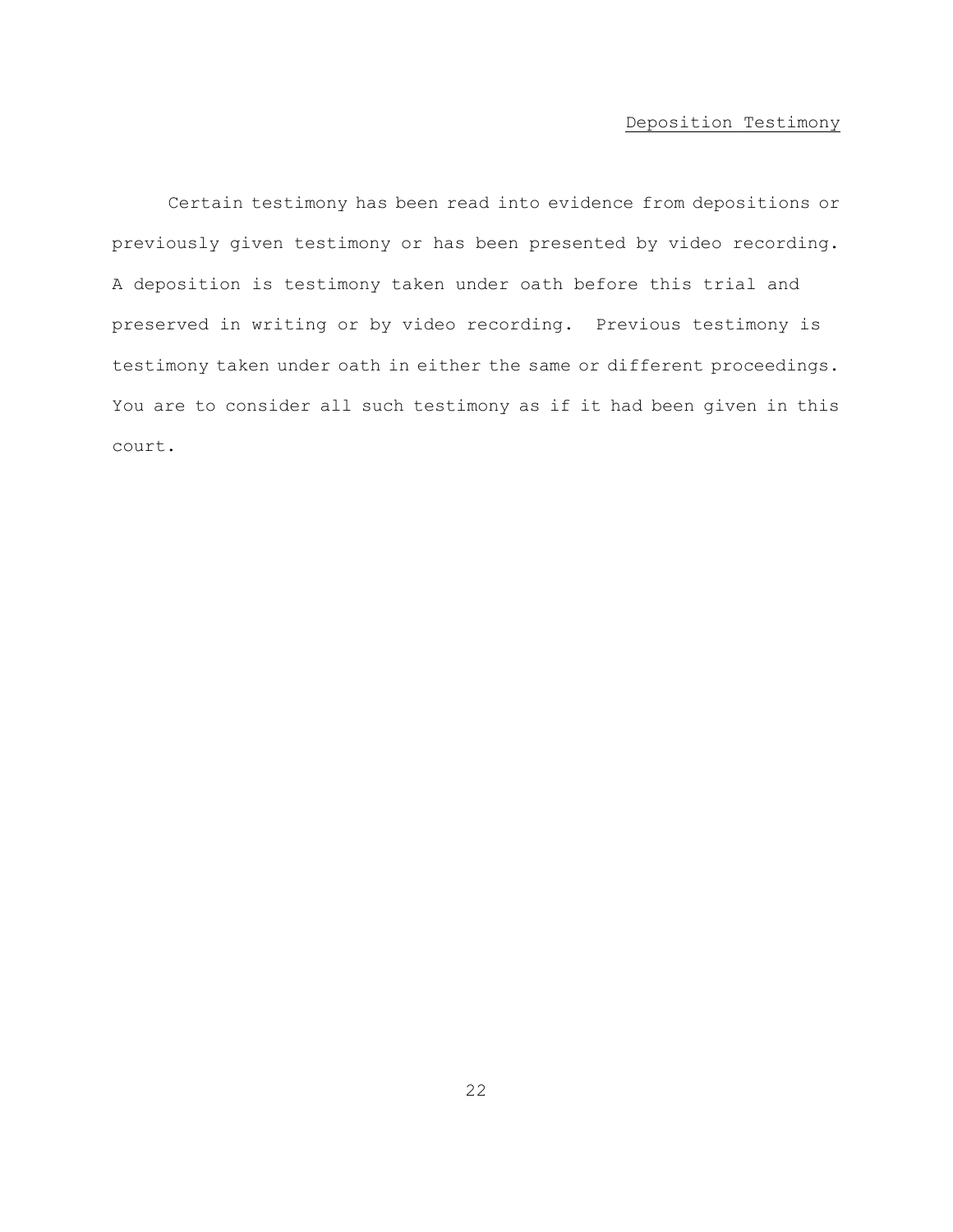## Deposition Testimony

Certain testimony has been read into evidence from depositions or previously given testimony or has been presented by video recording. A deposition is testimony taken under oath before this trial and preserved in writing or by video recording. Previous testimony is testimony taken under oath in either the same or different proceedings. You are to consider all such testimony as if it had been given in this court.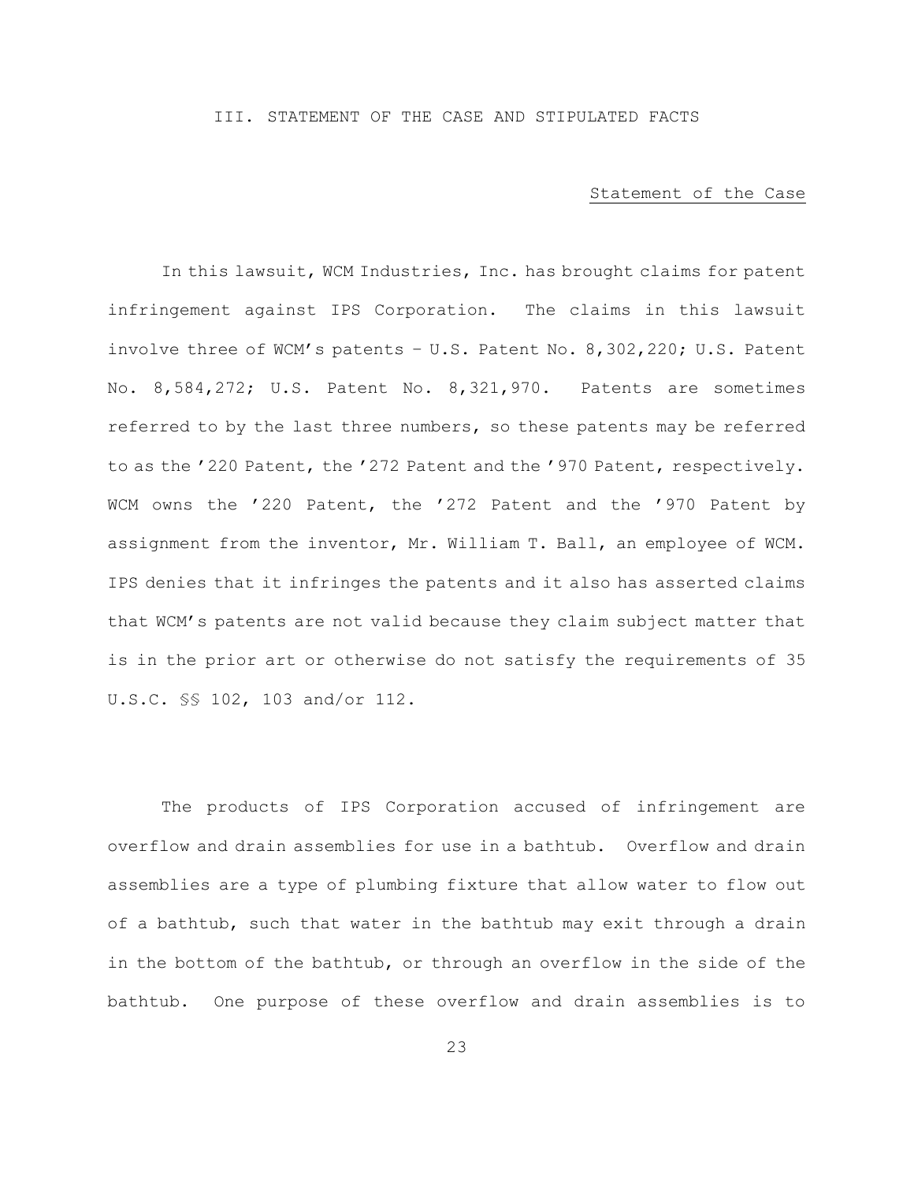## III. STATEMENT OF THE CASE AND STIPULATED FACTS

### Statement of the Case

In this lawsuit, WCM Industries, Inc. has brought claims for patent infringement against IPS Corporation. The claims in this lawsuit involve three of WCM's patents – U.S. Patent No. 8,302,220; U.S. Patent No. 8,584,272; U.S. Patent No. 8,321,970. Patents are sometimes referred to by the last three numbers, so these patents may be referred to as the '220 Patent, the '272 Patent and the '970 Patent, respectively. WCM owns the '220 Patent, the '272 Patent and the '970 Patent by assignment from the inventor, Mr. William T. Ball, an employee of WCM. IPS denies that it infringes the patents and it also has asserted claims that WCM's patents are not valid because they claim subject matter that is in the prior art or otherwise do not satisfy the requirements of 35 U.S.C. §§ 102, 103 and/or 112.

The products of IPS Corporation accused of infringement are overflow and drain assemblies for use in a bathtub. Overflow and drain assemblies are a type of plumbing fixture that allow water to flow out of a bathtub, such that water in the bathtub may exit through a drain in the bottom of the bathtub, or through an overflow in the side of the bathtub. One purpose of these overflow and drain assemblies is to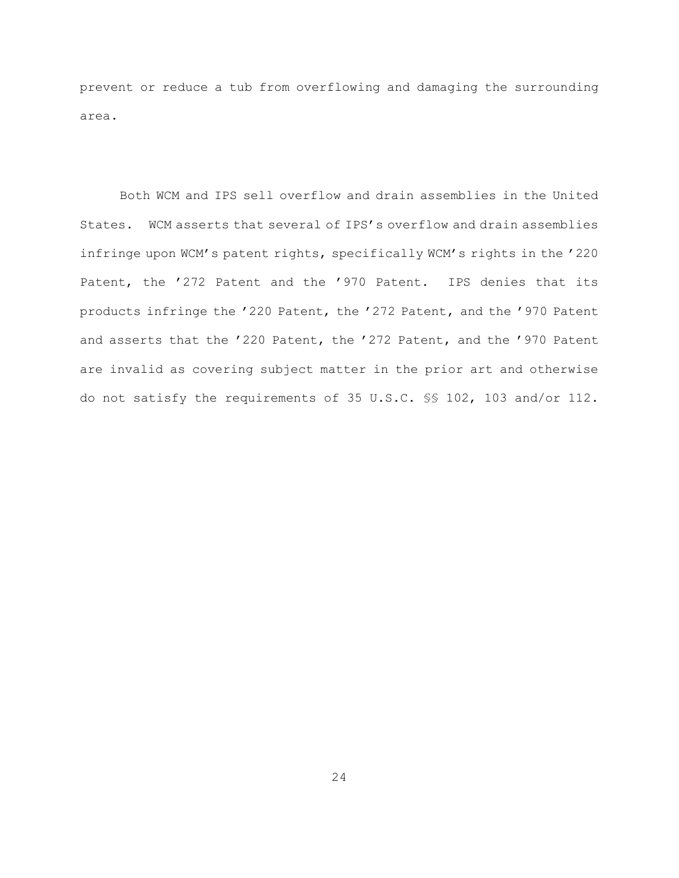prevent or reduce a tub from overflowing and damaging the surrounding area.

Both WCM and IPS sell overflow and drain assemblies in the United States. WCM asserts that several of IPS's overflow and drain assemblies infringe upon WCM's patent rights, specifically WCM's rights in the '220 Patent, the '272 Patent and the '970 Patent. IPS denies that its products infringe the '220 Patent, the '272 Patent, and the '970 Patent and asserts that the '220 Patent, the '272 Patent, and the '970 Patent are invalid as covering subject matter in the prior art and otherwise do not satisfy the requirements of 35 U.S.C. §§ 102, 103 and/or 112.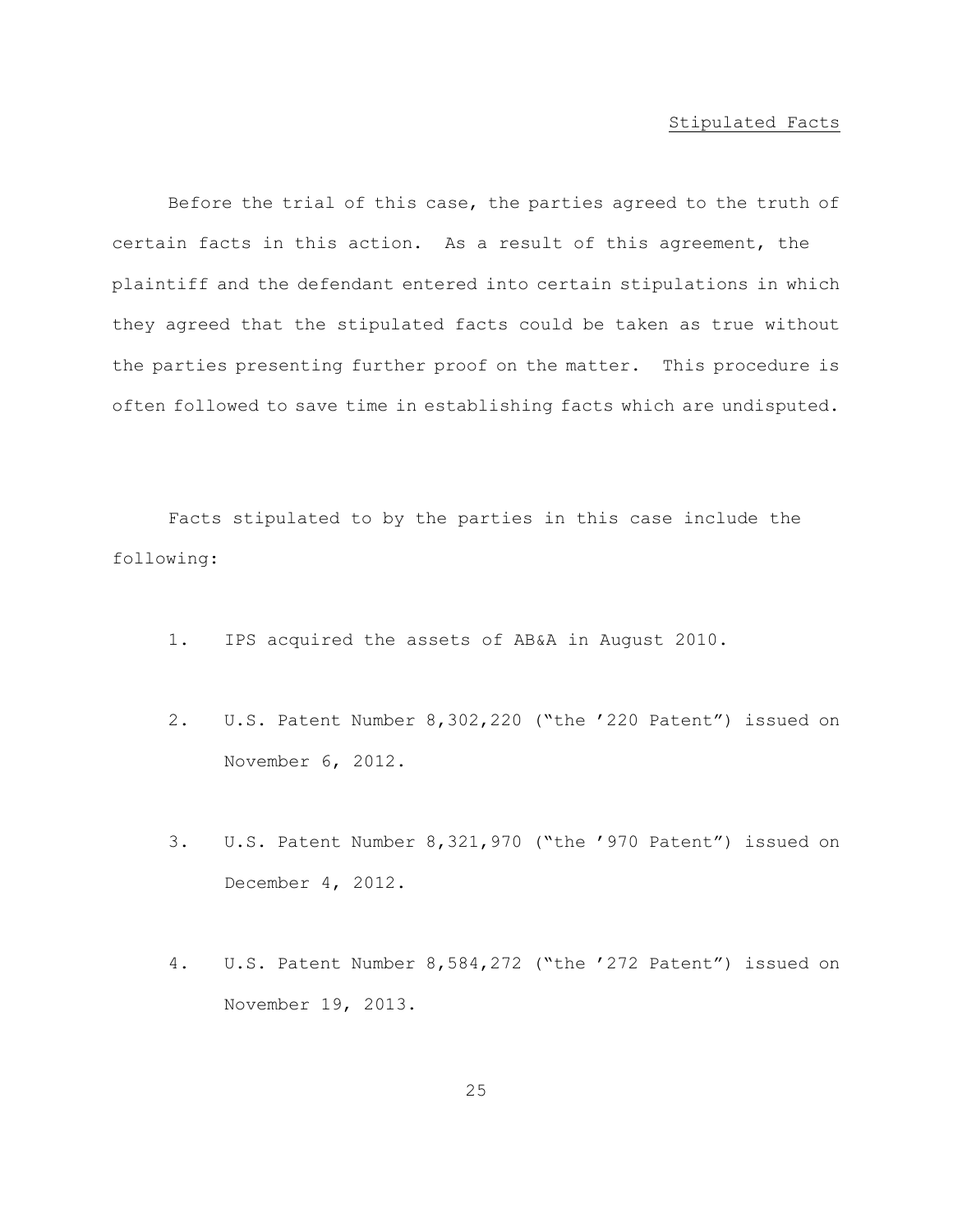## Stipulated Facts

Before the trial of this case, the parties agreed to the truth of certain facts in this action. As a result of this agreement, the plaintiff and the defendant entered into certain stipulations in which they agreed that the stipulated facts could be taken as true without the parties presenting further proof on the matter. This procedure is often followed to save time in establishing facts which are undisputed.

Facts stipulated to by the parties in this case include the following:

1. IPS acquired the assets of AB&A in August 2010.

2. U.S. Patent Number 8,302,220 ("the '220 Patent") issued on November 6, 2012.

3. U.S. Patent Number 8,321,970 ("the '970 Patent") issued on December 4, 2012.

4. U.S. Patent Number 8,584,272 ("the '272 Patent") issued on November 19, 2013.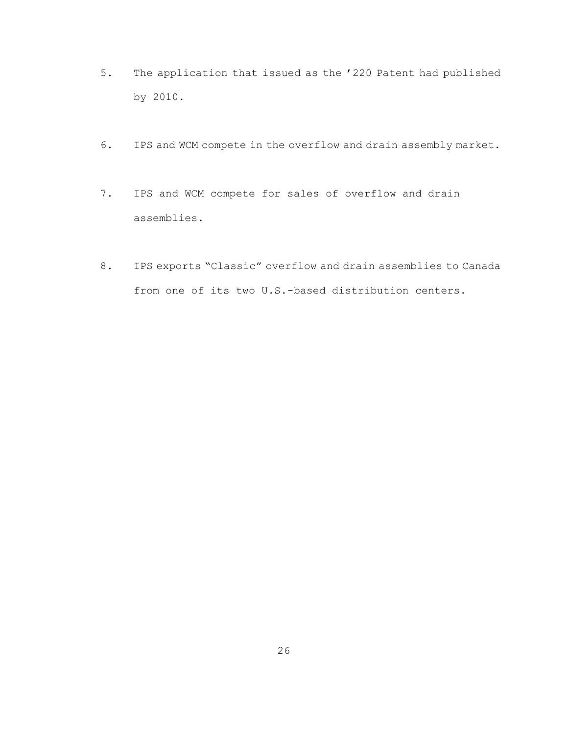5. The application that issued as the ’220 Patent had published by 2010.

6. IPS and WCM compete in the overflow and drain assembly market.

7. IPS and WCM compete for sales of overflow and drain assemblies.

8. IPS exports “Classic” overflow and drain assemblies to Canada from one of its two U.S.-based distribution centers.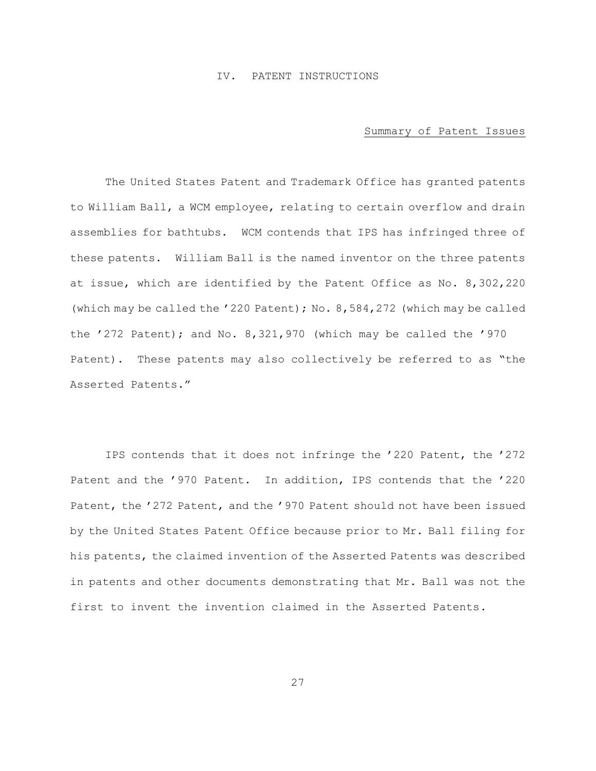# IV. PATENT INSTRUCTIONS

## Summary of Patent Issues

The United States Patent and Trademark Office has granted patents to William Ball, a WCM employee, relating to certain overflow and drain assemblies for bathtubs. WCM contends that IPS has infringed three of these patents. William Ball is the named inventor on the three patents at issue, which are identified by the Patent Office as No. 8,302,220 (which may be called the ’220 Patent); No. 8,584,272 (which may be called the ’272 Patent); and No. 8,321,970 (which may be called the ’970 Patent). These patents may also collectively be referred to as “the Asserted Patents.”

IPS contends that it does not infringe the ’220 Patent, the ’272 Patent and the ’970 Patent. In addition, IPS contends that the ’220 Patent, the ’272 Patent, and the ’970 Patent should not have been issued by the United States Patent Office because prior to Mr. Ball filing for his patents, the claimed invention of the Asserted Patents was described in patents and other documents demonstrating that Mr. Ball was not the first to invent the invention claimed in the Asserted Patents.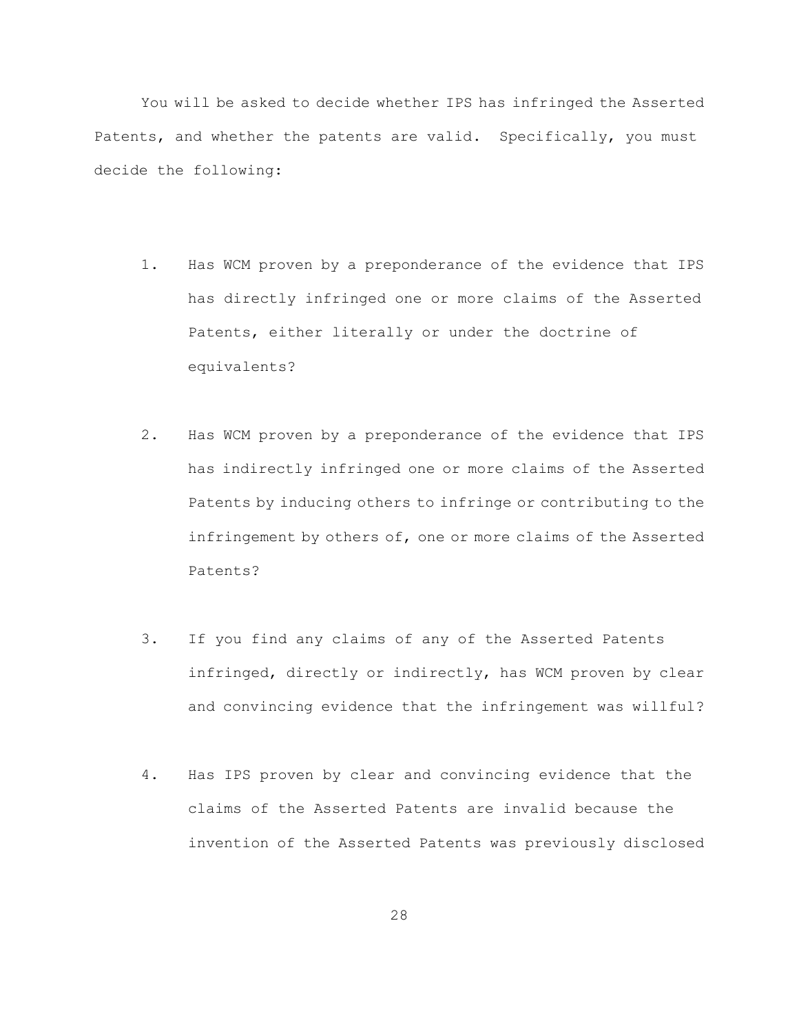You will be asked to decide whether IPS has infringed the Asserted Patents, and whether the patents are valid. Specifically, you must decide the following:

1. Has WCM proven by a preponderance of the evidence that IPS has directly infringed one or more claims of the Asserted Patents, either literally or under the doctrine of equivalents?

2. Has WCM proven by a preponderance of the evidence that IPS has indirectly infringed one or more claims of the Asserted Patents by inducing others to infringe or contributing to the infringement by others of, one or more claims of the Asserted Patents?

3. If you find any claims of any of the Asserted Patents infringed, directly or indirectly, has WCM proven by clear and convincing evidence that the infringement was willful?

4. Has IPS proven by clear and convincing evidence that the claims of the Asserted Patents are invalid because the invention of the Asserted Patents was previously disclosed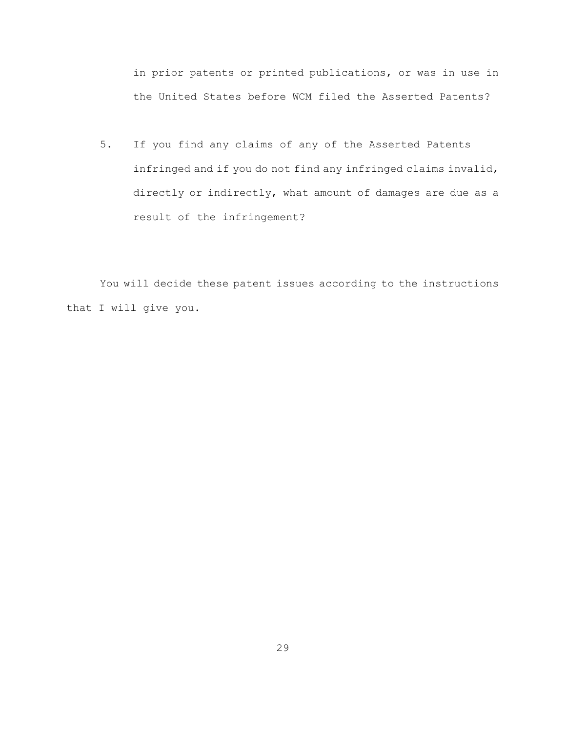in prior patents or printed publications, or was in use in the United States before WCM filed the Asserted Patents?

5. If you find any claims of any of the Asserted Patents infringed and if you do not find any infringed claims invalid, directly or indirectly, what amount of damages are due as a result of the infringement?

You will decide these patent issues according to the instructions that I will give you.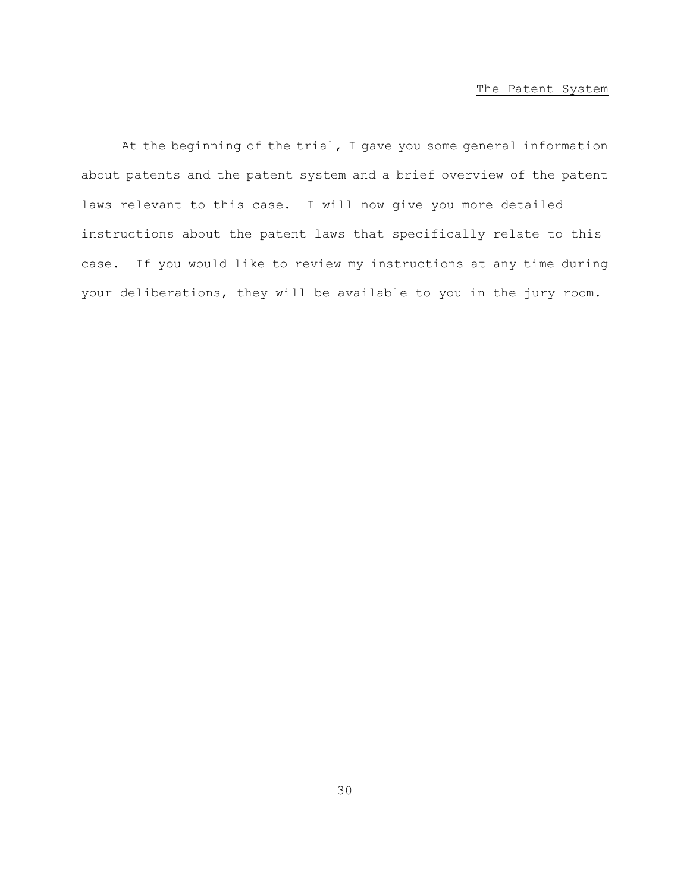## The Patent System

At the beginning of the trial, I gave you some general information about patents and the patent system and a brief overview of the patent laws relevant to this case. I will now give you more detailed instructions about the patent laws that specifically relate to this case. If you would like to review my instructions at any time during your deliberations, they will be available to you in the jury room.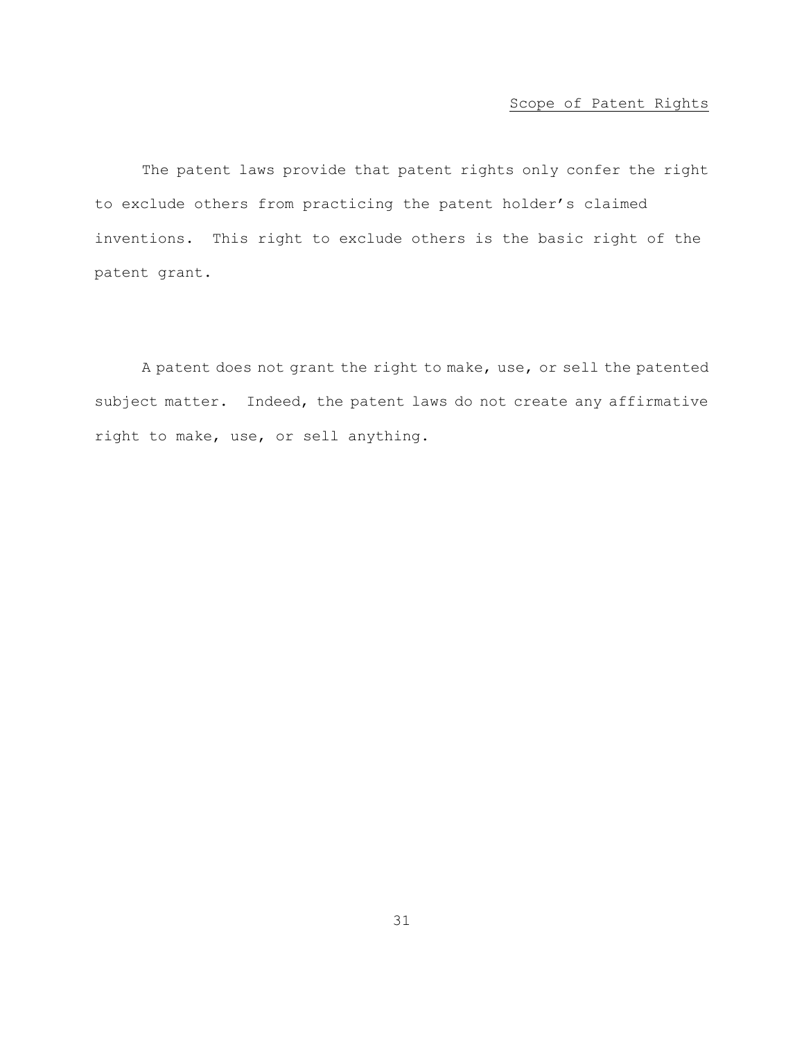## Scope of Patent Rights

The patent laws provide that patent rights only confer the right to exclude others from practicing the patent holder's claimed inventions. This right to exclude others is the basic right of the patent grant.

A patent does not grant the right to make, use, or sell the patented subject matter. Indeed, the patent laws do not create any affirmative right to make, use, or sell anything.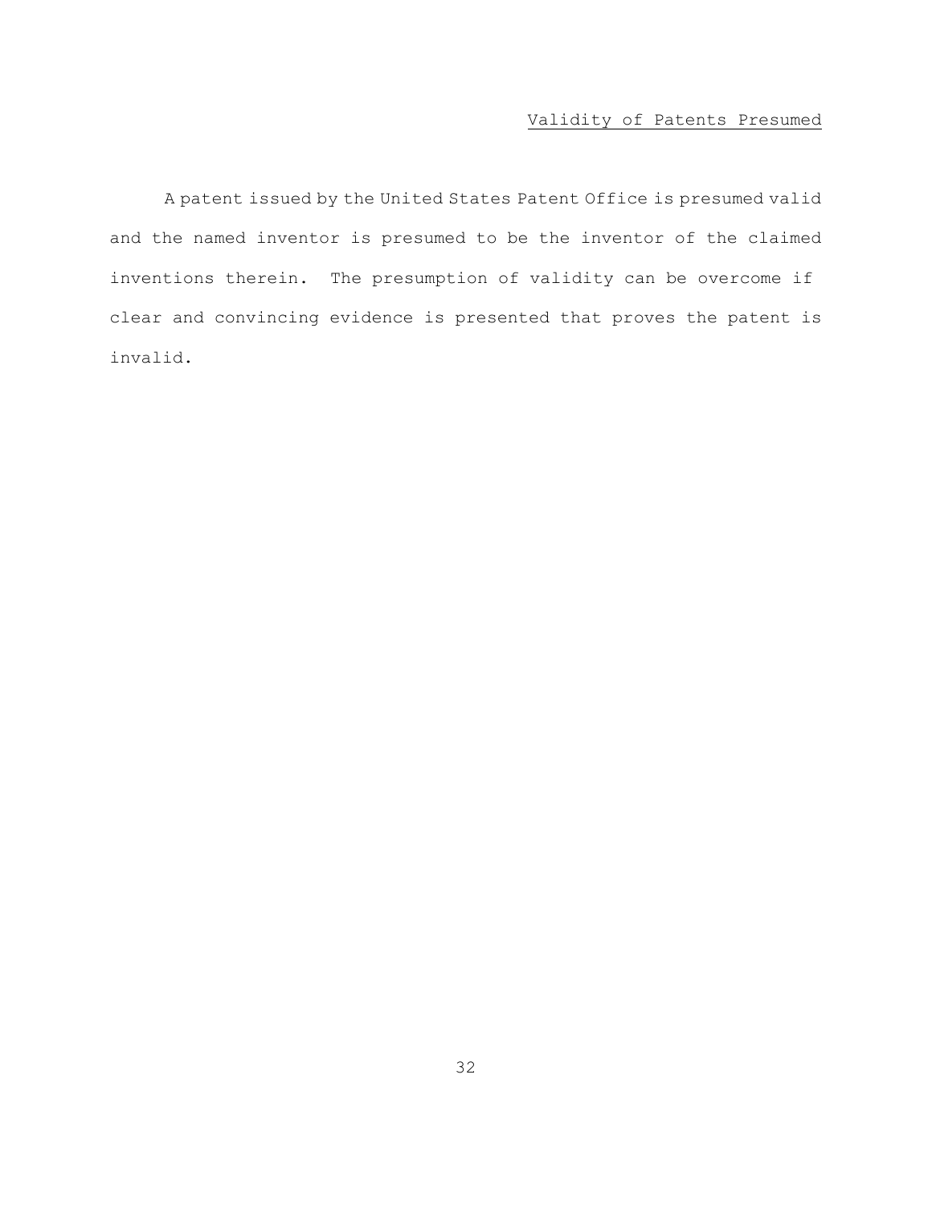## Validity of Patents Presumed

A patent issued by the United States Patent Office is presumed valid and the named inventor is presumed to be the inventor of the claimed inventions therein. The presumption of validity can be overcome if clear and convincing evidence is presented that proves the patent is invalid.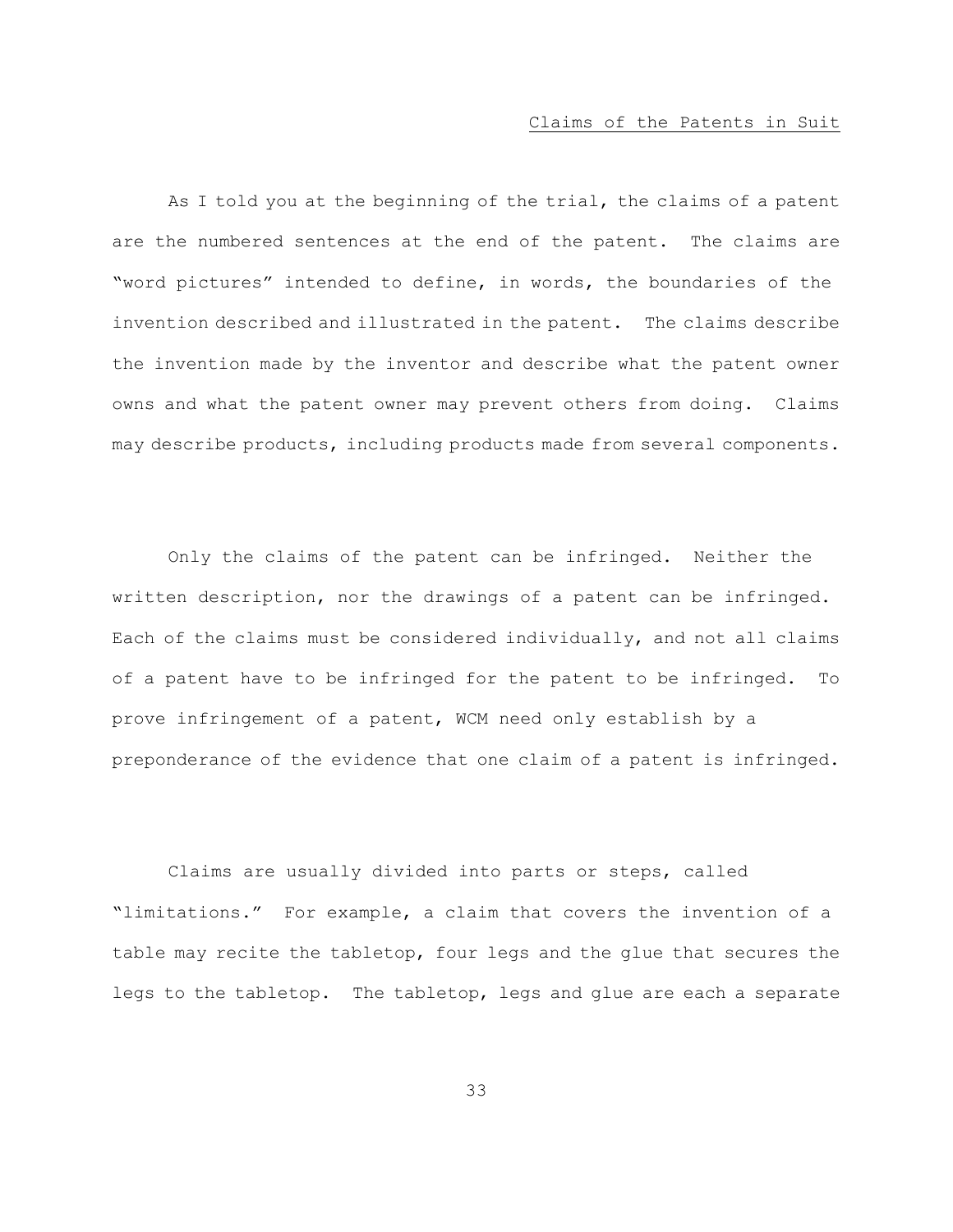## Claims of the Patents in Suit

As I told you at the beginning of the trial, the claims of a patent are the numbered sentences at the end of the patent. The claims are "word pictures" intended to define, in words, the boundaries of the invention described and illustrated in the patent. The claims describe the invention made by the inventor and describe what the patent owner owns and what the patent owner may prevent others from doing. Claims may describe products, including products made from several components.

Only the claims of the patent can be infringed. Neither the written description, nor the drawings of a patent can be infringed. Each of the claims must be considered individually, and not all claims of a patent have to be infringed for the patent to be infringed. To prove infringement of a patent, WCM need only establish by a preponderance of the evidence that one claim of a patent is infringed.

Claims are usually divided into parts or steps, called "limitations." For example, a claim that covers the invention of a table may recite the tabletop, four legs and the glue that secures the legs to the tabletop. The tabletop, legs and glue are each a separate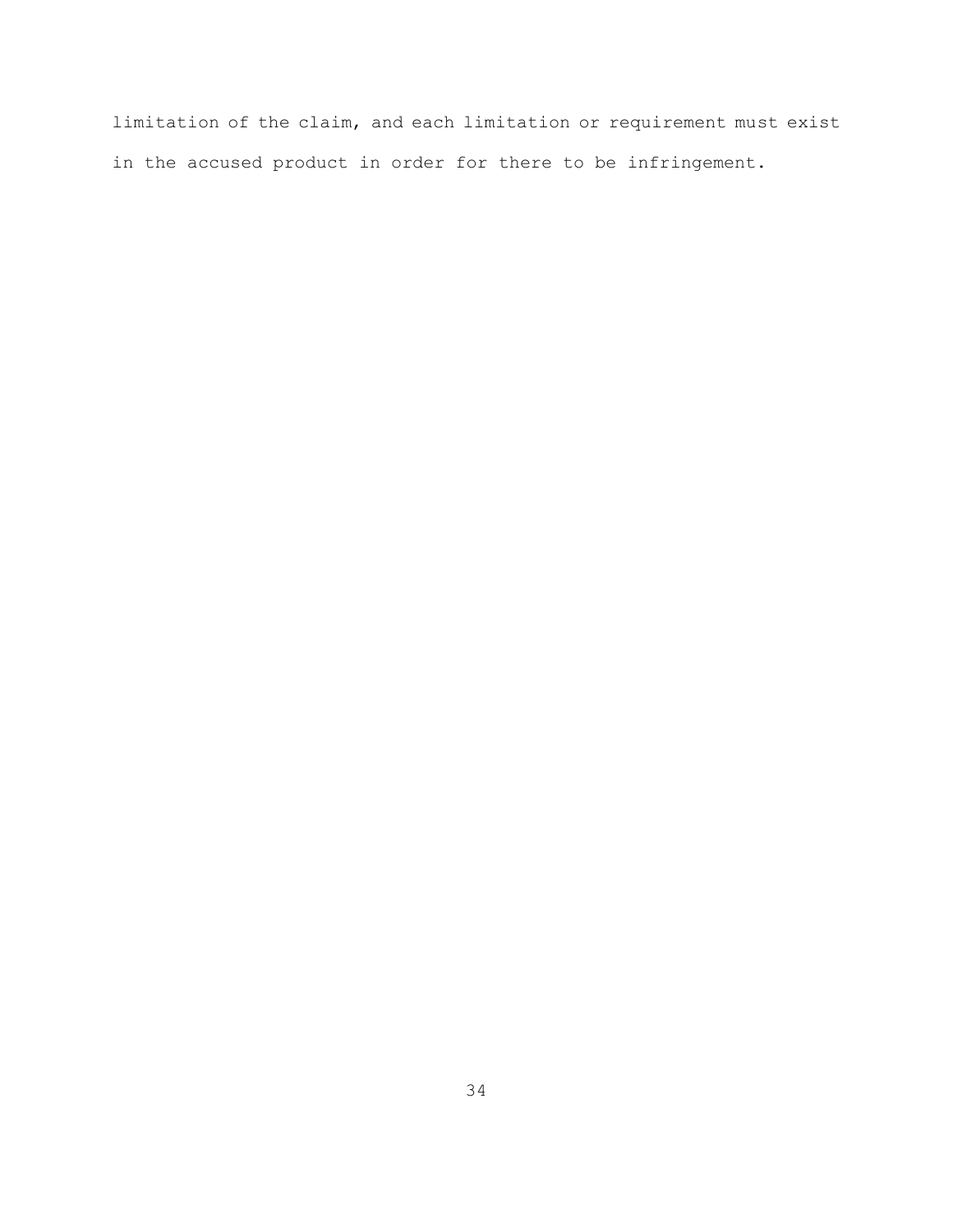limitation of the claim, and each limitation or requirement must exist in the accused product in order for there to be infringement.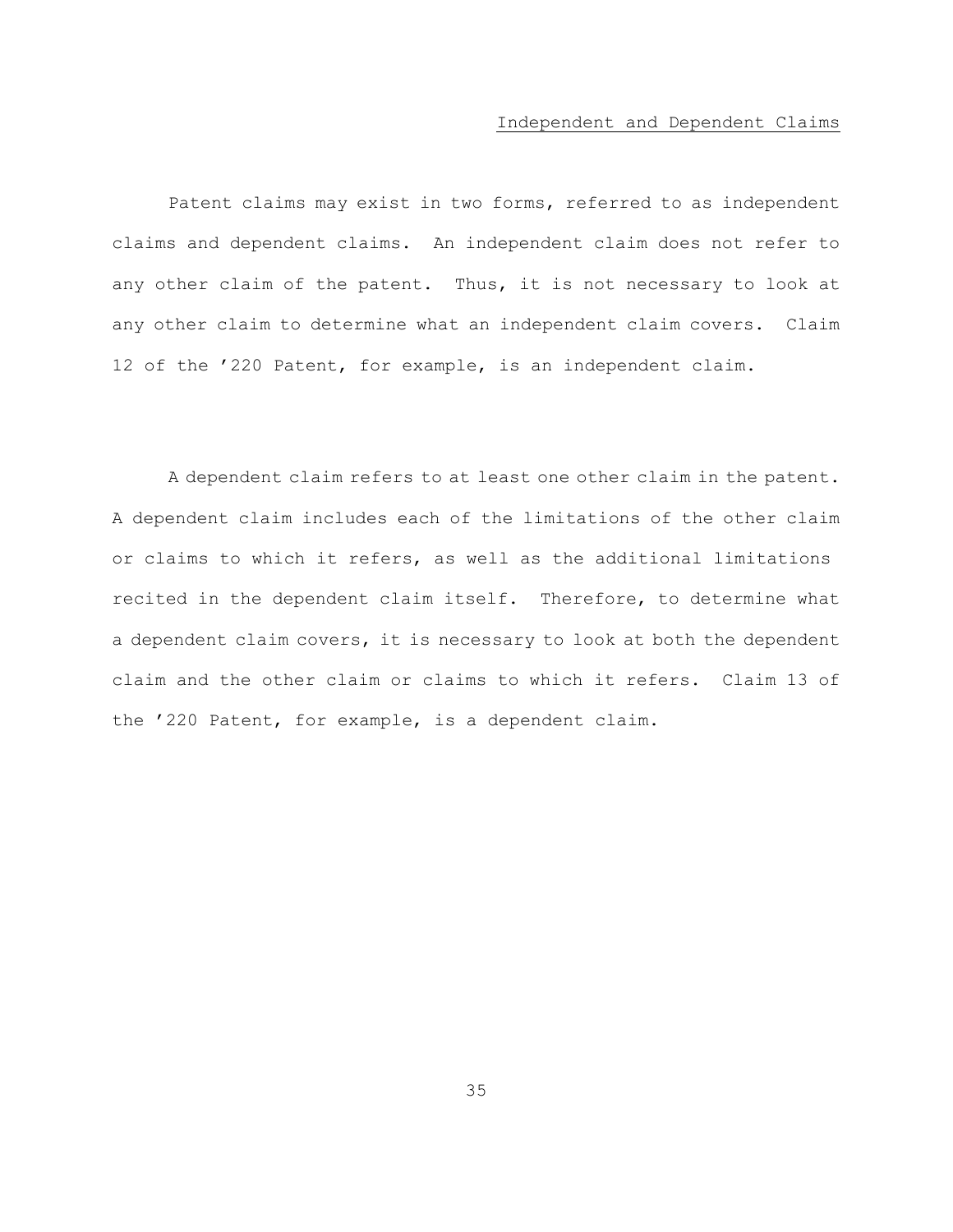## Independent and Dependent Claims

Patent claims may exist in two forms, referred to as independent claims and dependent claims. An independent claim does not refer to any other claim of the patent. Thus, it is not necessary to look at any other claim to determine what an independent claim covers. Claim 12 of the ’220 Patent, for example, is an independent claim.

A dependent claim refers to at least one other claim in the patent. A dependent claim includes each of the limitations of the other claim or claims to which it refers, as well as the additional limitations recited in the dependent claim itself. Therefore, to determine what a dependent claim covers, it is necessary to look at both the dependent claim and the other claim or claims to which it refers. Claim 13 of the ’220 Patent, for example, is a dependent claim.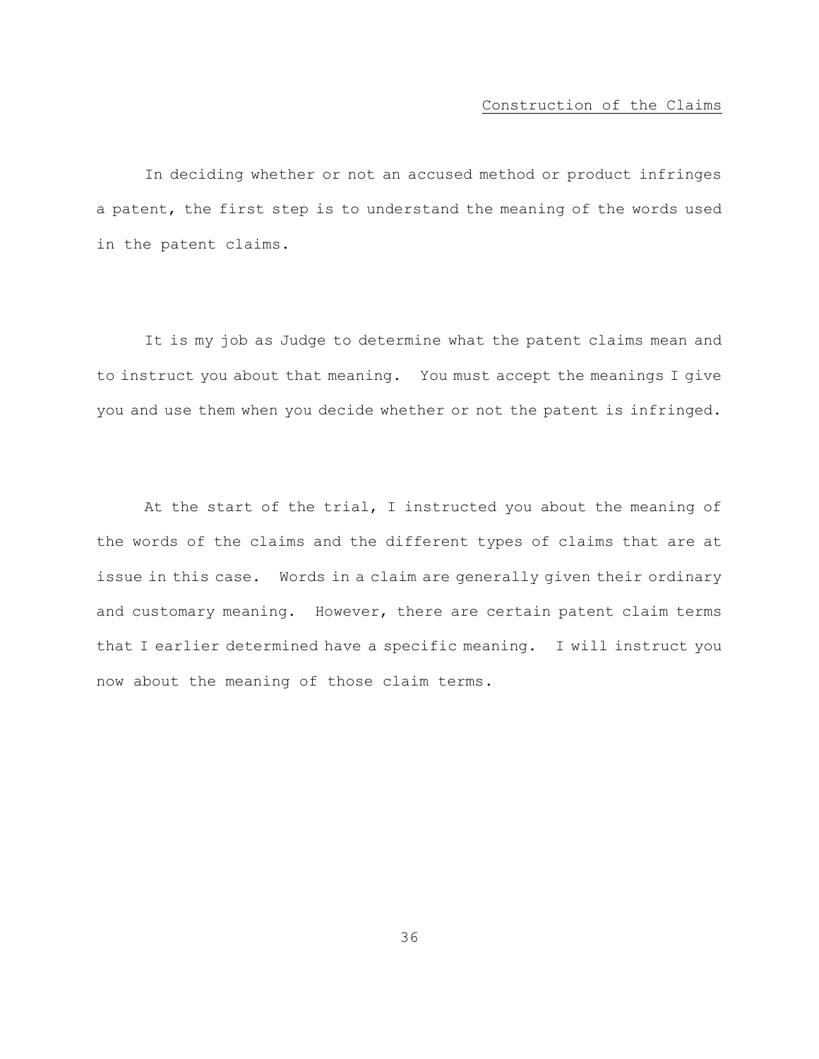## Construction of the Claims

In deciding whether or not an accused method or product infringes a patent, the first step is to understand the meaning of the words used in the patent claims.

It is my job as Judge to determine what the patent claims mean and to instruct you about that meaning. You must accept the meanings I give you and use them when you decide whether or not the patent is infringed.

At the start of the trial, I instructed you about the meaning of the words of the claims and the different types of claims that are at issue in this case. Words in a claim are generally given their ordinary and customary meaning. However, there are certain patent claim terms that I earlier determined have a specific meaning. I will instruct you now about the meaning of those claim terms.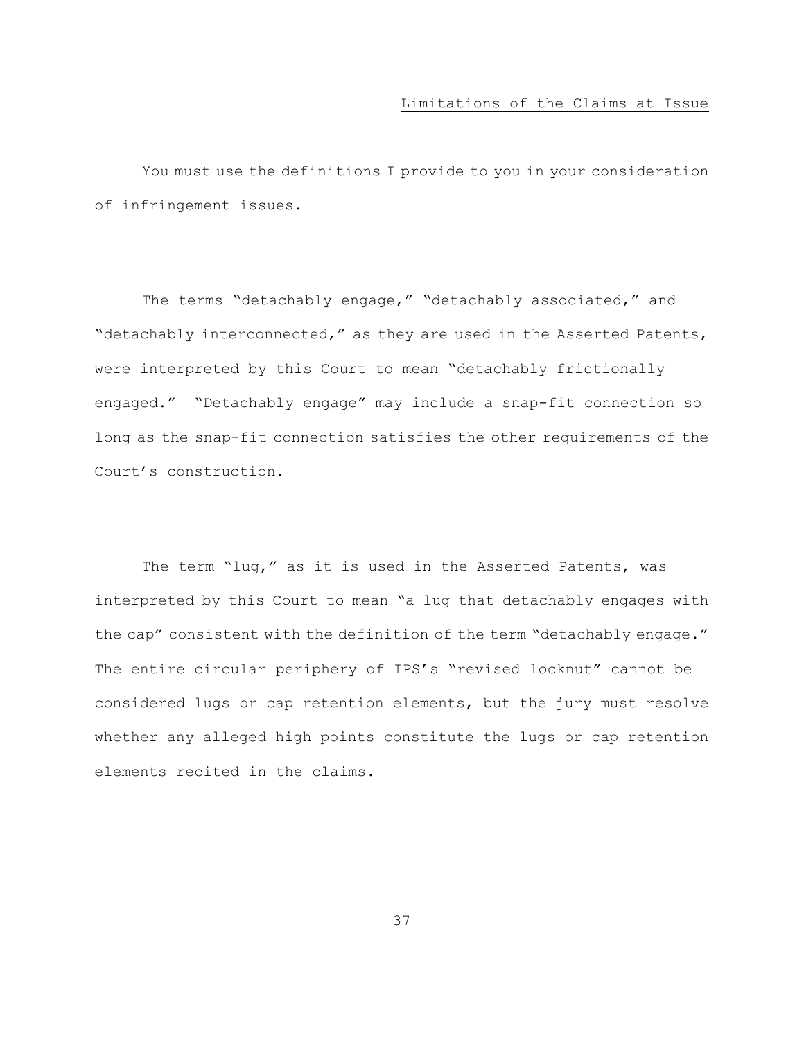## Limitations of the Claims at Issue

You must use the definitions I provide to you in your consideration of infringement issues.

The terms "detachably engage," "detachably associated," and "detachably interconnected," as they are used in the Asserted Patents, were interpreted by this Court to mean "detachably frictionally engaged." "Detachably engage" may include a snap-fit connection so long as the snap-fit connection satisfies the other requirements of the Court's construction.

The term "lug," as it is used in the Asserted Patents, was interpreted by this Court to mean "a lug that detachably engages with the cap" consistent with the definition of the term "detachably engage." The entire circular periphery of IPS's "revised locknut" cannot be considered lugs or cap retention elements, but the jury must resolve whether any alleged high points constitute the lugs or cap retention elements recited in the claims.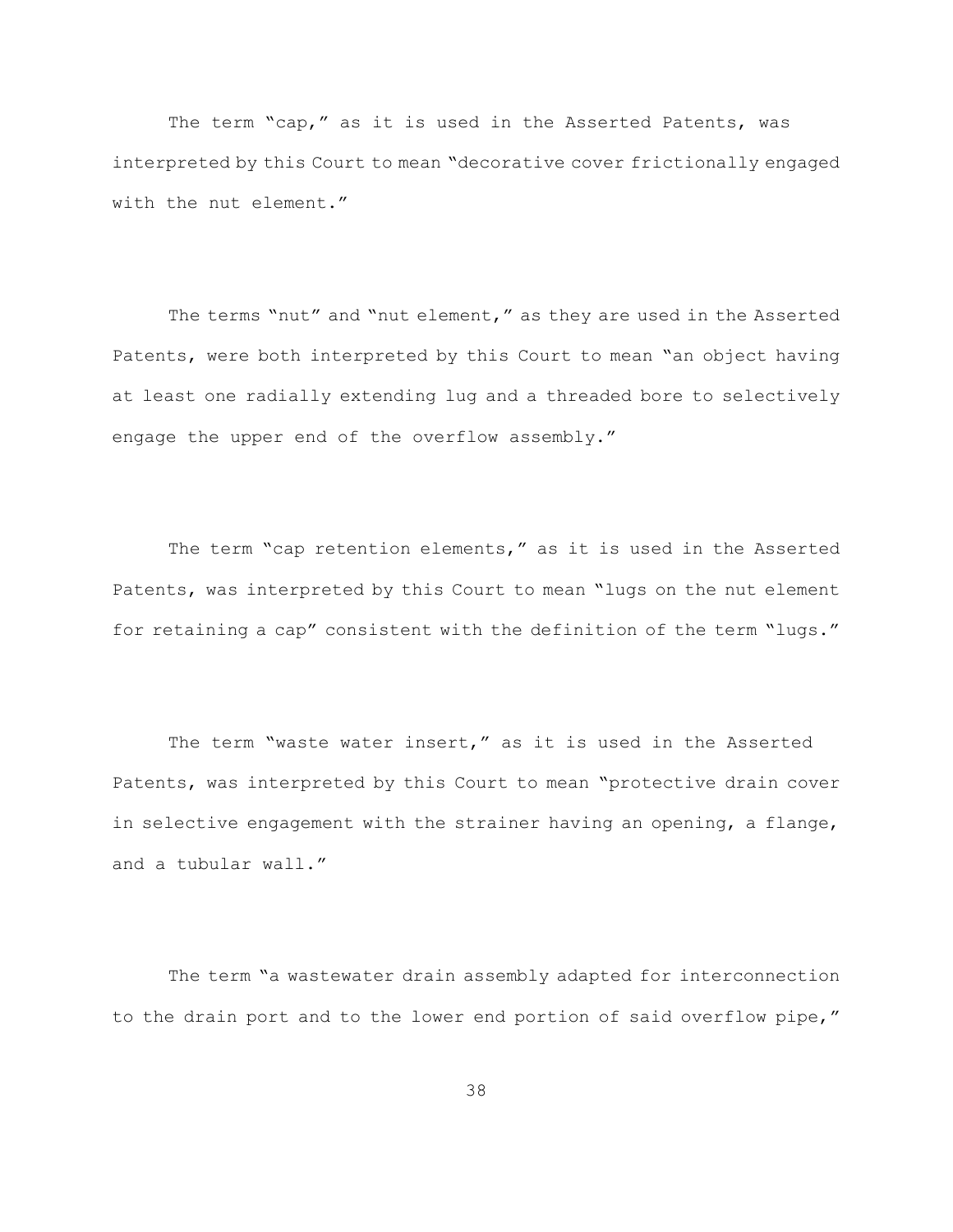The term "cap," as it is used in the Asserted Patents, was interpreted by this Court to mean "decorative cover frictionally engaged with the nut element."

The terms "nut" and "nut element," as they are used in the Asserted Patents, were both interpreted by this Court to mean "an object having at least one radially extending lug and a threaded bore to selectively engage the upper end of the overflow assembly."

The term "cap retention elements," as it is used in the Asserted Patents, was interpreted by this Court to mean "lugs on the nut element for retaining a cap" consistent with the definition of the term "lugs."

The term "waste water insert," as it is used in the Asserted Patents, was interpreted by this Court to mean "protective drain cover in selective engagement with the strainer having an opening, a flange, and a tubular wall."

The term "a wastewater drain assembly adapted for interconnection to the drain port and to the lower end portion of said overflow pipe,"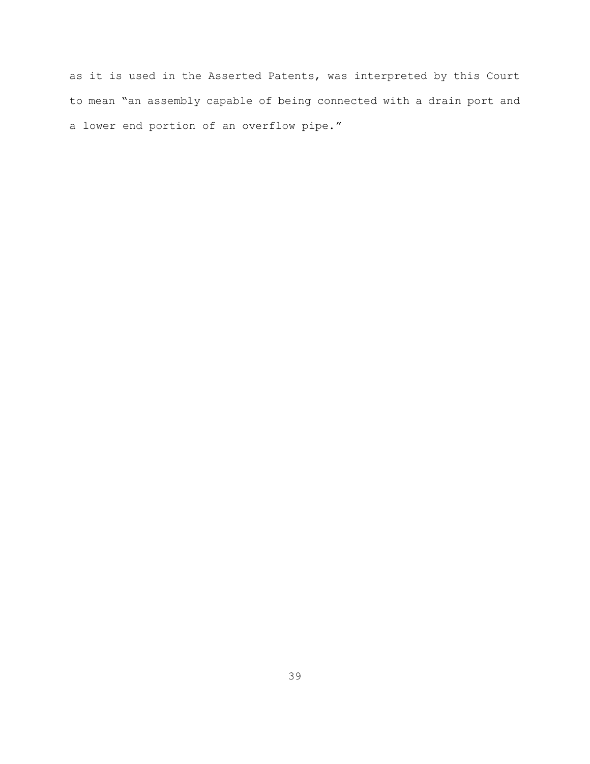as it is used in the Asserted Patents, was interpreted by this Court to mean "an assembly capable of being connected with a drain port and a lower end portion of an overflow pipe."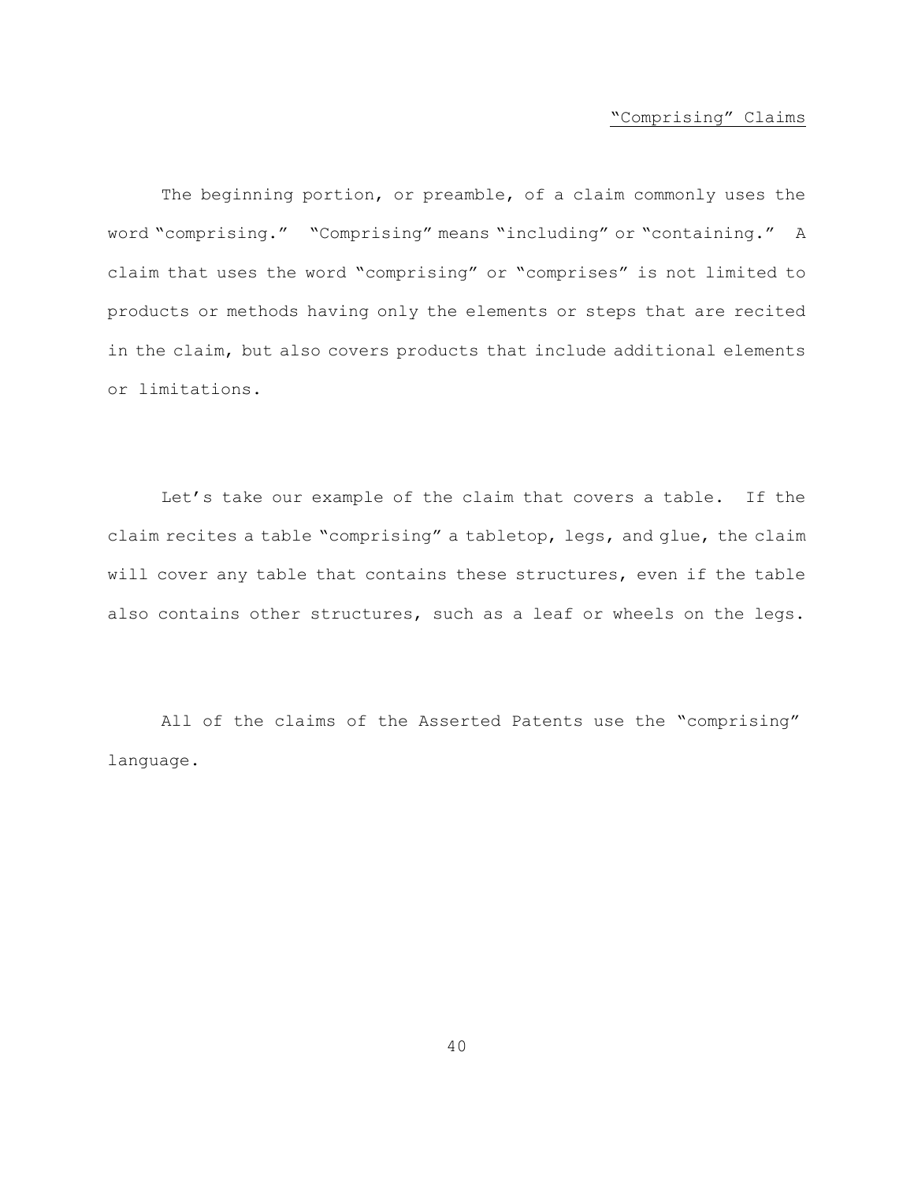## "Comprising" Claims

The beginning portion, or preamble, of a claim commonly uses the word "comprising." "Comprising" means "including" or "containing." A claim that uses the word "comprising" or "comprises" is not limited to products or methods having only the elements or steps that are recited in the claim, but also covers products that include additional elements or limitations.

Let's take our example of the claim that covers a table. If the claim recites a table "comprising" a tabletop, legs, and glue, the claim will cover any table that contains these structures, even if the table also contains other structures, such as a leaf or wheels on the legs.

All of the claims of the Asserted Patents use the "comprising" language.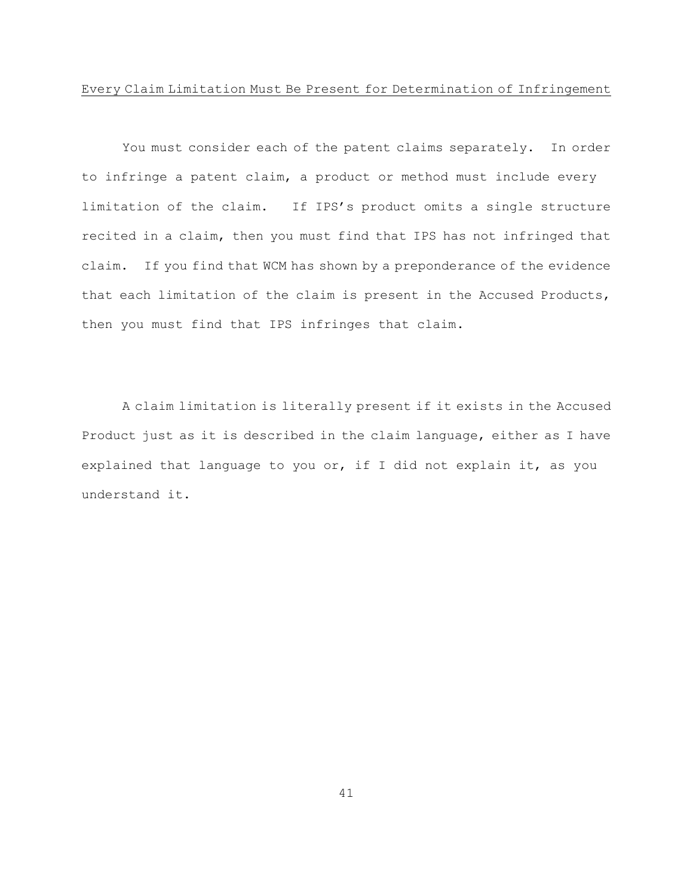<u>Every Claim Limitation Must Be Present for Determination of Infringement</u>

You must consider each of the patent claims separately. In order to infringe a patent claim, a product or method must include every limitation of the claim. If IPS's product omits a single structure recited in a claim, then you must find that IPS has not infringed that claim. If you find that WCM has shown by a preponderance of the evidence that each limitation of the claim is present in the Accused Products, then you must find that IPS infringes that claim.

A claim limitation is literally present if it exists in the Accused Product just as it is described in the claim language, either as I have explained that language to you or, if I did not explain it, as you understand it.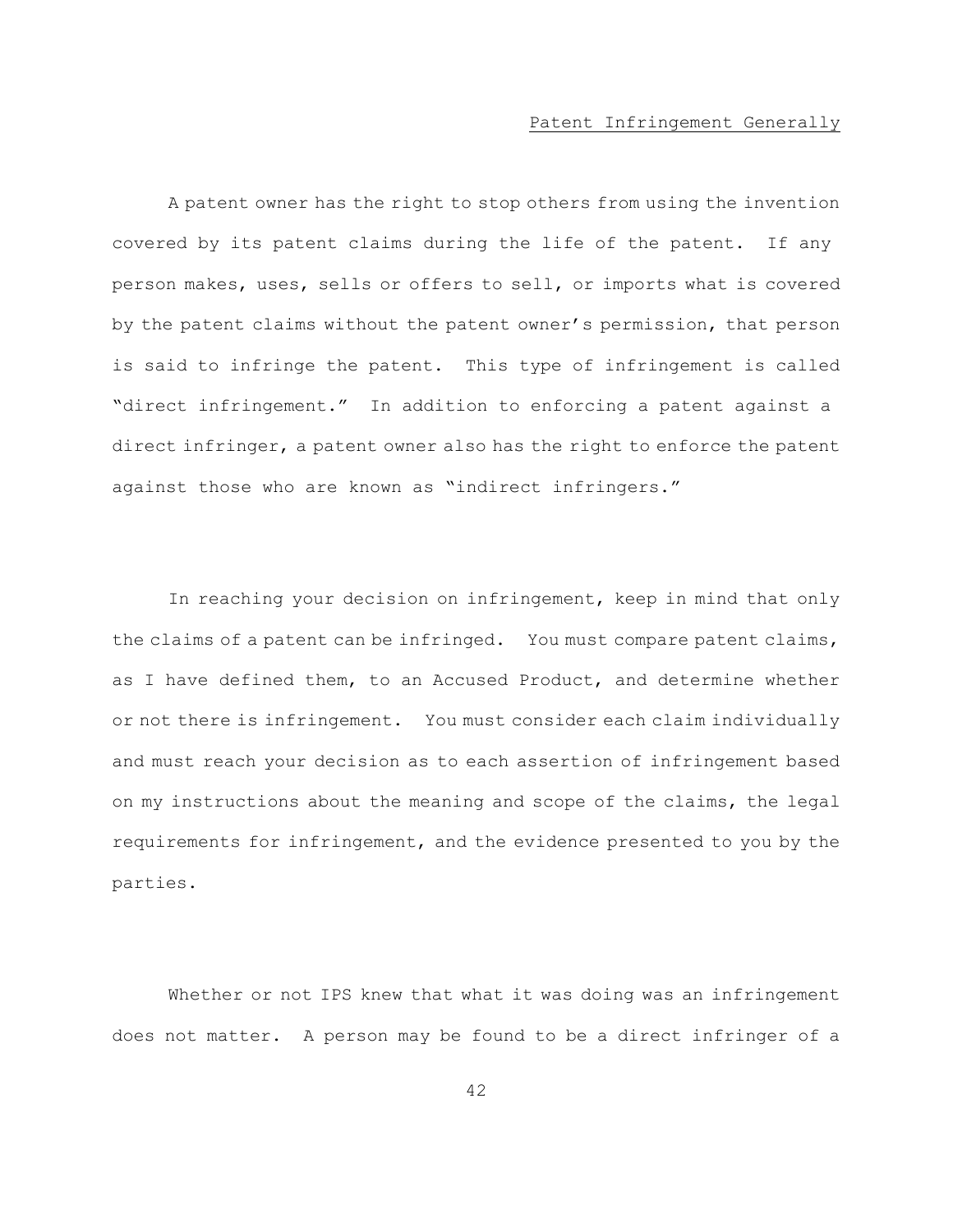## Patent Infringement Generally

A patent owner has the right to stop others from using the invention covered by its patent claims during the life of the patent. If any person makes, uses, sells or offers to sell, or imports what is covered by the patent claims without the patent owner's permission, that person is said to infringe the patent. This type of infringement is called "direct infringement." In addition to enforcing a patent against a direct infringer, a patent owner also has the right to enforce the patent against those who are known as "indirect infringers."

In reaching your decision on infringement, keep in mind that only the claims of a patent can be infringed. You must compare patent claims, as I have defined them, to an Accused Product, and determine whether or not there is infringement. You must consider each claim individually and must reach your decision as to each assertion of infringement based on my instructions about the meaning and scope of the claims, the legal requirements for infringement, and the evidence presented to you by the parties.

Whether or not IPS knew that what it was doing was an infringement does not matter. A person may be found to be a direct infringer of a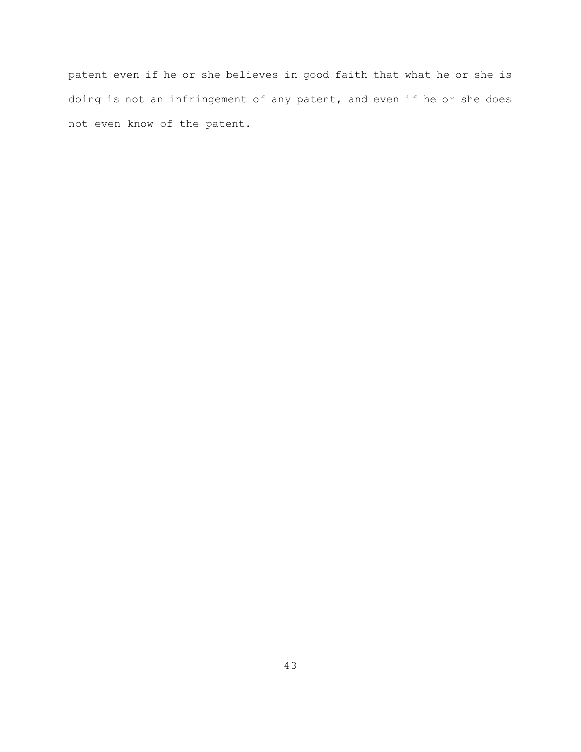patent even if he or she believes in good faith that what he or she is doing is not an infringement of any patent, and even if he or she does not even know of the patent.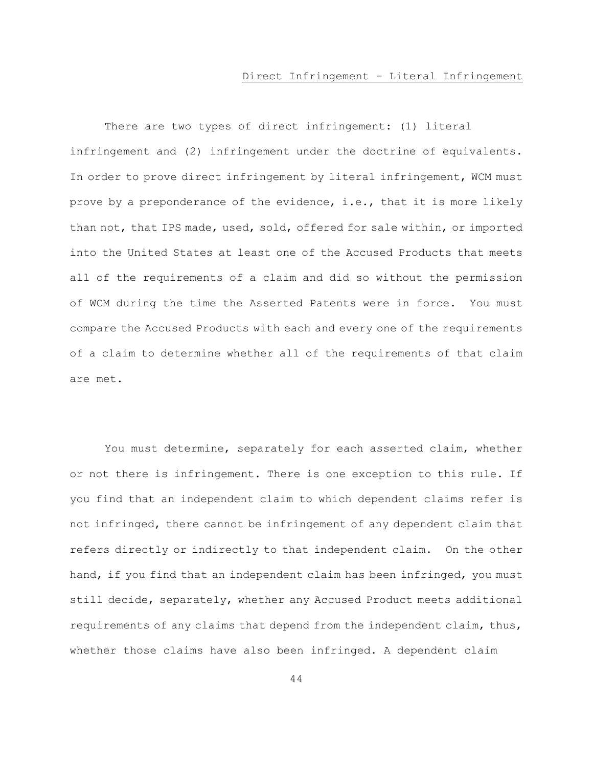## Direct Infringement – Literal Infringement

There are two types of direct infringement: (1) literal infringement and (2) infringement under the doctrine of equivalents. In order to prove direct infringement by literal infringement, WCM must prove by a preponderance of the evidence, i.e., that it is more likely than not, that IPS made, used, sold, offered for sale within, or imported into the United States at least one of the Accused Products that meets all of the requirements of a claim and did so without the permission of WCM during the time the Asserted Patents were in force. You must compare the Accused Products with each and every one of the requirements of a claim to determine whether all of the requirements of that claim are met.

You must determine, separately for each asserted claim, whether or not there is infringement. There is one exception to this rule. If you find that an independent claim to which dependent claims refer is not infringed, there cannot be infringement of any dependent claim that refers directly or indirectly to that independent claim. On the other hand, if you find that an independent claim has been infringed, you must still decide, separately, whether any Accused Product meets additional requirements of any claims that depend from the independent claim, thus, whether those claims have also been infringed. A dependent claim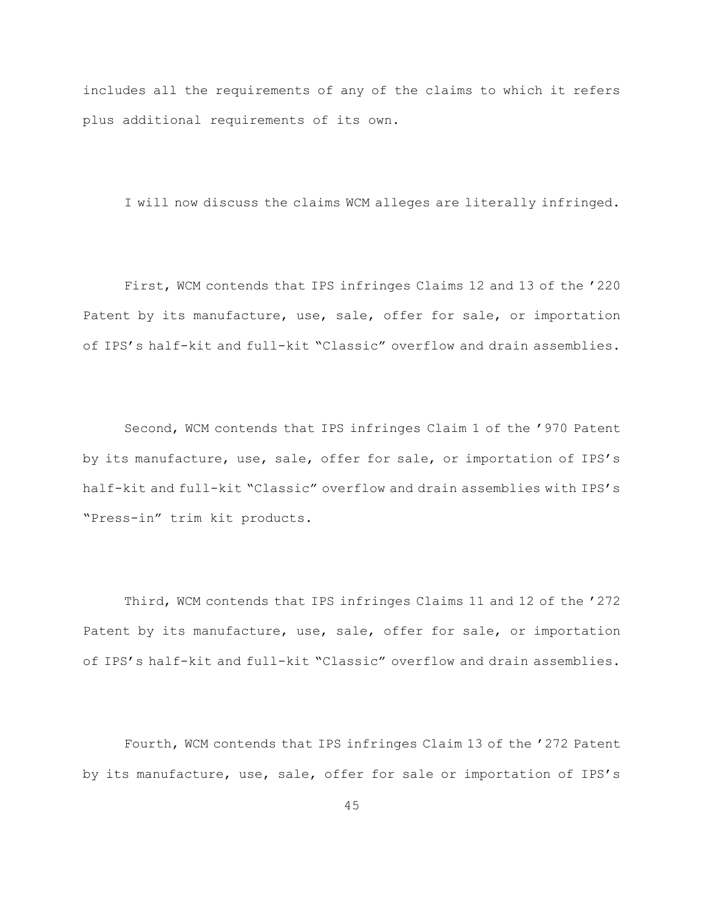includes all the requirements of any of the claims to which it refers plus additional requirements of its own.

I will now discuss the claims WCM alleges are literally infringed.

First, WCM contends that IPS infringes Claims 12 and 13 of the ’220 Patent by its manufacture, use, sale, offer for sale, or importation of IPS’s half-kit and full-kit “Classic” overflow and drain assemblies.

Second, WCM contends that IPS infringes Claim 1 of the ’970 Patent by its manufacture, use, sale, offer for sale, or importation of IPS’s half-kit and full-kit “Classic” overflow and drain assemblies with IPS’s “Press-in” trim kit products.

Third, WCM contends that IPS infringes Claims 11 and 12 of the ’272 Patent by its manufacture, use, sale, offer for sale, or importation of IPS’s half-kit and full-kit “Classic” overflow and drain assemblies.

Fourth, WCM contends that IPS infringes Claim 13 of the ’272 Patent by its manufacture, use, sale, offer for sale or importation of IPS’s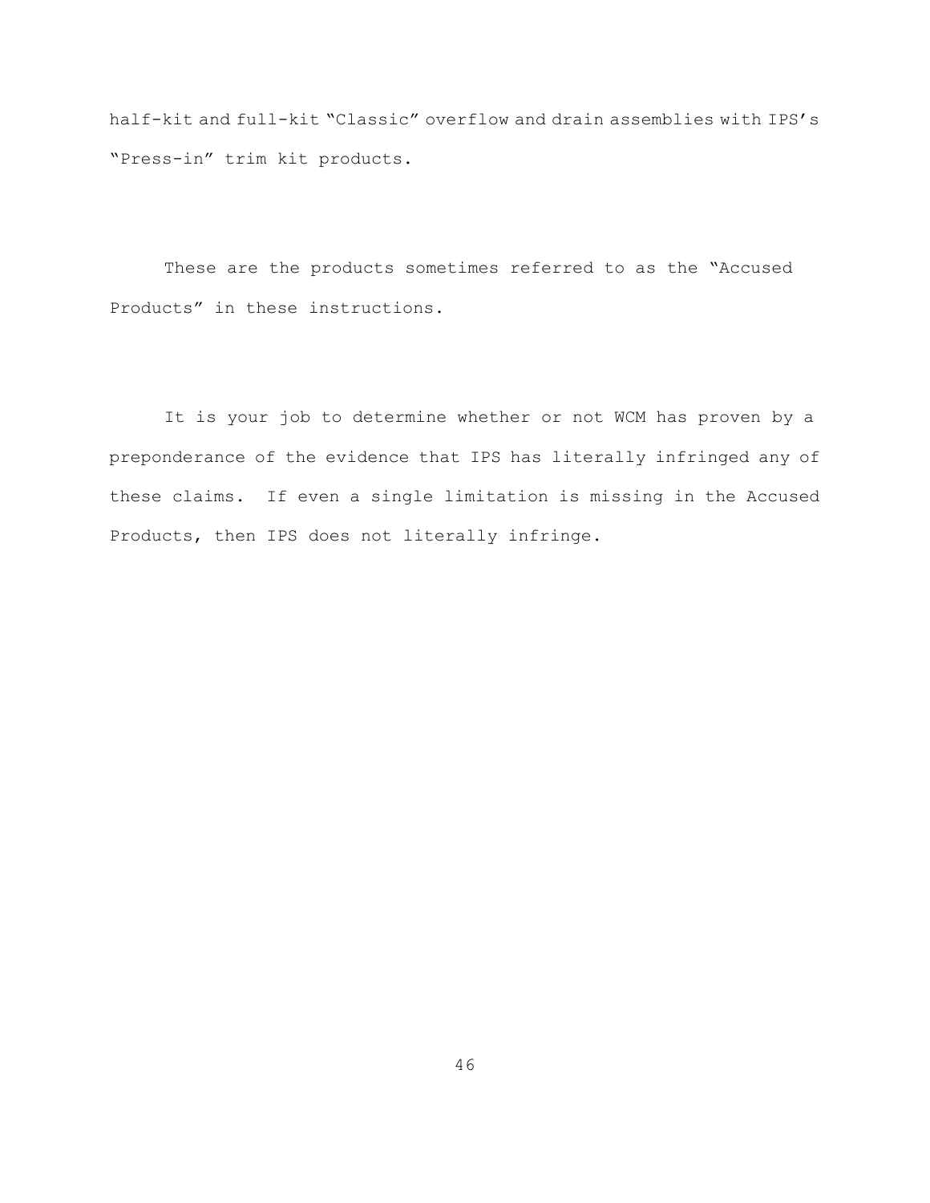half-kit and full-kit “Classic” overflow and drain assemblies with IPS’s “Press-in” trim kit products.

These are the products sometimes referred to as the “Accused Products” in these instructions.

It is your job to determine whether or not WCM has proven by a preponderance of the evidence that IPS has literally infringed any of these claims. If even a single limitation is missing in the Accused Products, then IPS does not literally infringe.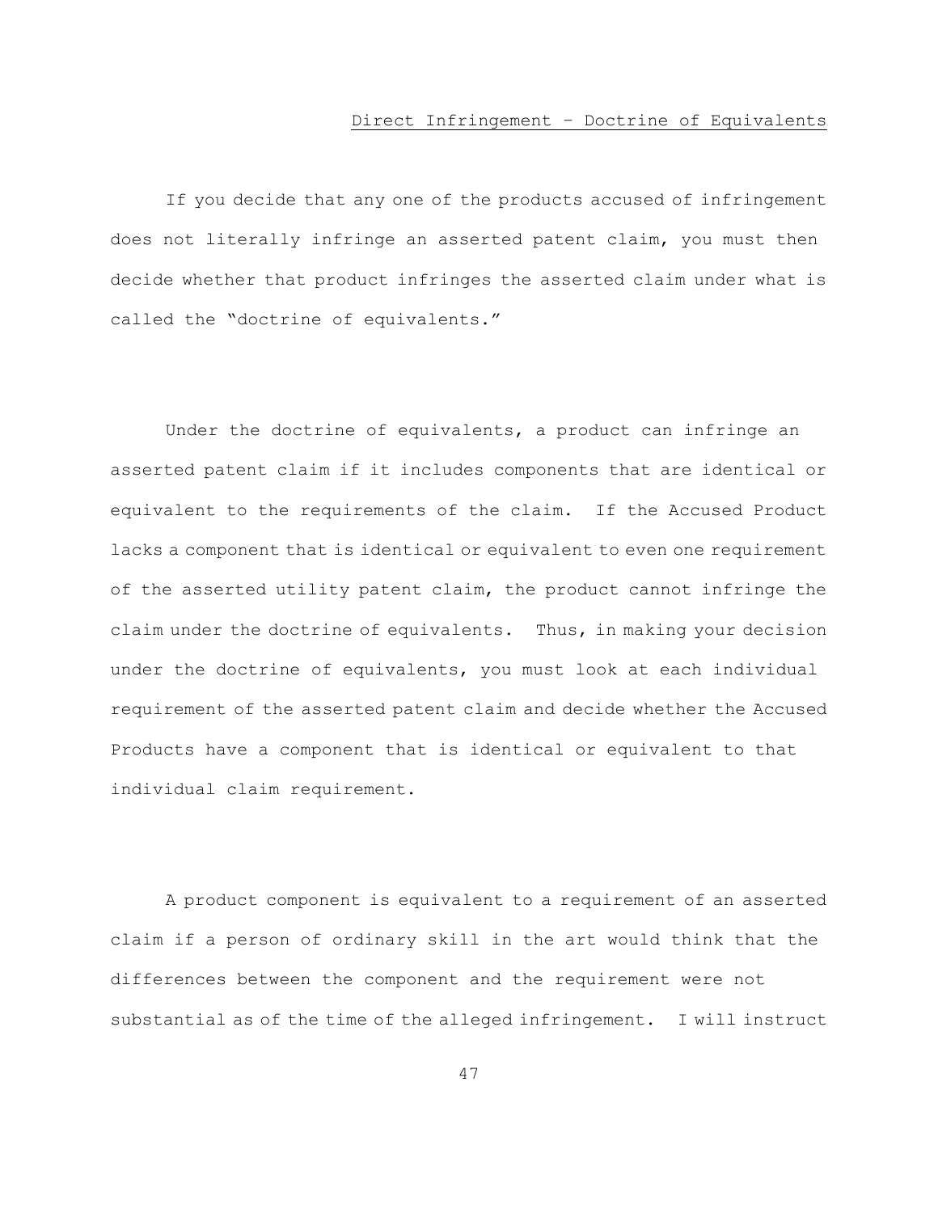## Direct Infringement – Doctrine of Equivalents

If you decide that any one of the products accused of infringement does not literally infringe an asserted patent claim, you must then decide whether that product infringes the asserted claim under what is called the "doctrine of equivalents."

Under the doctrine of equivalents, a product can infringe an asserted patent claim if it includes components that are identical or equivalent to the requirements of the claim. If the Accused Product lacks a component that is identical or equivalent to even one requirement of the asserted utility patent claim, the product cannot infringe the claim under the doctrine of equivalents. Thus, in making your decision under the doctrine of equivalents, you must look at each individual requirement of the asserted patent claim and decide whether the Accused Products have a component that is identical or equivalent to that individual claim requirement.

A product component is equivalent to a requirement of an asserted claim if a person of ordinary skill in the art would think that the differences between the component and the requirement were not substantial as of the time of the alleged infringement. I will instruct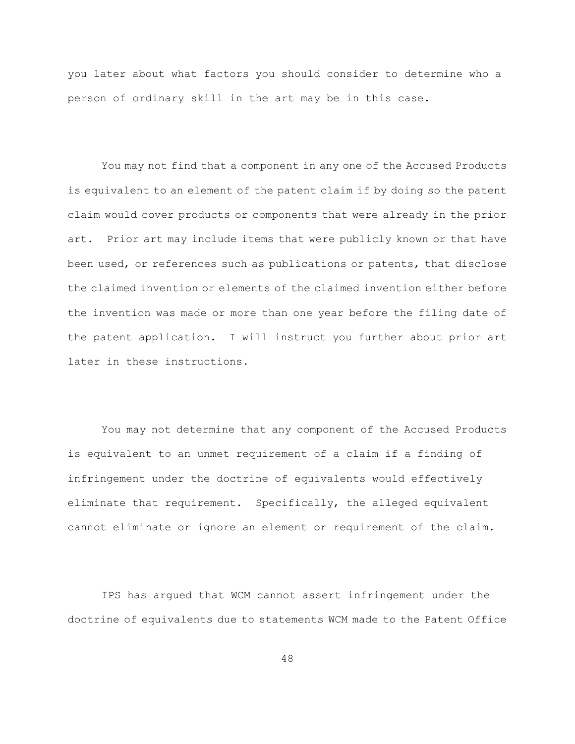you later about what factors you should consider to determine who a person of ordinary skill in the art may be in this case.

You may not find that a component in any one of the Accused Products is equivalent to an element of the patent claim if by doing so the patent claim would cover products or components that were already in the prior art. Prior art may include items that were publicly known or that have been used, or references such as publications or patents, that disclose the claimed invention or elements of the claimed invention either before the invention was made or more than one year before the filing date of the patent application. I will instruct you further about prior art later in these instructions.

You may not determine that any component of the Accused Products is equivalent to an unmet requirement of a claim if a finding of infringement under the doctrine of equivalents would effectively eliminate that requirement. Specifically, the alleged equivalent cannot eliminate or ignore an element or requirement of the claim.

IPS has argued that WCM cannot assert infringement under the doctrine of equivalents due to statements WCM made to the Patent Office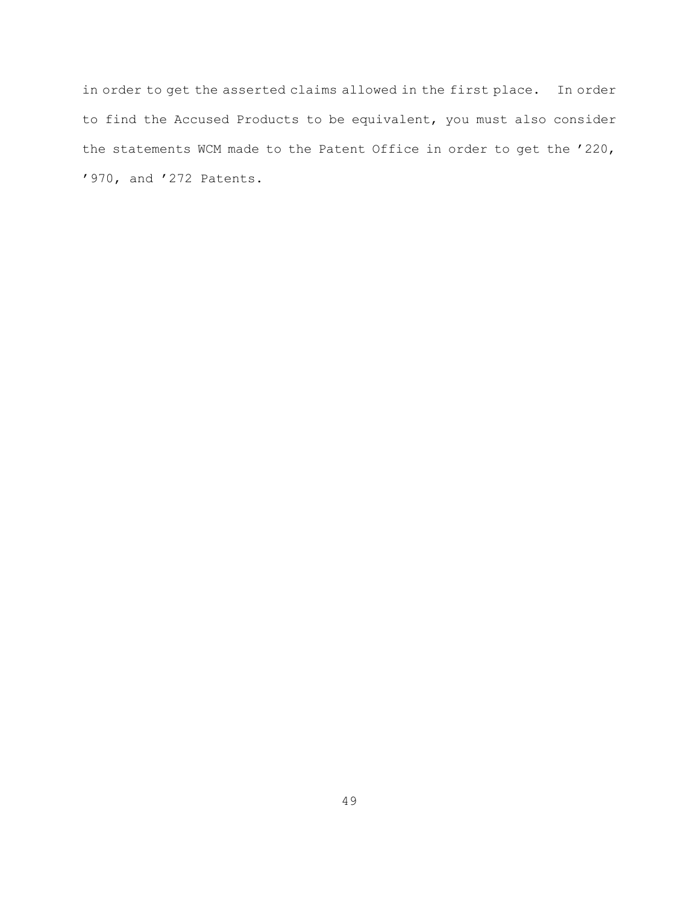in order to get the asserted claims allowed in the first place. In order to find the Accused Products to be equivalent, you must also consider the statements WCM made to the Patent Office in order to get the ’220, ’970, and ’272 Patents.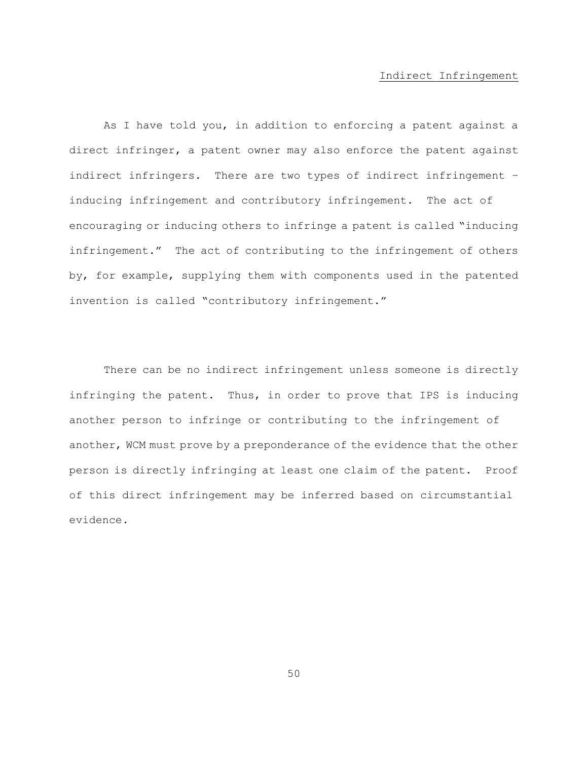## Indirect Infringement

As I have told you, in addition to enforcing a patent against a direct infringer, a patent owner may also enforce the patent against indirect infringers. There are two types of indirect infringement – inducing infringement and contributory infringement. The act of encouraging or inducing others to infringe a patent is called "inducing infringement." The act of contributing to the infringement of others by, for example, supplying them with components used in the patented invention is called "contributory infringement."

There can be no indirect infringement unless someone is directly infringing the patent. Thus, in order to prove that IPS is inducing another person to infringe or contributing to the infringement of another, WCM must prove by a preponderance of the evidence that the other person is directly infringing at least one claim of the patent. Proof of this direct infringement may be inferred based on circumstantial evidence.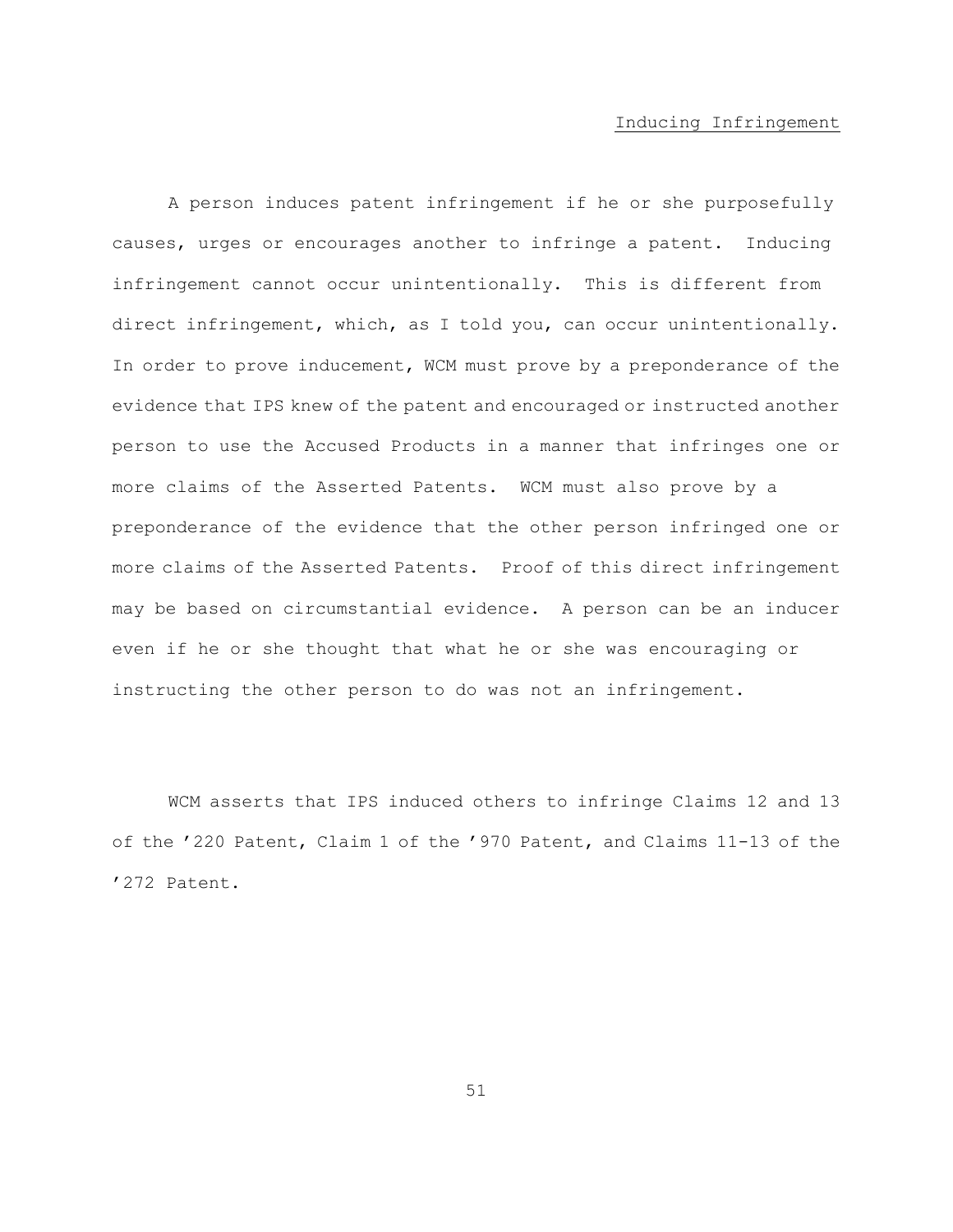## Inducing Infringement

A person induces patent infringement if he or she purposefully causes, urges or encourages another to infringe a patent. Inducing infringement cannot occur unintentionally. This is different from direct infringement, which, as I told you, can occur unintentionally. In order to prove inducement, WCM must prove by a preponderance of the evidence that IPS knew of the patent and encouraged or instructed another person to use the Accused Products in a manner that infringes one or more claims of the Asserted Patents. WCM must also prove by a preponderance of the evidence that the other person infringed one or more claims of the Asserted Patents. Proof of this direct infringement may be based on circumstantial evidence. A person can be an inducer even if he or she thought that what he or she was encouraging or instructing the other person to do was not an infringement.

WCM asserts that IPS induced others to infringe Claims 12 and 13 of the ’220 Patent, Claim 1 of the ’970 Patent, and Claims 11-13 of the ’272 Patent.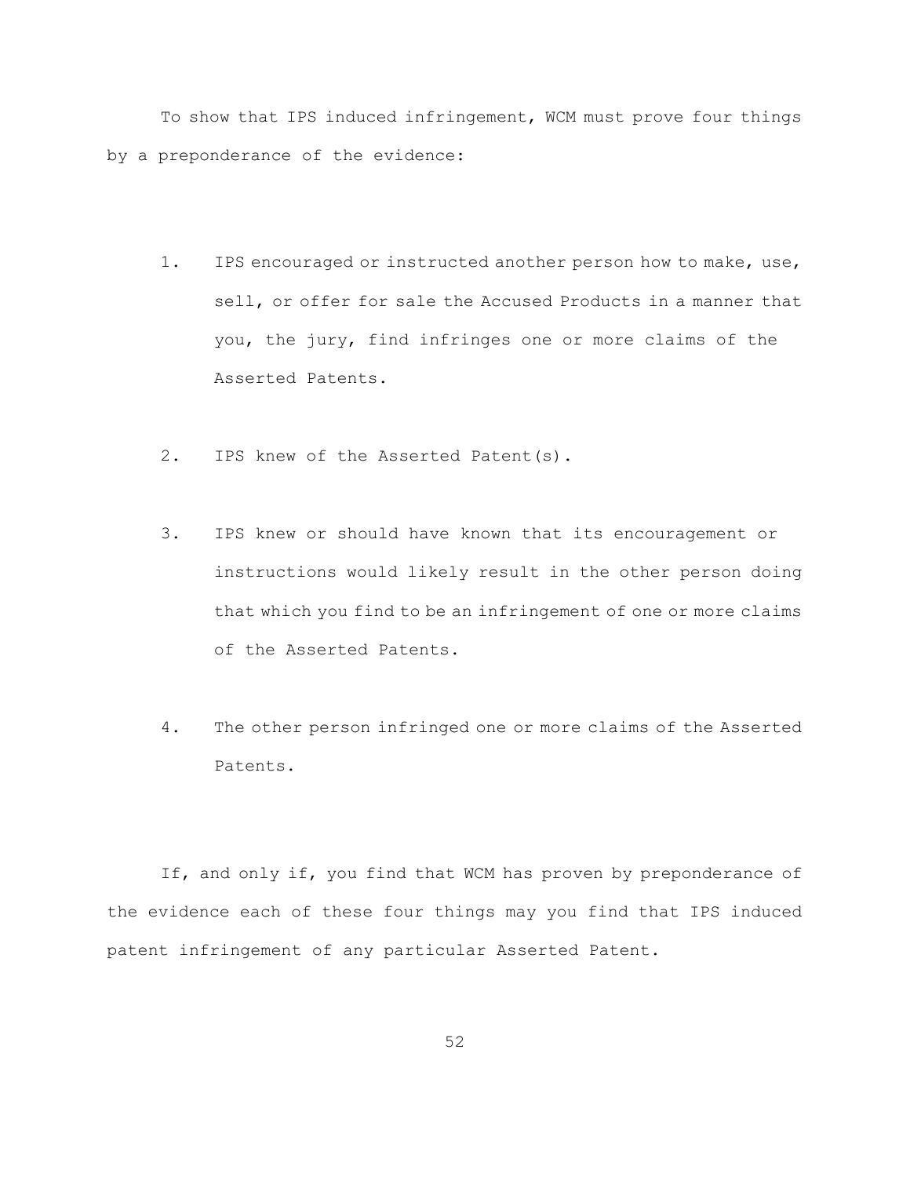To show that IPS induced infringement, WCM must prove four things by a preponderance of the evidence:

1. IPS encouraged or instructed another person how to make, use, sell, or offer for sale the Accused Products in a manner that you, the jury, find infringes one or more claims of the Asserted Patents.

2. IPS knew of the Asserted Patent(s).

3. IPS knew or should have known that its encouragement or instructions would likely result in the other person doing that which you find to be an infringement of one or more claims of the Asserted Patents.

4. The other person infringed one or more claims of the Asserted Patents.

If, and only if, you find that WCM has proven by preponderance of the evidence each of these four things may you find that IPS induced patent infringement of any particular Asserted Patent.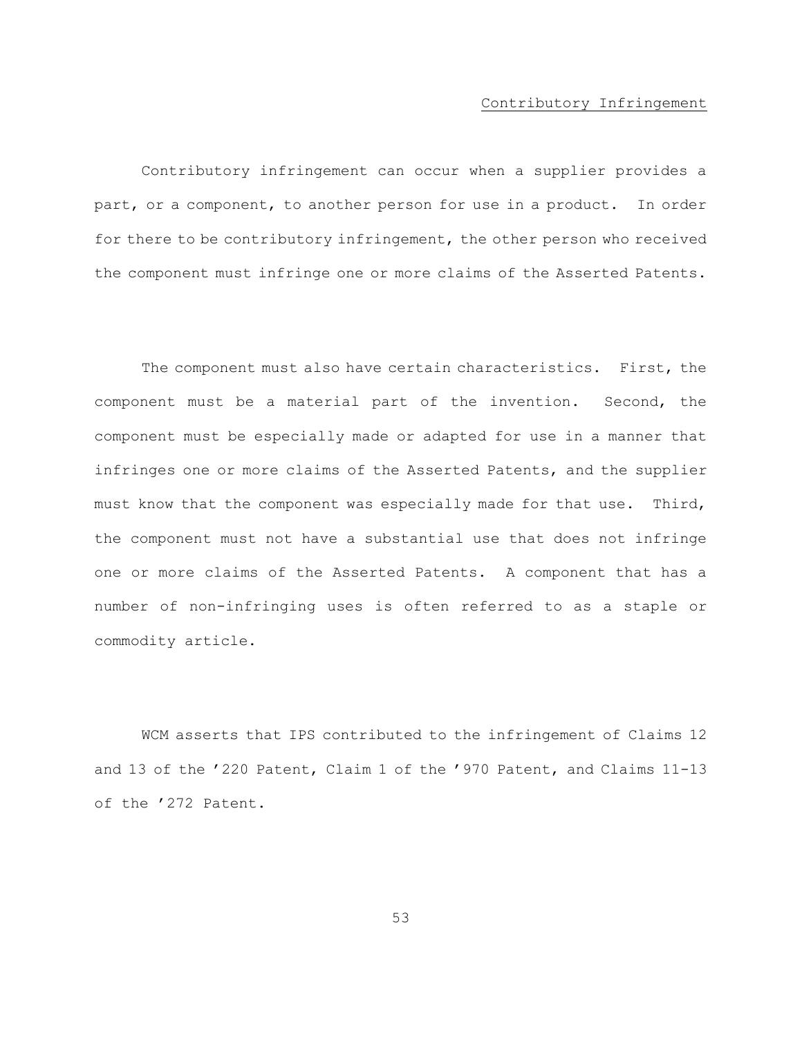## Contributory Infringement

Contributory infringement can occur when a supplier provides a part, or a component, to another person for use in a product. In order for there to be contributory infringement, the other person who received the component must infringe one or more claims of the Asserted Patents.

The component must also have certain characteristics. First, the component must be a material part of the invention. Second, the component must be especially made or adapted for use in a manner that infringes one or more claims of the Asserted Patents, and the supplier must know that the component was especially made for that use. Third, the component must not have a substantial use that does not infringe one or more claims of the Asserted Patents. A component that has a number of non-infringing uses is often referred to as a staple or commodity article.

WCM asserts that IPS contributed to the infringement of Claims 12 and 13 of the ’220 Patent, Claim 1 of the ’970 Patent, and Claims 11-13 of the ’272 Patent.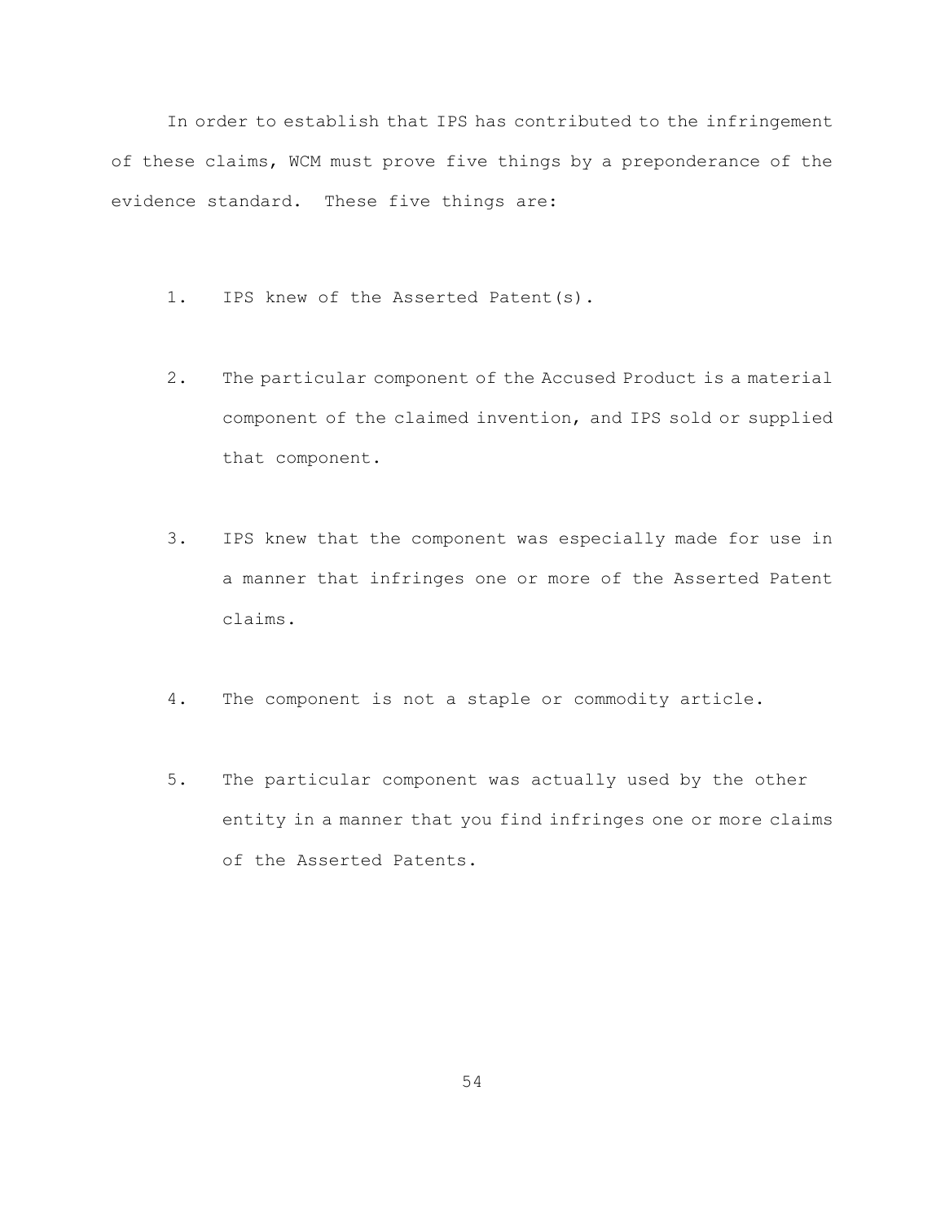In order to establish that IPS has contributed to the infringement of these claims, WCM must prove five things by a preponderance of the evidence standard. These five things are:

1. IPS knew of the Asserted Patent(s).

2. The particular component of the Accused Product is a material component of the claimed invention, and IPS sold or supplied that component.

3. IPS knew that the component was especially made for use in a manner that infringes one or more of the Asserted Patent claims.

4. The component is not a staple or commodity article.

5. The particular component was actually used by the other entity in a manner that you find infringes one or more claims of the Asserted Patents.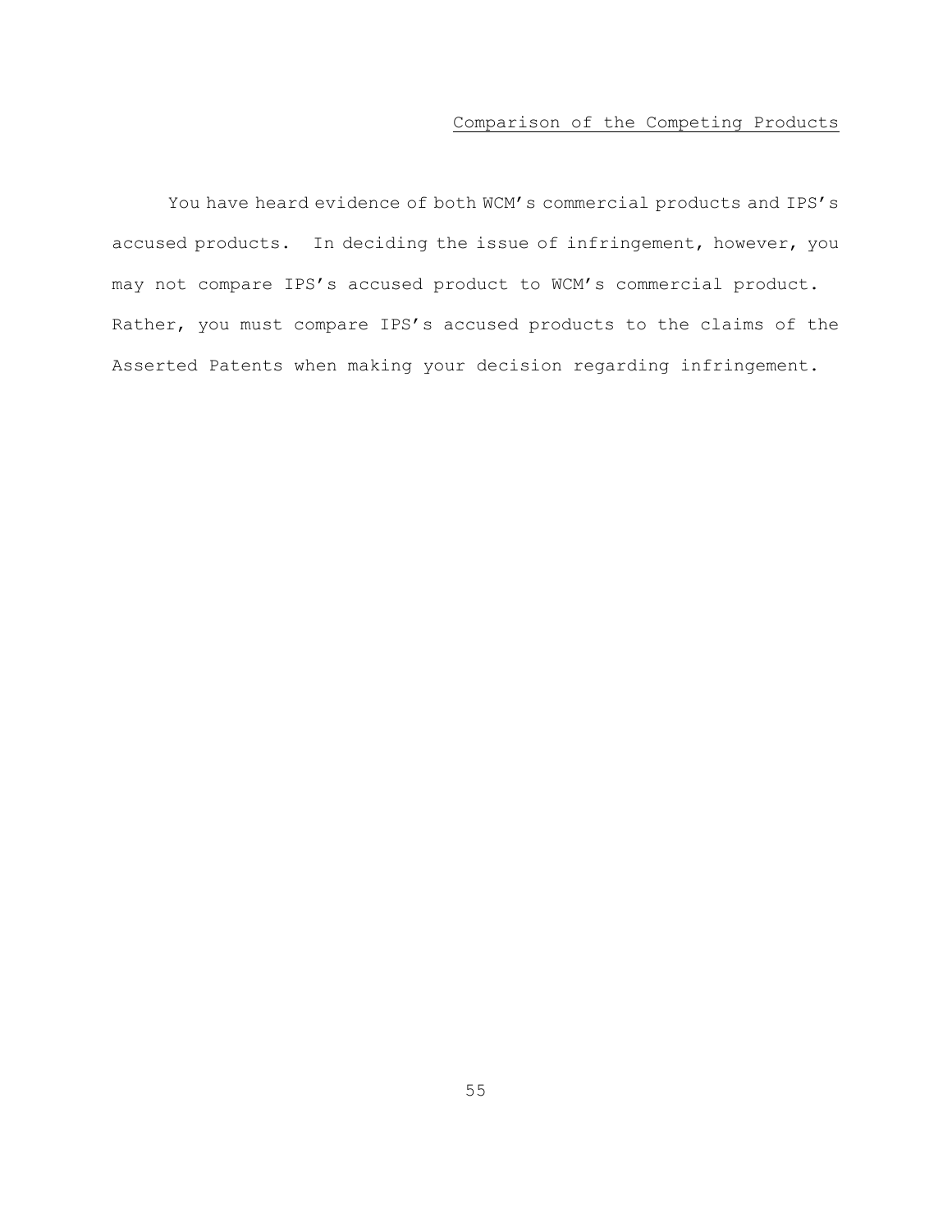## Comparison of the Competing Products

You have heard evidence of both WCM's commercial products and IPS's accused products. In deciding the issue of infringement, however, you may not compare IPS's accused product to WCM's commercial product. Rather, you must compare IPS's accused products to the claims of the Asserted Patents when making your decision regarding infringement.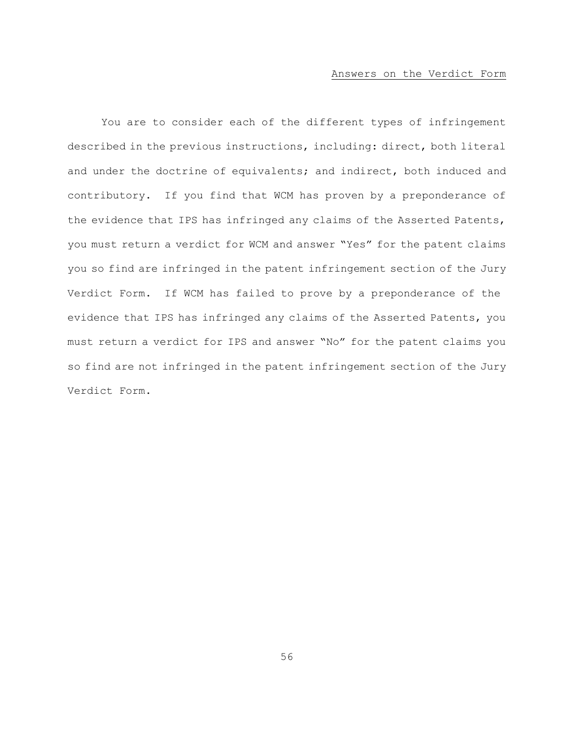## Answers on the Verdict Form

You are to consider each of the different types of infringement described in the previous instructions, including: direct, both literal and under the doctrine of equivalents; and indirect, both induced and contributory. If you find that WCM has proven by a preponderance of the evidence that IPS has infringed any claims of the Asserted Patents, you must return a verdict for WCM and answer "Yes" for the patent claims you so find are infringed in the patent infringement section of the Jury Verdict Form. If WCM has failed to prove by a preponderance of the evidence that IPS has infringed any claims of the Asserted Patents, you must return a verdict for IPS and answer "No" for the patent claims you so find are not infringed in the patent infringement section of the Jury Verdict Form.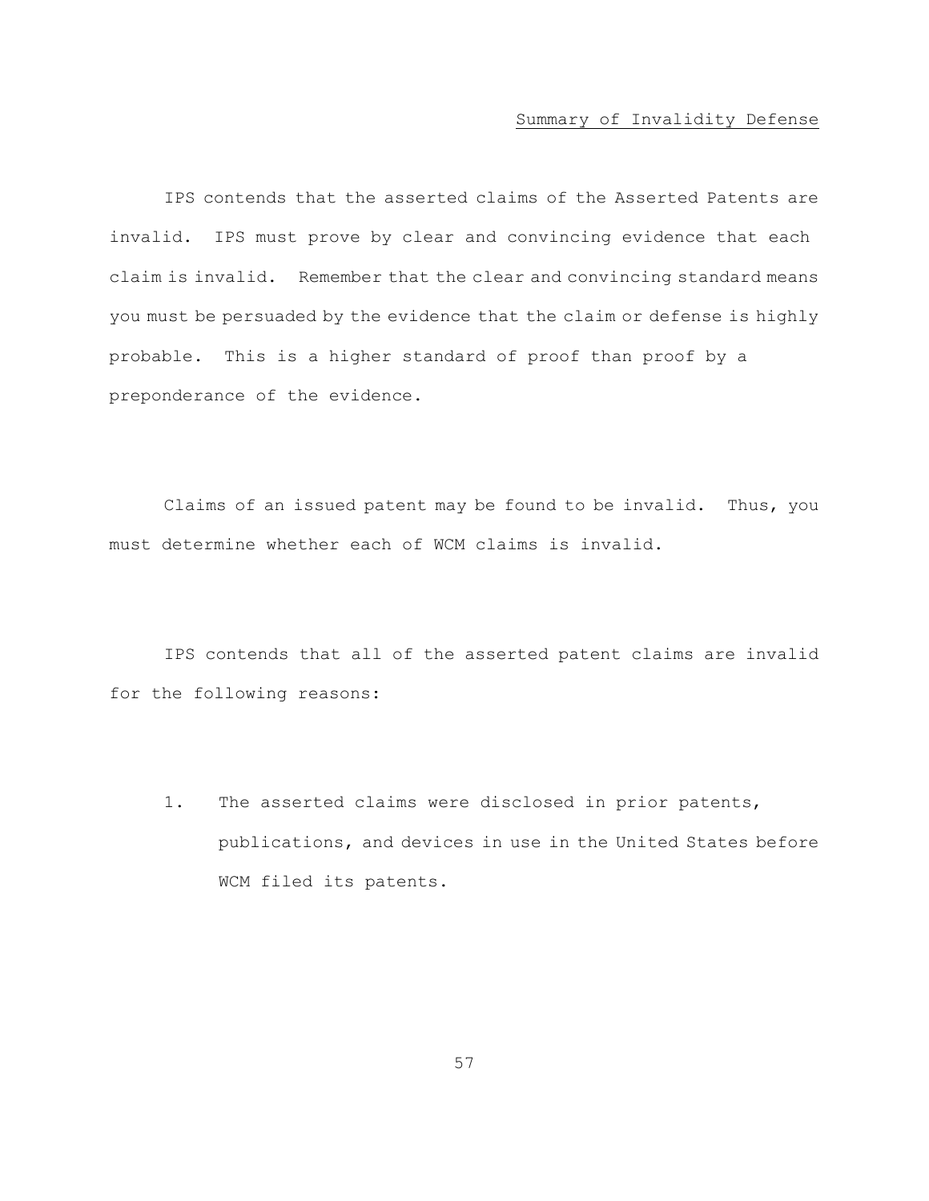Summary of Invalidity Defense

IPS contends that the asserted claims of the Asserted Patents are invalid. IPS must prove by clear and convincing evidence that each claim is invalid. Remember that the clear and convincing standard means you must be persuaded by the evidence that the claim or defense is highly probable. This is a higher standard of proof than proof by a preponderance of the evidence.

Claims of an issued patent may be found to be invalid. Thus, you must determine whether each of WCM claims is invalid.

IPS contends that all of the asserted patent claims are invalid for the following reasons:

1. The asserted claims were disclosed in prior patents, publications, and devices in use in the United States before WCM filed its patents.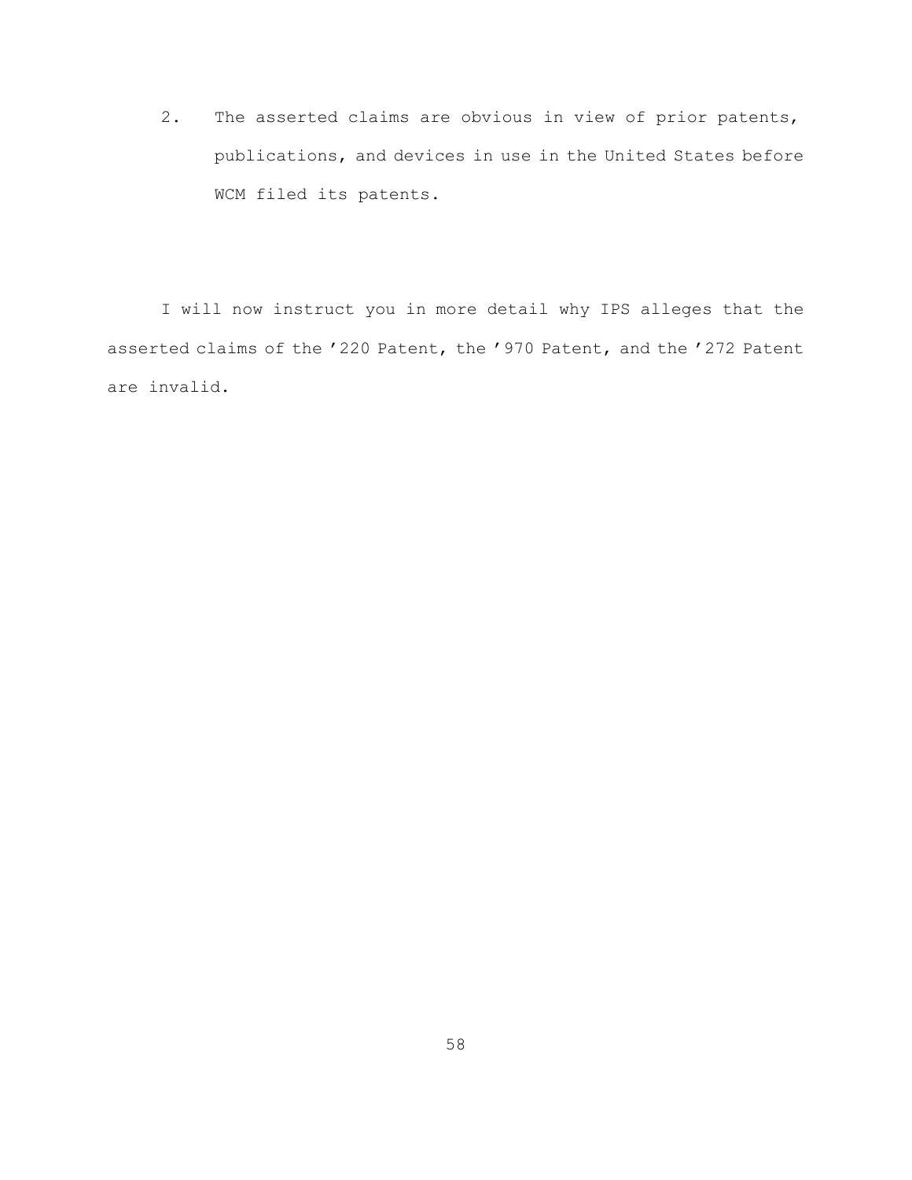2. The asserted claims are obvious in view of prior patents, publications, and devices in use in the United States before WCM filed its patents.

I will now instruct you in more detail why IPS alleges that the asserted claims of the ’220 Patent, the ’970 Patent, and the ’272 Patent are invalid.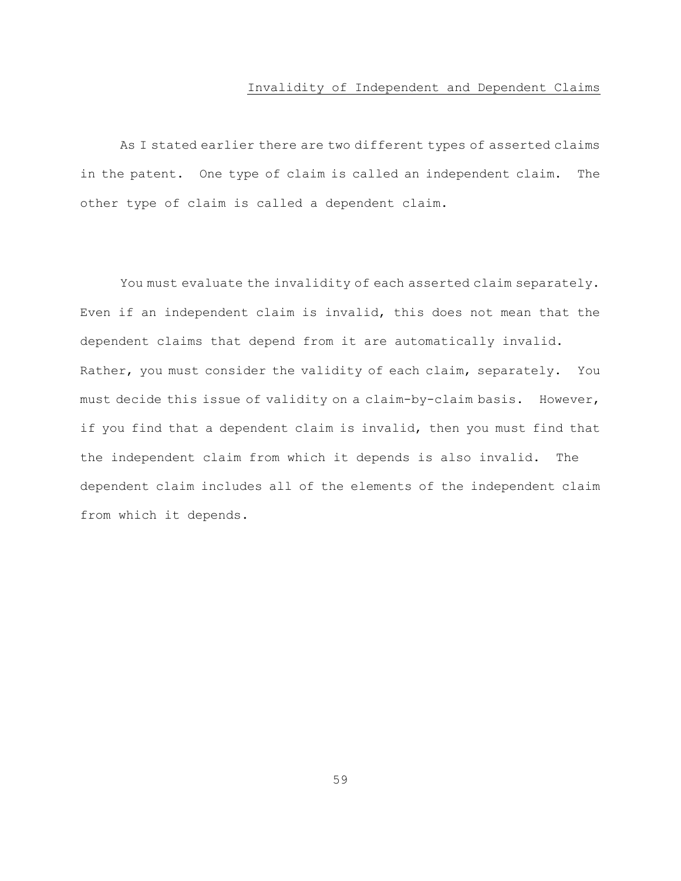## Invalidity of Independent and Dependent Claims

As I stated earlier there are two different types of asserted claims in the patent. One type of claim is called an independent claim. The other type of claim is called a dependent claim.

You must evaluate the invalidity of each asserted claim separately. Even if an independent claim is invalid, this does not mean that the dependent claims that depend from it are automatically invalid. Rather, you must consider the validity of each claim, separately. You must decide this issue of validity on a claim-by-claim basis. However, if you find that a dependent claim is invalid, then you must find that the independent claim from which it depends is also invalid. The dependent claim includes all of the elements of the independent claim from which it depends.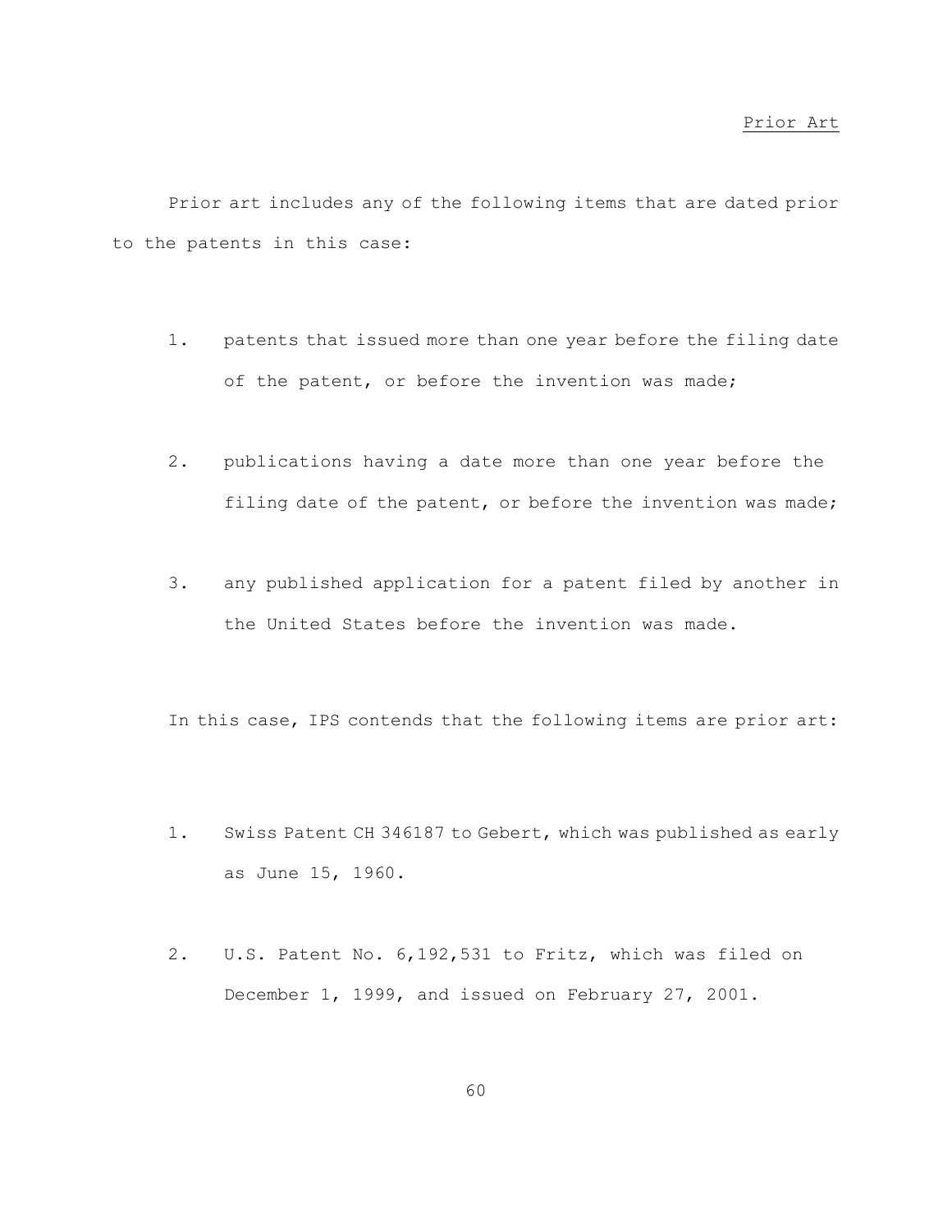## Prior Art

Prior art includes any of the following items that are dated prior to the patents in this case:

1. patents that issued more than one year before the filing date of the patent, or before the invention was made;

2. publications having a date more than one year before the filing date of the patent, or before the invention was made;

3. any published application for a patent filed by another in the United States before the invention was made.

In this case, IPS contends that the following items are prior art:

1. Swiss Patent CH 346187 to Gebert, which was published as early as June 15, 1960.

2. U.S. Patent No. 6,192,531 to Fritz, which was filed on December 1, 1999, and issued on February 27, 2001.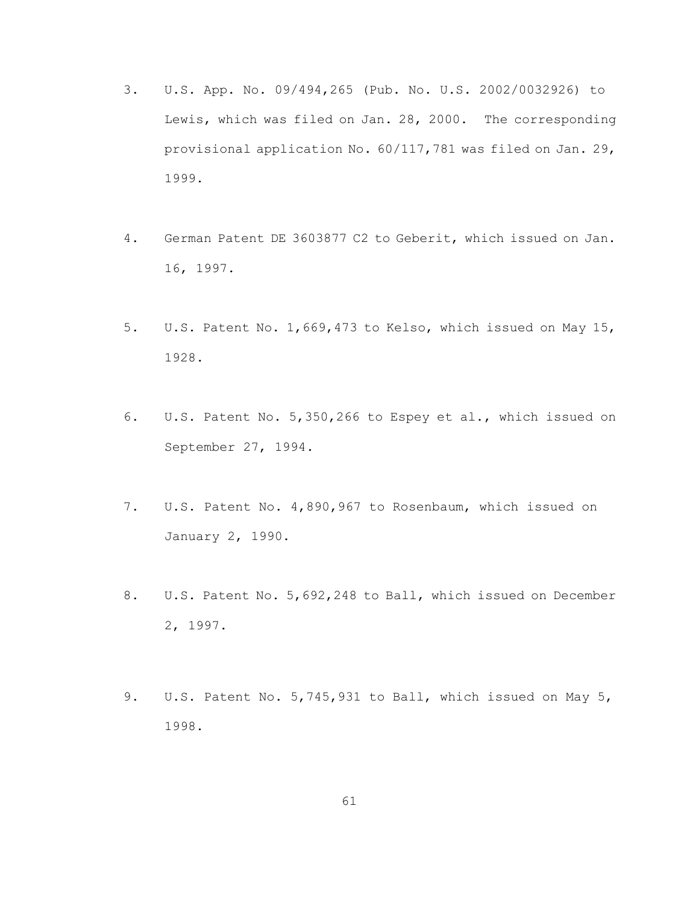3. U.S. App. No. 09/494,265 (Pub. No. U.S. 2002/0032926) to Lewis, which was filed on Jan. 28, 2000. The corresponding provisional application No. 60/117,781 was filed on Jan. 29, 1999.

4. German Patent DE 3603877 C2 to Geberit, which issued on Jan. 16, 1997.

5. U.S. Patent No. 1,669,473 to Kelso, which issued on May 15, 1928.

6. U.S. Patent No. 5,350,266 to Espey et al., which issued on September 27, 1994.

7. U.S. Patent No. 4,890,967 to Rosenbaum, which issued on January 2, 1990.

8. U.S. Patent No. 5,692,248 to Ball, which issued on December 2, 1997.

9. U.S. Patent No. 5,745,931 to Ball, which issued on May 5, 1998.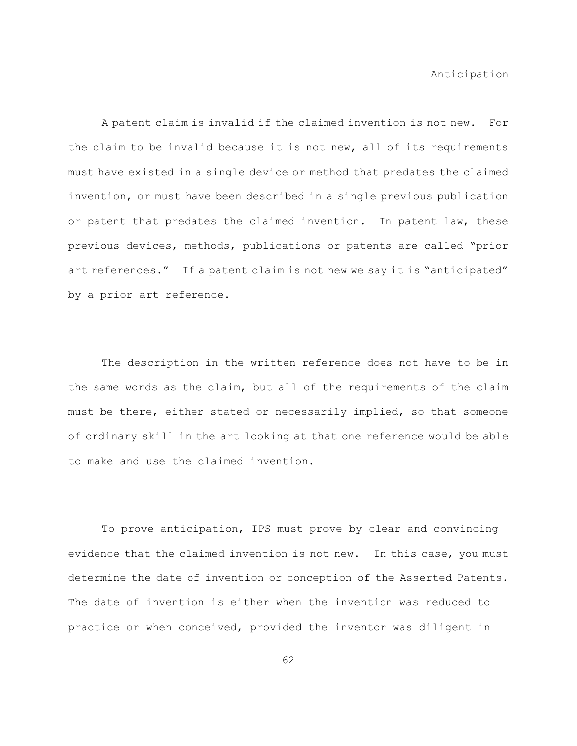## Anticipation

A patent claim is invalid if the claimed invention is not new. For the claim to be invalid because it is not new, all of its requirements must have existed in a single device or method that predates the claimed invention, or must have been described in a single previous publication or patent that predates the claimed invention. In patent law, these previous devices, methods, publications or patents are called "prior art references." If a patent claim is not new we say it is "anticipated" by a prior art reference.

The description in the written reference does not have to be in the same words as the claim, but all of the requirements of the claim must be there, either stated or necessarily implied, so that someone of ordinary skill in the art looking at that one reference would be able to make and use the claimed invention.

To prove anticipation, IPS must prove by clear and convincing evidence that the claimed invention is not new. In this case, you must determine the date of invention or conception of the Asserted Patents. The date of invention is either when the invention was reduced to practice or when conceived, provided the inventor was diligent in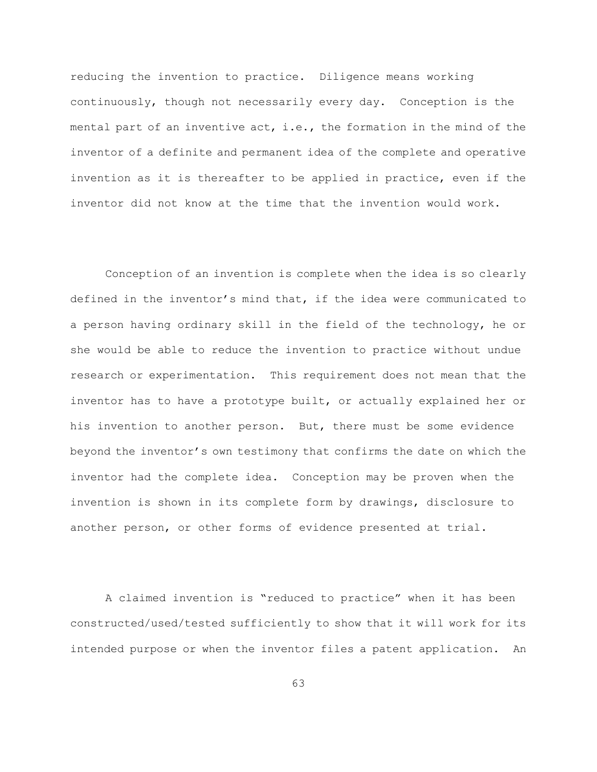reducing the invention to practice. Diligence means working continuously, though not necessarily every day. Conception is the mental part of an inventive act, i.e., the formation in the mind of the inventor of a definite and permanent idea of the complete and operative invention as it is thereafter to be applied in practice, even if the inventor did not know at the time that the invention would work.

Conception of an invention is complete when the idea is so clearly defined in the inventor's mind that, if the idea were communicated to a person having ordinary skill in the field of the technology, he or she would be able to reduce the invention to practice without undue research or experimentation. This requirement does not mean that the inventor has to have a prototype built, or actually explained her or his invention to another person. But, there must be some evidence beyond the inventor's own testimony that confirms the date on which the inventor had the complete idea. Conception may be proven when the invention is shown in its complete form by drawings, disclosure to another person, or other forms of evidence presented at trial.

A claimed invention is "reduced to practice" when it has been constructed/used/tested sufficiently to show that it will work for its intended purpose or when the inventor files a patent application. An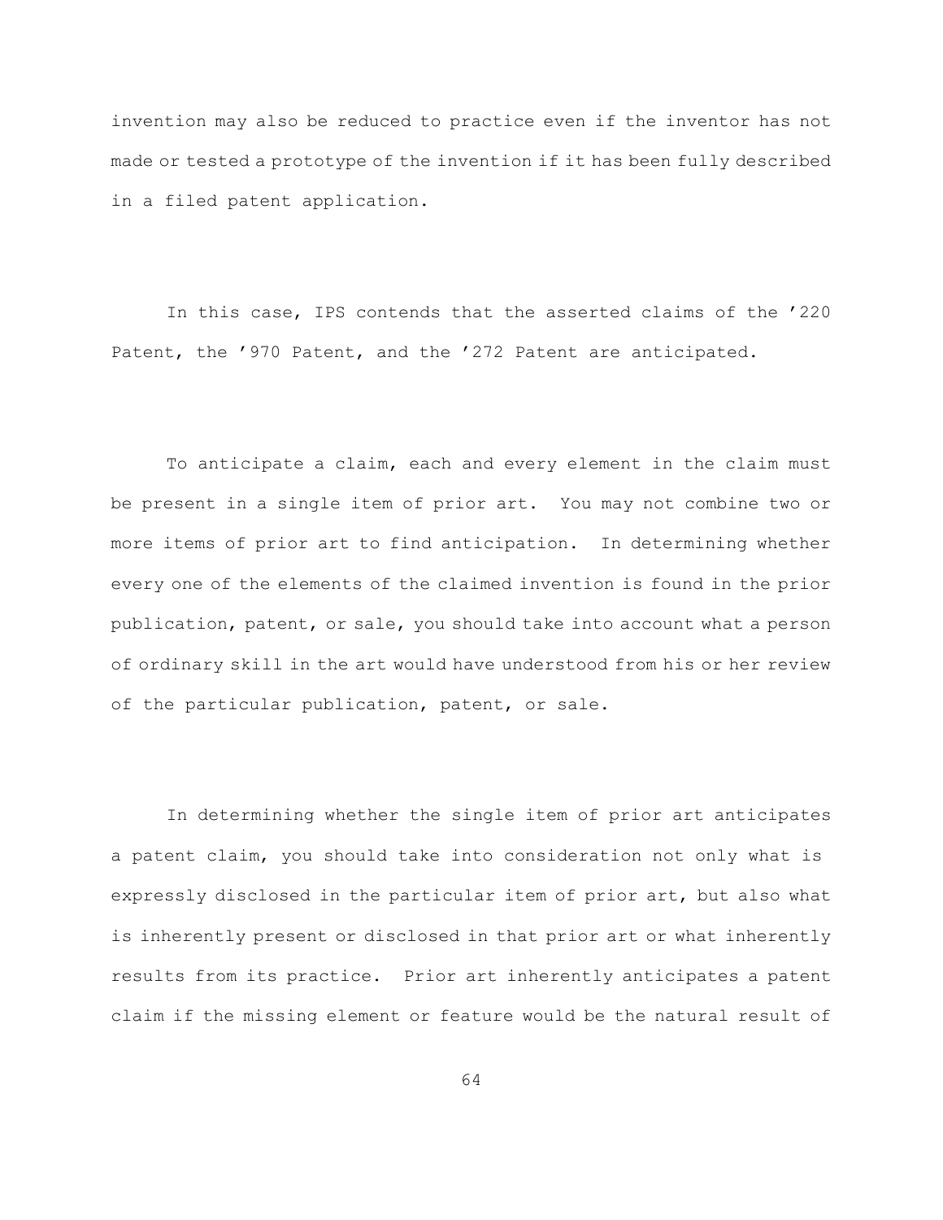invention may also be reduced to practice even if the inventor has not made or tested a prototype of the invention if it has been fully described in a filed patent application.

In this case, IPS contends that the asserted claims of the ’220 Patent, the ’970 Patent, and the ’272 Patent are anticipated.

To anticipate a claim, each and every element in the claim must be present in a single item of prior art. You may not combine two or more items of prior art to find anticipation. In determining whether every one of the elements of the claimed invention is found in the prior publication, patent, or sale, you should take into account what a person of ordinary skill in the art would have understood from his or her review of the particular publication, patent, or sale.

In determining whether the single item of prior art anticipates a patent claim, you should take into consideration not only what is expressly disclosed in the particular item of prior art, but also what is inherently present or disclosed in that prior art or what inherently results from its practice. Prior art inherently anticipates a patent claim if the missing element or feature would be the natural result of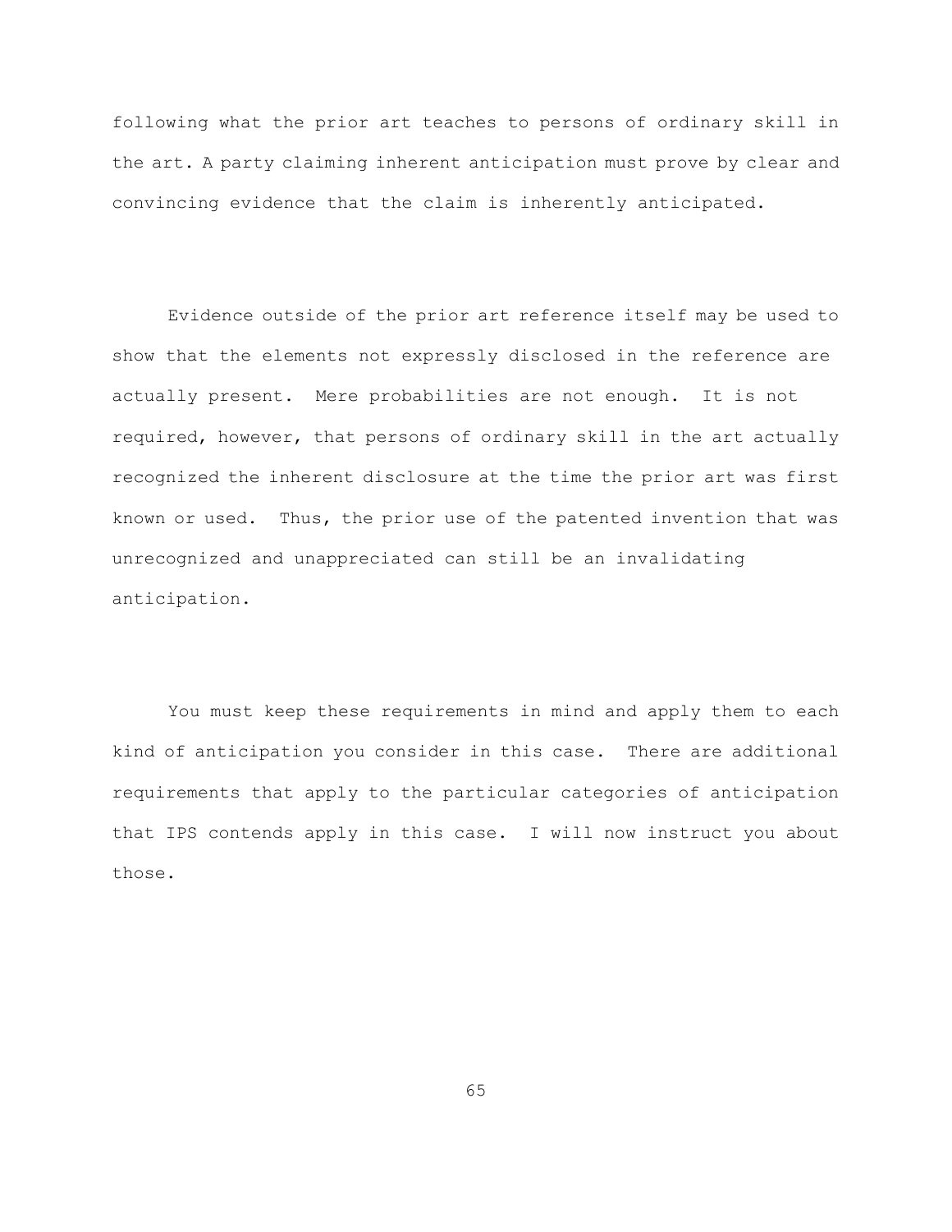following what the prior art teaches to persons of ordinary skill in the art. A party claiming inherent anticipation must prove by clear and convincing evidence that the claim is inherently anticipated.

Evidence outside of the prior art reference itself may be used to show that the elements not expressly disclosed in the reference are actually present. Mere probabilities are not enough. It is not required, however, that persons of ordinary skill in the art actually recognized the inherent disclosure at the time the prior art was first known or used. Thus, the prior use of the patented invention that was unrecognized and unappreciated can still be an invalidating anticipation.

You must keep these requirements in mind and apply them to each kind of anticipation you consider in this case. There are additional requirements that apply to the particular categories of anticipation that IPS contends apply in this case. I will now instruct you about those.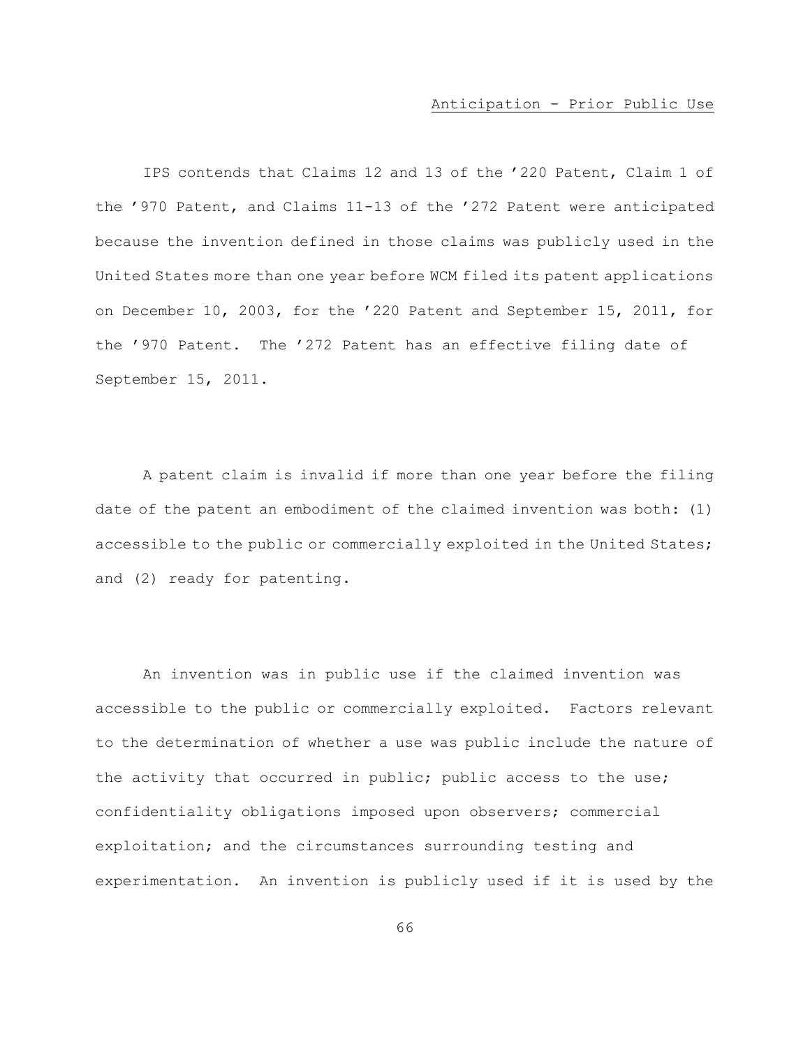<u>Anticipation - Prior Public Use</u>

IPS contends that Claims 12 and 13 of the ’220 Patent, Claim 1 of the ’970 Patent, and Claims 11-13 of the ’272 Patent were anticipated because the invention defined in those claims was publicly used in the United States more than one year before WCM filed its patent applications on December 10, 2003, for the ’220 Patent and September 15, 2011, for the ’970 Patent. The ’272 Patent has an effective filing date of September 15, 2011.

A patent claim is invalid if more than one year before the filing date of the patent an embodiment of the claimed invention was both: (1) accessible to the public or commercially exploited in the United States; and (2) ready for patenting.

An invention was in public use if the claimed invention was accessible to the public or commercially exploited. Factors relevant to the determination of whether a use was public include the nature of the activity that occurred in public; public access to the use; confidentiality obligations imposed upon observers; commercial exploitation; and the circumstances surrounding testing and experimentation. An invention is publicly used if it is used by the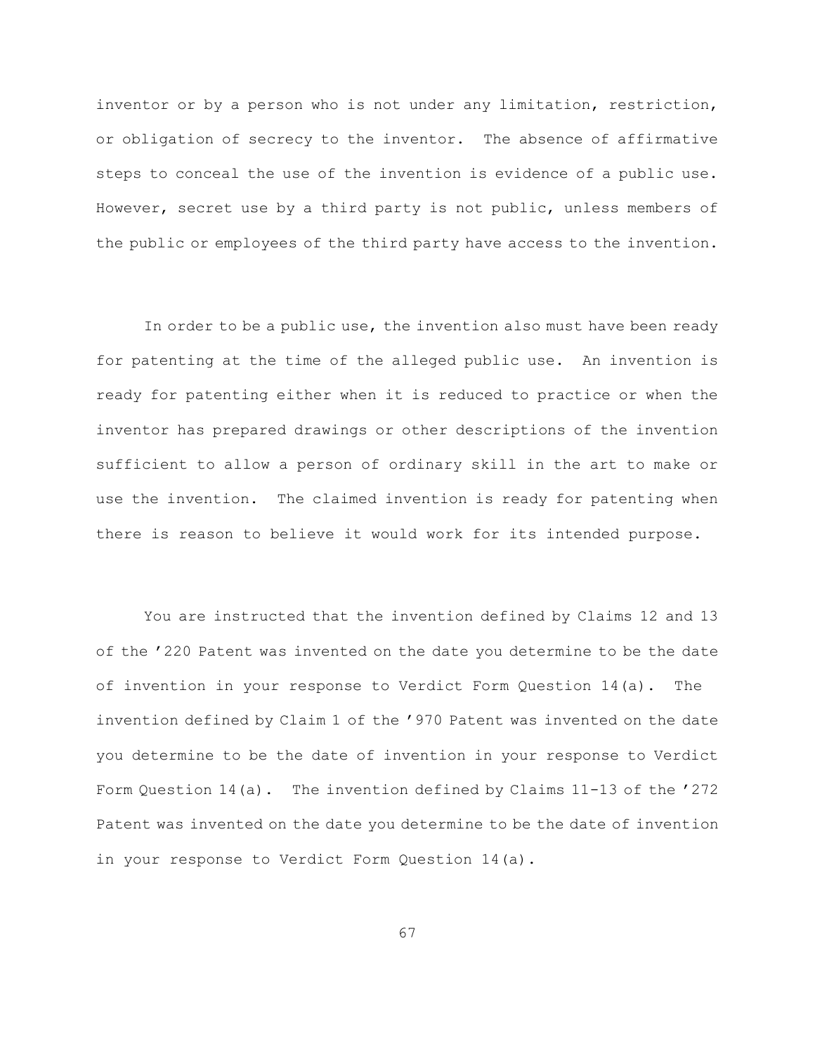inventor or by a person who is not under any limitation, restriction, or obligation of secrecy to the inventor. The absence of affirmative steps to conceal the use of the invention is evidence of a public use. However, secret use by a third party is not public, unless members of the public or employees of the third party have access to the invention.

In order to be a public use, the invention also must have been ready for patenting at the time of the alleged public use. An invention is ready for patenting either when it is reduced to practice or when the inventor has prepared drawings or other descriptions of the invention sufficient to allow a person of ordinary skill in the art to make or use the invention. The claimed invention is ready for patenting when there is reason to believe it would work for its intended purpose.

You are instructed that the invention defined by Claims 12 and 13 of the ’220 Patent was invented on the date you determine to be the date of invention in your response to Verdict Form Question 14(a). The invention defined by Claim 1 of the ’970 Patent was invented on the date you determine to be the date of invention in your response to Verdict Form Question 14(a). The invention defined by Claims 11-13 of the ’272 Patent was invented on the date you determine to be the date of invention in your response to Verdict Form Question 14(a).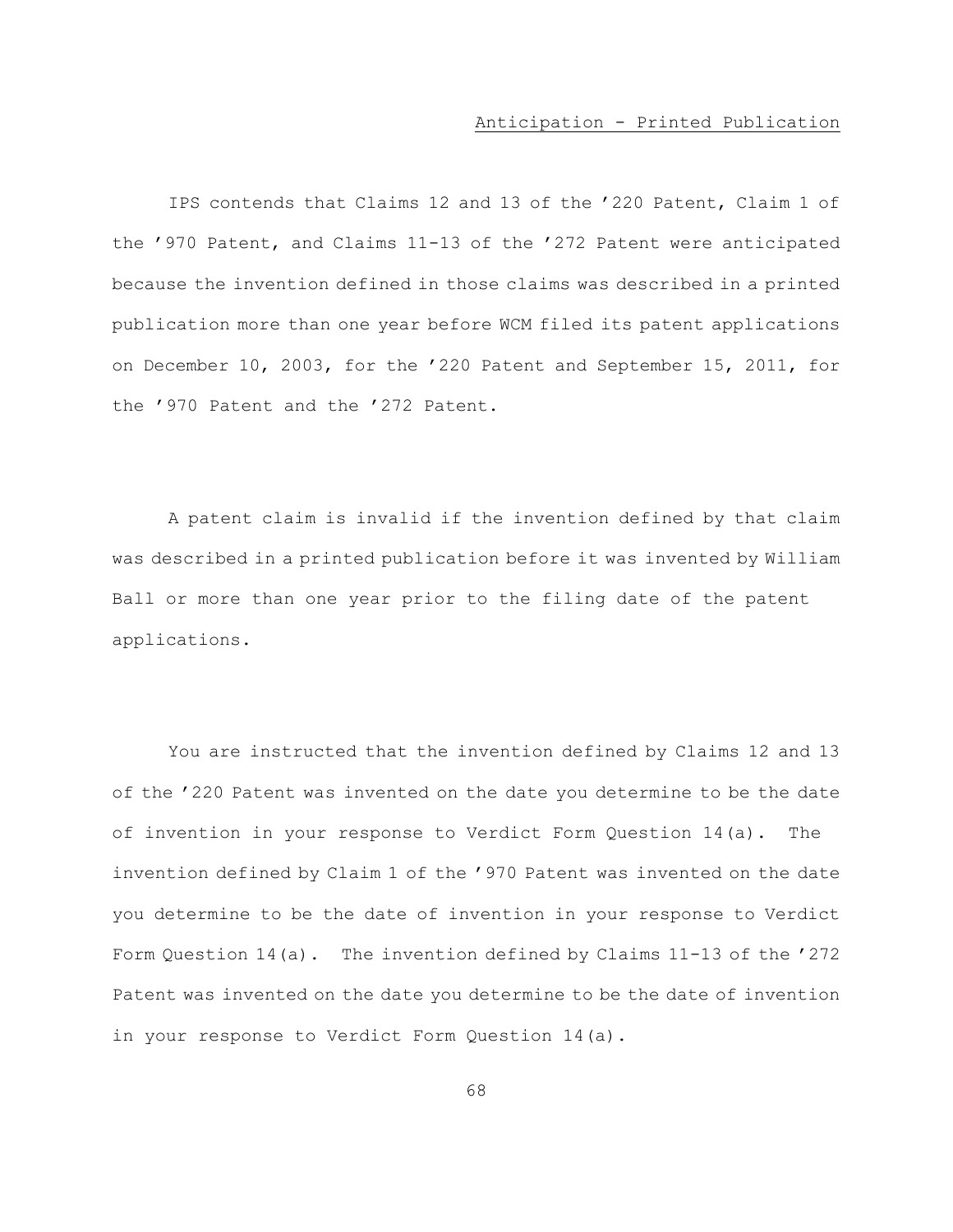## Anticipation - Printed Publication

IPS contends that Claims 12 and 13 of the ’220 Patent, Claim 1 of the ’970 Patent, and Claims 11-13 of the ’272 Patent were anticipated because the invention defined in those claims was described in a printed publication more than one year before WCM filed its patent applications on December 10, 2003, for the ’220 Patent and September 15, 2011, for the ’970 Patent and the ’272 Patent.

A patent claim is invalid if the invention defined by that claim was described in a printed publication before it was invented by William Ball or more than one year prior to the filing date of the patent applications.

You are instructed that the invention defined by Claims 12 and 13 of the ’220 Patent was invented on the date you determine to be the date of invention in your response to Verdict Form Question 14(a). The invention defined by Claim 1 of the ’970 Patent was invented on the date you determine to be the date of invention in your response to Verdict Form Question 14(a). The invention defined by Claims 11-13 of the ’272 Patent was invented on the date you determine to be the date of invention in your response to Verdict Form Question 14(a).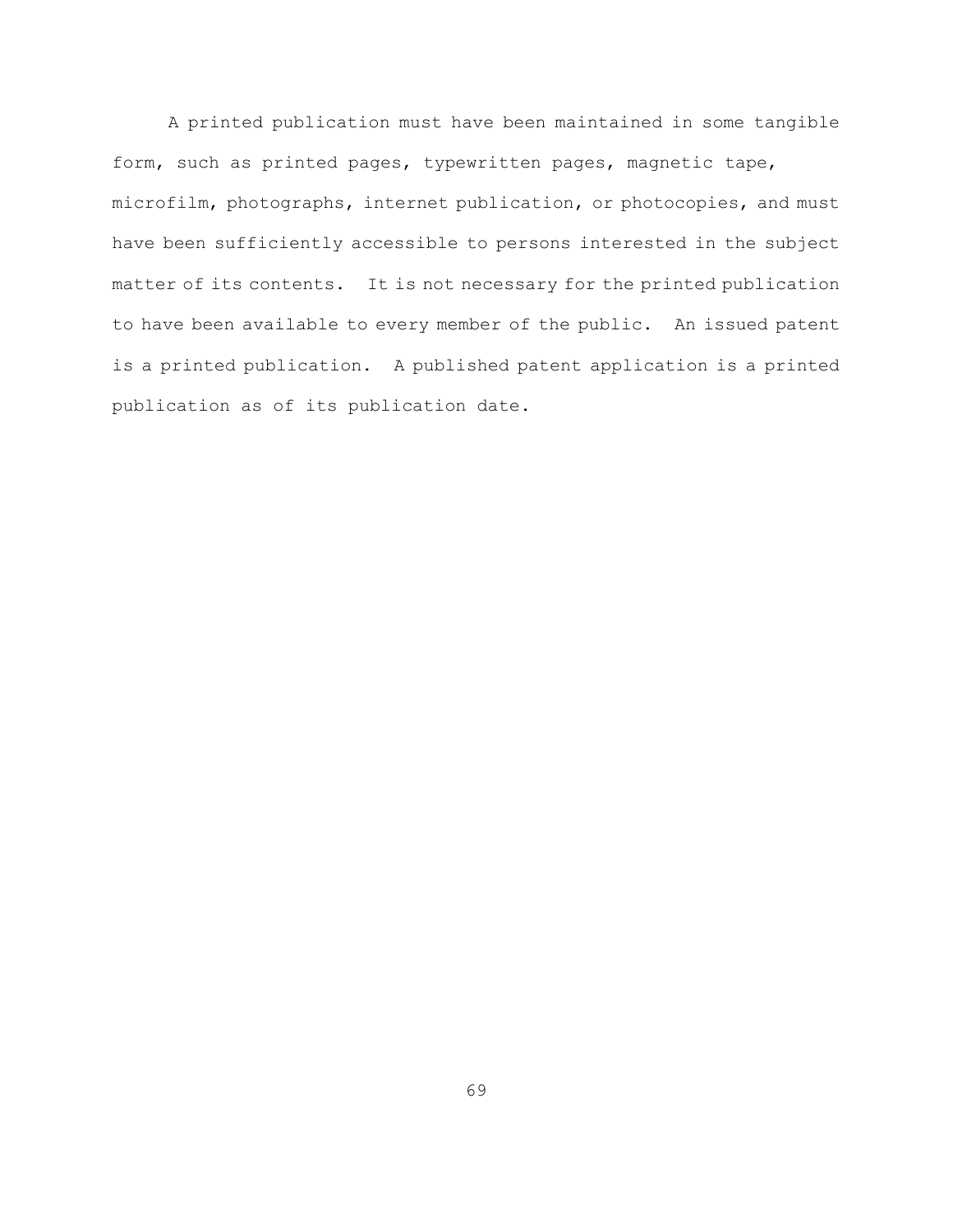A printed publication must have been maintained in some tangible form, such as printed pages, typewritten pages, magnetic tape, microfilm, photographs, internet publication, or photocopies, and must have been sufficiently accessible to persons interested in the subject matter of its contents. It is not necessary for the printed publication to have been available to every member of the public. An issued patent is a printed publication. A published patent application is a printed publication as of its publication date.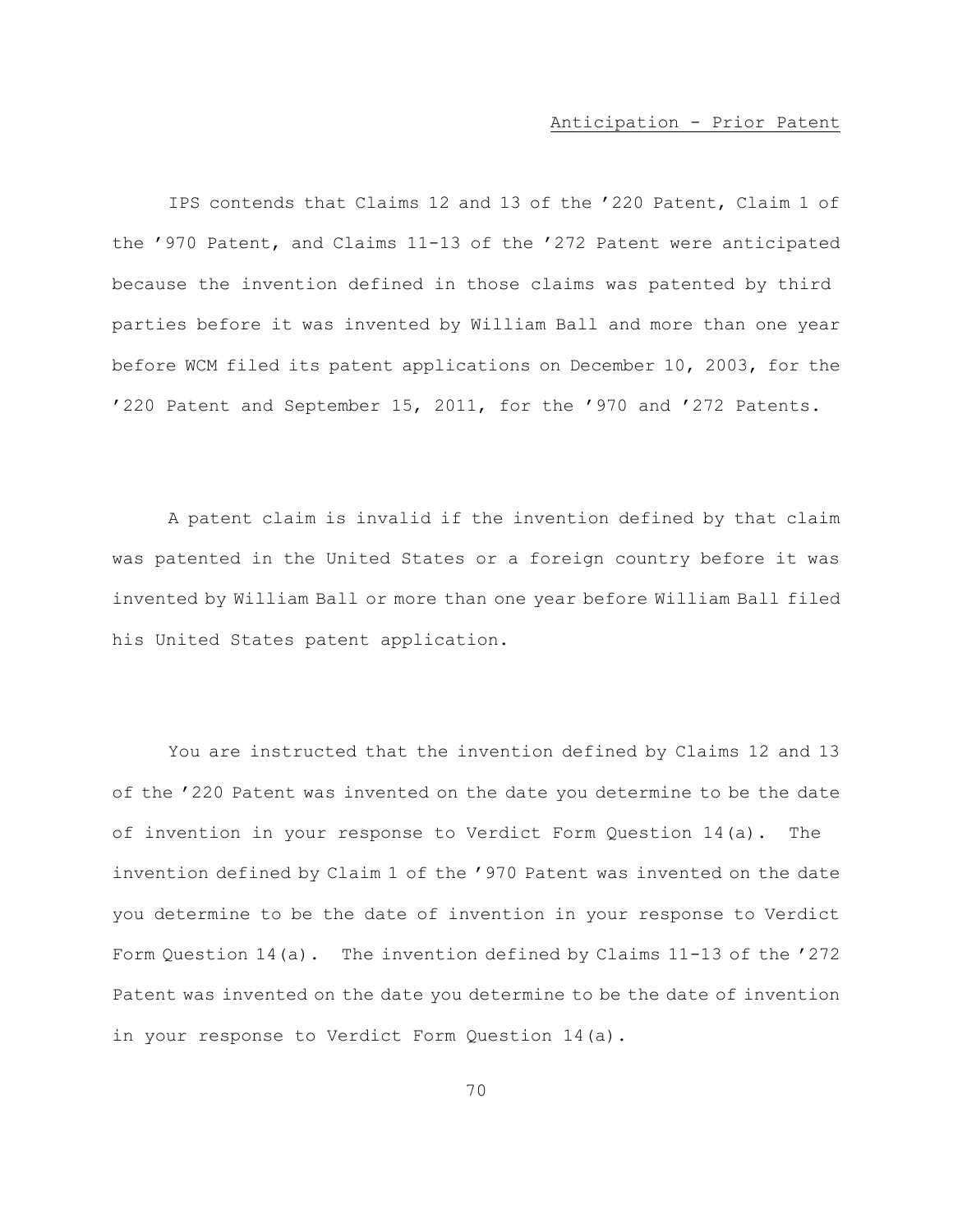Anticipation - Prior Patent

IPS contends that Claims 12 and 13 of the ’220 Patent, Claim 1 of the ’970 Patent, and Claims 11-13 of the ’272 Patent were anticipated because the invention defined in those claims was patented by third parties before it was invented by William Ball and more than one year before WCM filed its patent applications on December 10, 2003, for the ’220 Patent and September 15, 2011, for the ’970 and ’272 Patents.

A patent claim is invalid if the invention defined by that claim was patented in the United States or a foreign country before it was invented by William Ball or more than one year before William Ball filed his United States patent application.

You are instructed that the invention defined by Claims 12 and 13 of the ’220 Patent was invented on the date you determine to be the date of invention in your response to Verdict Form Question 14(a). The invention defined by Claim 1 of the ’970 Patent was invented on the date you determine to be the date of invention in your response to Verdict Form Question 14(a). The invention defined by Claims 11-13 of the ’272 Patent was invented on the date you determine to be the date of invention in your response to Verdict Form Question 14(a).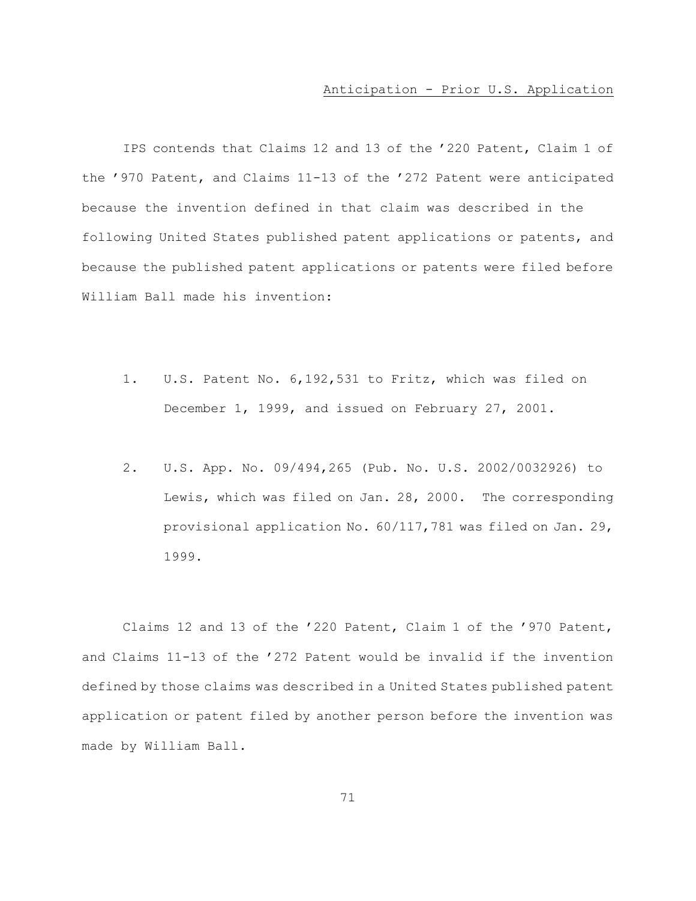<u>Anticipation - Prior U.S. Application</u>

IPS contends that Claims 12 and 13 of the ’220 Patent, Claim 1 of the ’970 Patent, and Claims 11-13 of the ’272 Patent were anticipated because the invention defined in that claim was described in the following United States published patent applications or patents, and because the published patent applications or patents were filed before William Ball made his invention:

1. U.S. Patent No. 6,192,531 to Fritz, which was filed on December 1, 1999, and issued on February 27, 2001.

2. U.S. App. No. 09/494,265 (Pub. No. U.S. 2002/0032926) to Lewis, which was filed on Jan. 28, 2000. The corresponding provisional application No. 60/117,781 was filed on Jan. 29, 1999.

Claims 12 and 13 of the ’220 Patent, Claim 1 of the ’970 Patent, and Claims 11-13 of the ’272 Patent would be invalid if the invention defined by those claims was described in a United States published patent application or patent filed by another person before the invention was made by William Ball.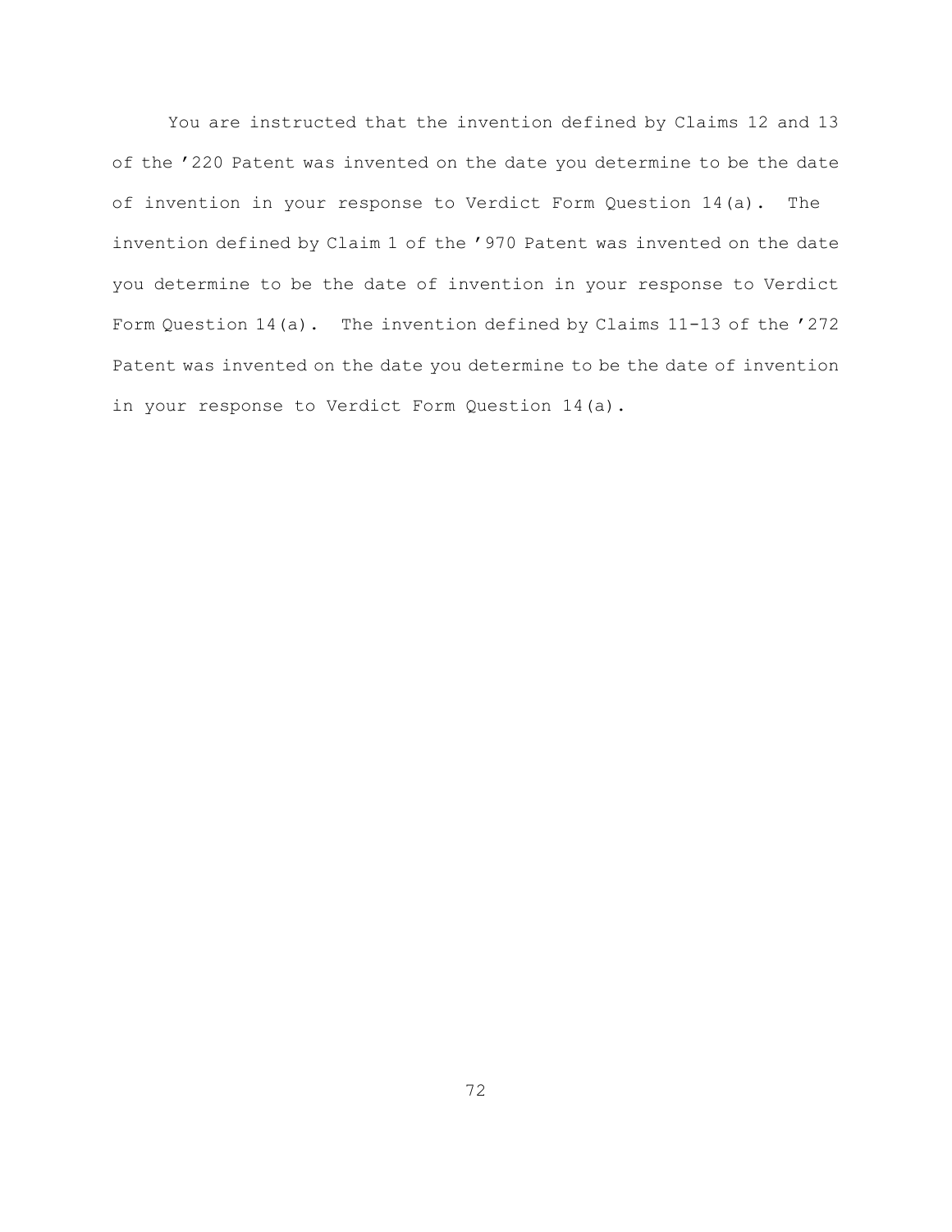You are instructed that the invention defined by Claims 12 and 13 of the ’220 Patent was invented on the date you determine to be the date of invention in your response to Verdict Form Question 14(a). The invention defined by Claim 1 of the ’970 Patent was invented on the date you determine to be the date of invention in your response to Verdict Form Question 14(a). The invention defined by Claims 11-13 of the ’272 Patent was invented on the date you determine to be the date of invention in your response to Verdict Form Question 14(a).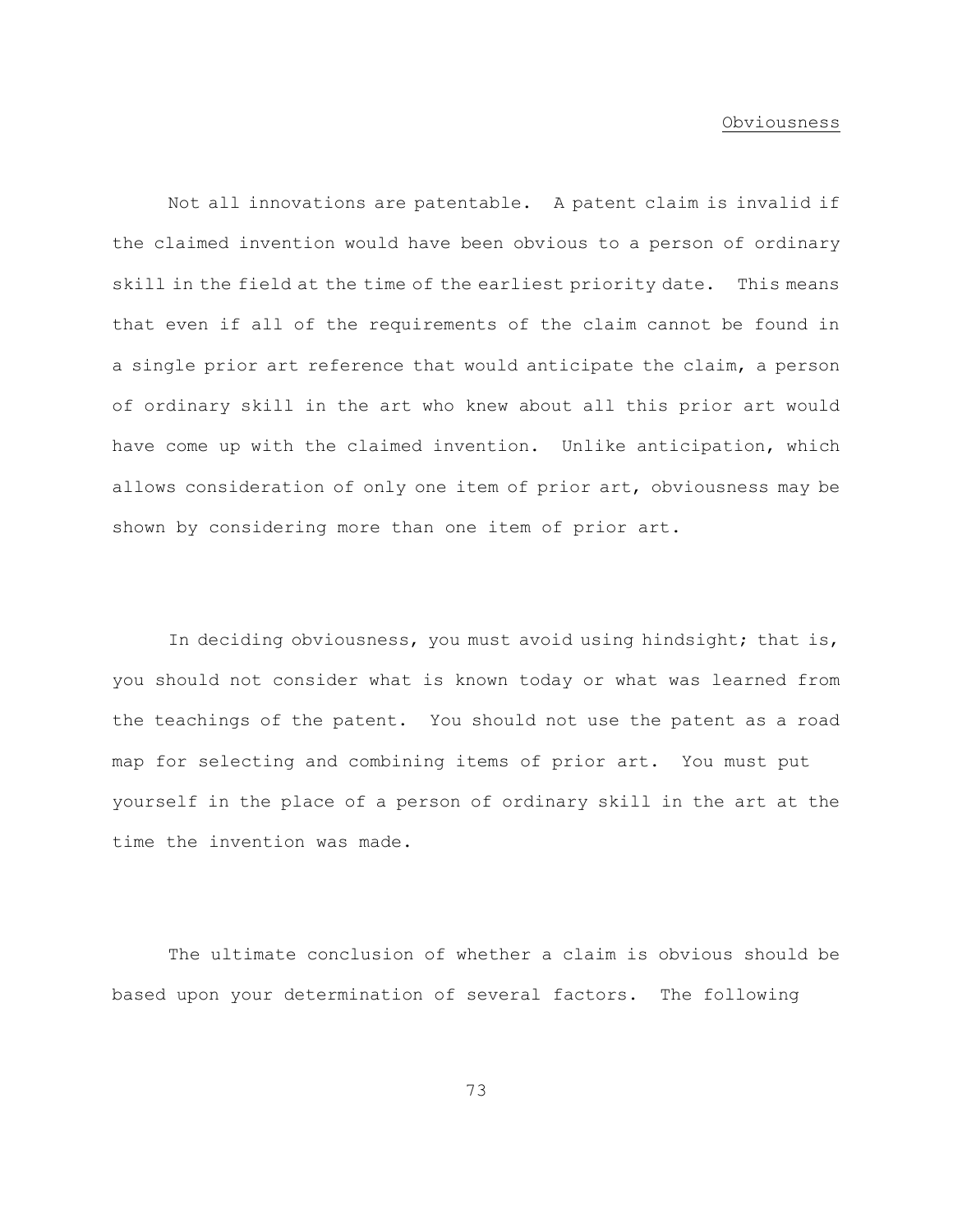## Obviousness

Not all innovations are patentable. A patent claim is invalid if the claimed invention would have been obvious to a person of ordinary skill in the field at the time of the earliest priority date. This means that even if all of the requirements of the claim cannot be found in a single prior art reference that would anticipate the claim, a person of ordinary skill in the art who knew about all this prior art would have come up with the claimed invention. Unlike anticipation, which allows consideration of only one item of prior art, obviousness may be shown by considering more than one item of prior art.

In deciding obviousness, you must avoid using hindsight; that is, you should not consider what is known today or what was learned from the teachings of the patent. You should not use the patent as a road map for selecting and combining items of prior art. You must put yourself in the place of a person of ordinary skill in the art at the time the invention was made.

The ultimate conclusion of whether a claim is obvious should be based upon your determination of several factors. The following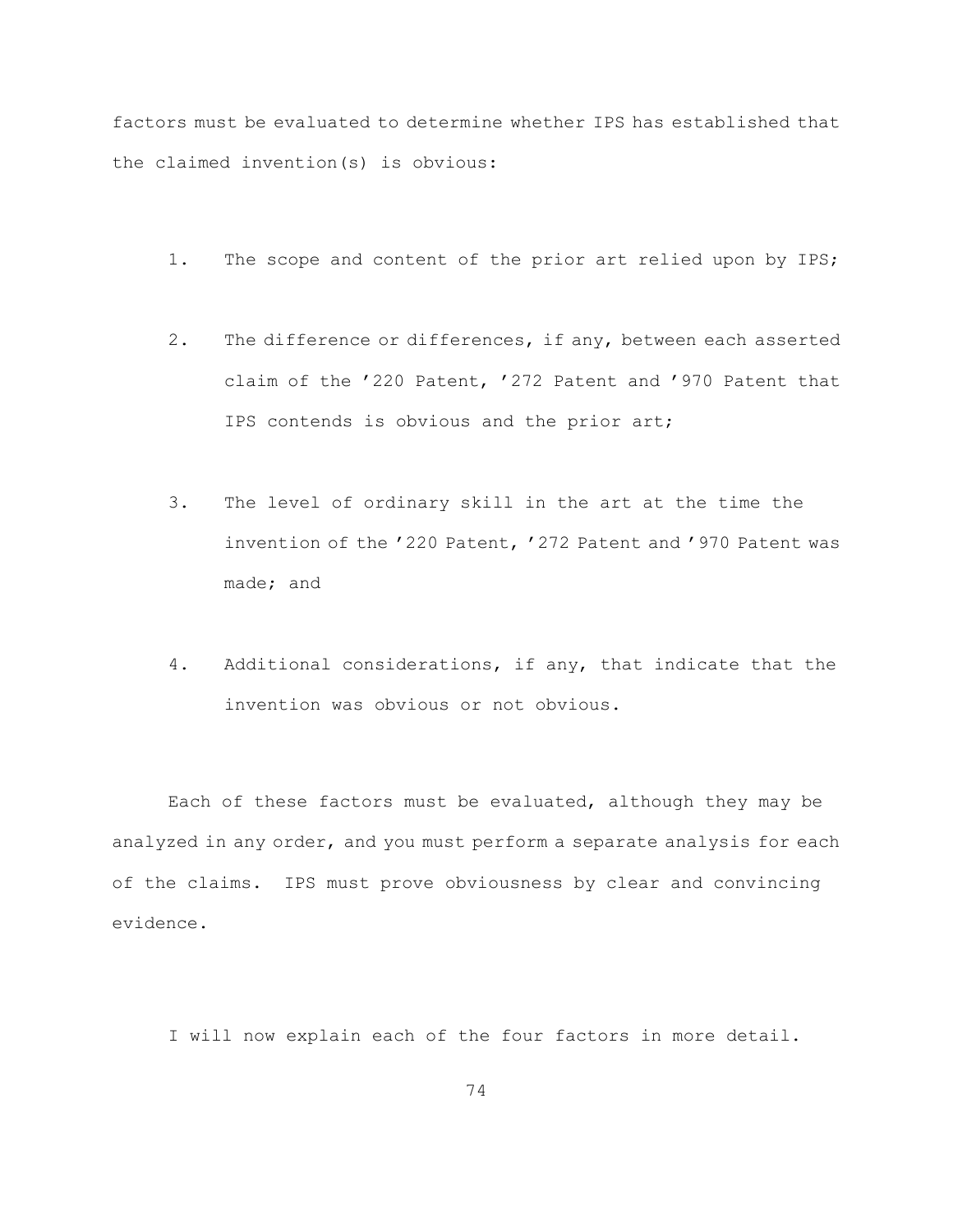factors must be evaluated to determine whether IPS has established that the claimed invention(s) is obvious:

1. The scope and content of the prior art relied upon by IPS;

2. The difference or differences, if any, between each asserted claim of the ’220 Patent, ’272 Patent and ’970 Patent that IPS contends is obvious and the prior art;

3. The level of ordinary skill in the art at the time the invention of the ’220 Patent, ’272 Patent and ’970 Patent was made; and

4. Additional considerations, if any, that indicate that the invention was obvious or not obvious.

Each of these factors must be evaluated, although they may be analyzed in any order, and you must perform a separate analysis for each of the claims. IPS must prove obviousness by clear and convincing evidence.

I will now explain each of the four factors in more detail.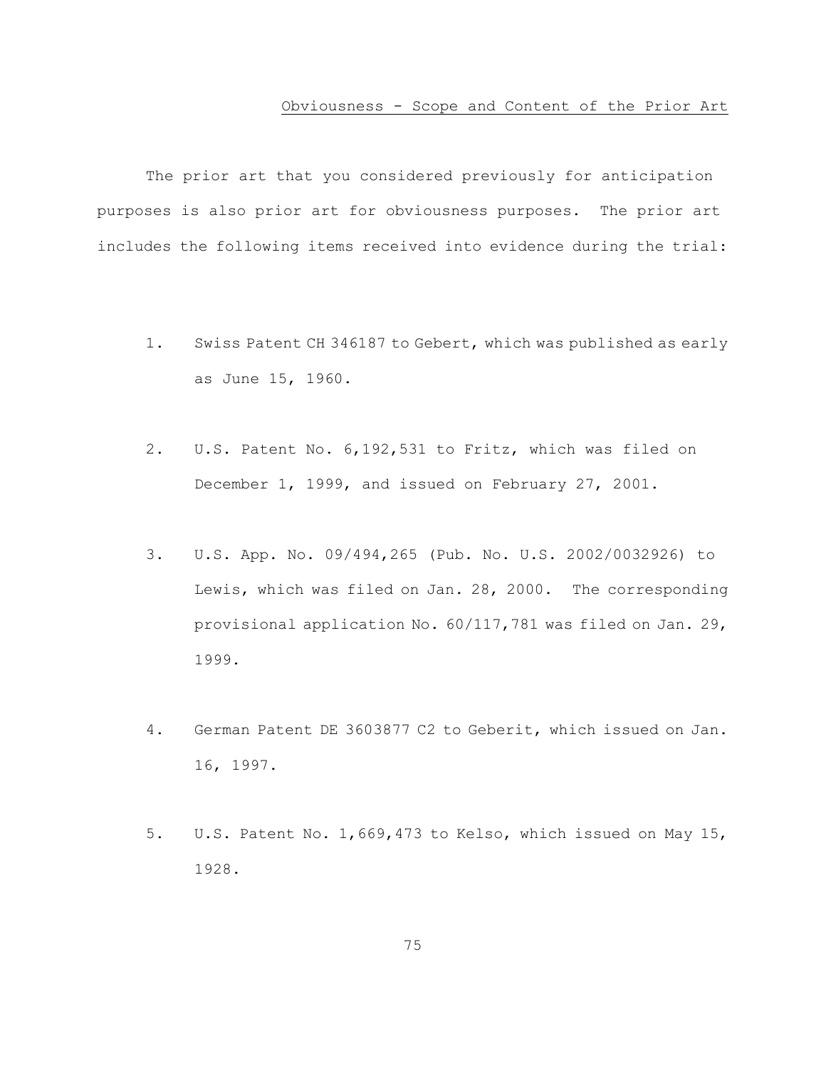## Obviousness - Scope and Content of the Prior Art

The prior art that you considered previously for anticipation purposes is also prior art for obviousness purposes. The prior art includes the following items received into evidence during the trial:

1. Swiss Patent CH 346187 to Gebert, which was published as early as June 15, 1960.

2. U.S. Patent No. 6,192,531 to Fritz, which was filed on December 1, 1999, and issued on February 27, 2001.

3. U.S. App. No. 09/494,265 (Pub. No. U.S. 2002/0032926) to Lewis, which was filed on Jan. 28, 2000. The corresponding provisional application No. 60/117,781 was filed on Jan. 29, 1999.

4. German Patent DE 3603877 C2 to Geberit, which issued on Jan. 16, 1997.

5. U.S. Patent No. 1,669,473 to Kelso, which issued on May 15, 1928.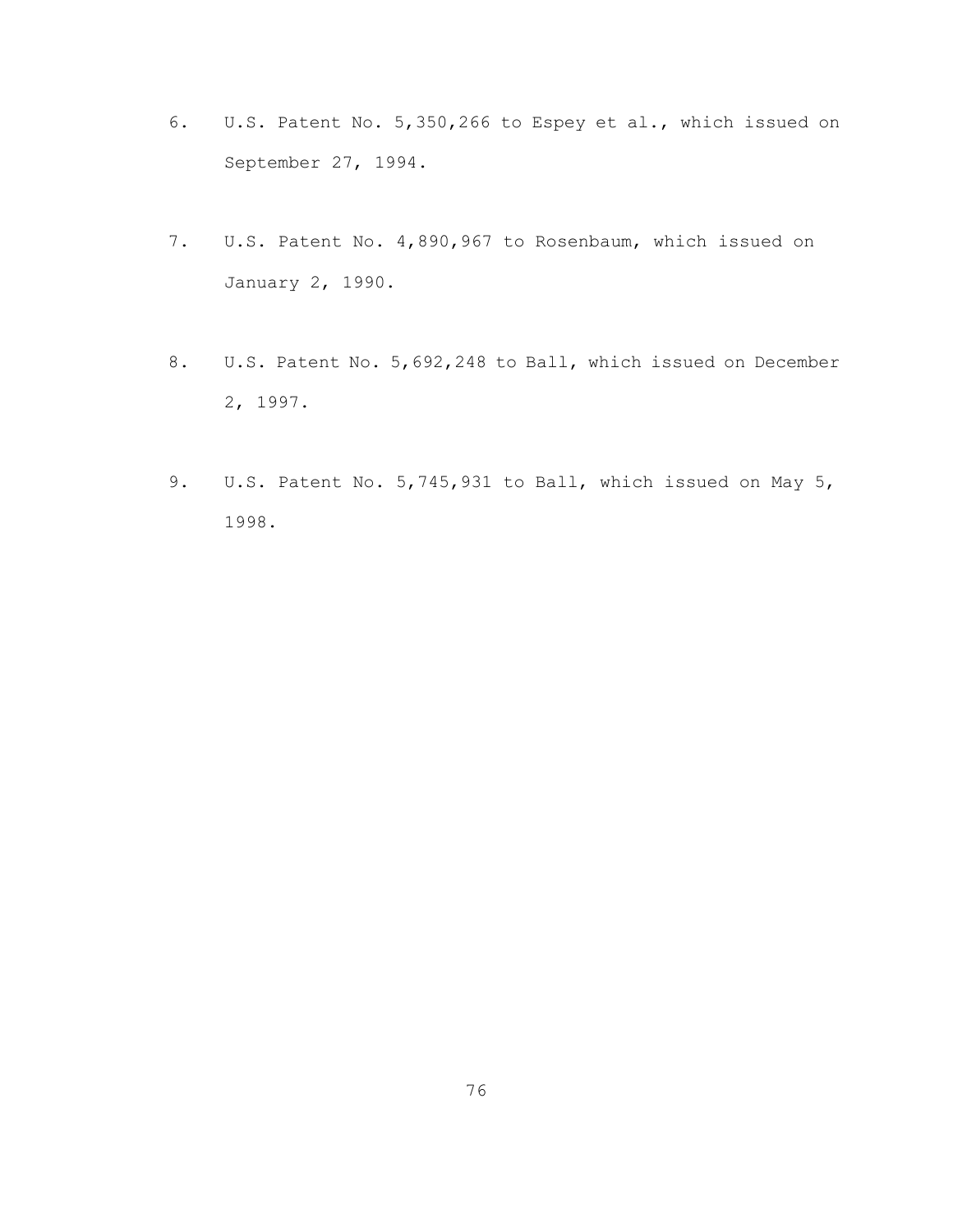6. U.S. Patent No. 5,350,266 to Espey et al., which issued on September 27, 1994.

7. U.S. Patent No. 4,890,967 to Rosenbaum, which issued on January 2, 1990.

8. U.S. Patent No. 5,692,248 to Ball, which issued on December 2, 1997.

9. U.S. Patent No. 5,745,931 to Ball, which issued on May 5, 1998.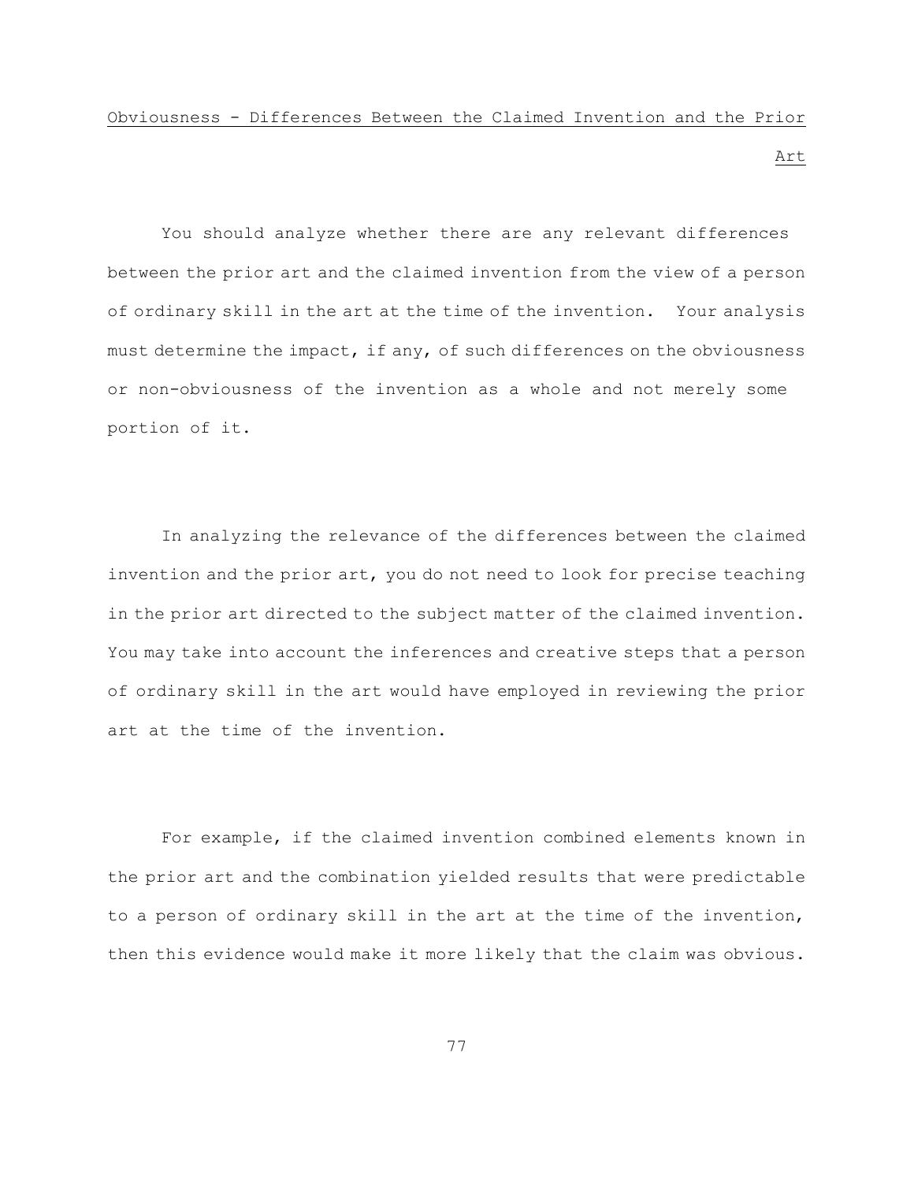## Obviousness - Differences Between the Claimed Invention and the Prior Art

You should analyze whether there are any relevant differences between the prior art and the claimed invention from the view of a person of ordinary skill in the art at the time of the invention. Your analysis must determine the impact, if any, of such differences on the obviousness or non-obviousness of the invention as a whole and not merely some portion of it.

In analyzing the relevance of the differences between the claimed invention and the prior art, you do not need to look for precise teaching in the prior art directed to the subject matter of the claimed invention. You may take into account the inferences and creative steps that a person of ordinary skill in the art would have employed in reviewing the prior art at the time of the invention.

For example, if the claimed invention combined elements known in the prior art and the combination yielded results that were predictable to a person of ordinary skill in the art at the time of the invention, then this evidence would make it more likely that the claim was obvious.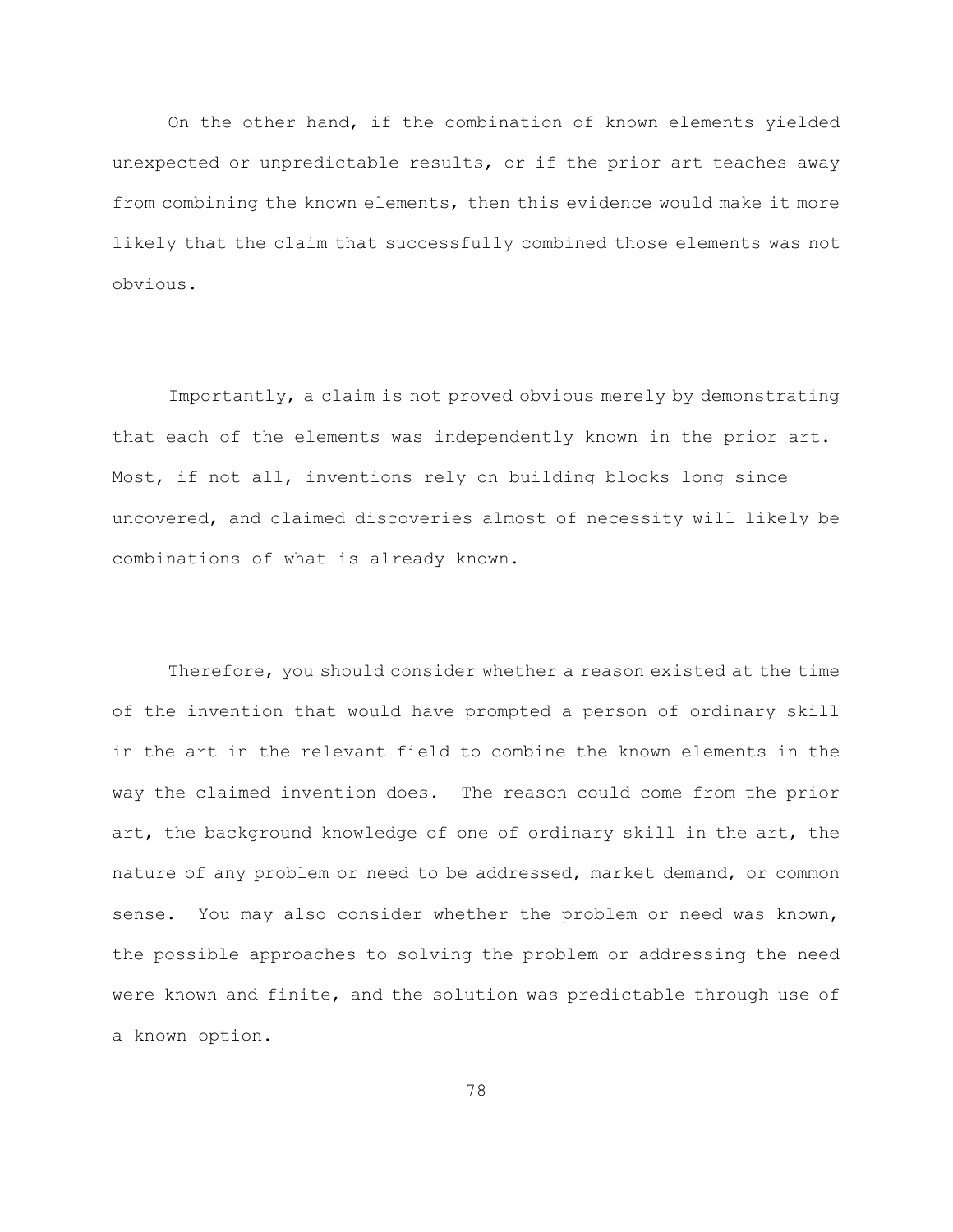On the other hand, if the combination of known elements yielded unexpected or unpredictable results, or if the prior art teaches away from combining the known elements, then this evidence would make it more likely that the claim that successfully combined those elements was not obvious.

Importantly, a claim is not proved obvious merely by demonstrating that each of the elements was independently known in the prior art. Most, if not all, inventions rely on building blocks long since uncovered, and claimed discoveries almost of necessity will likely be combinations of what is already known.

Therefore, you should consider whether a reason existed at the time of the invention that would have prompted a person of ordinary skill in the art in the relevant field to combine the known elements in the way the claimed invention does. The reason could come from the prior art, the background knowledge of one of ordinary skill in the art, the nature of any problem or need to be addressed, market demand, or common sense. You may also consider whether the problem or need was known, the possible approaches to solving the problem or addressing the need were known and finite, and the solution was predictable through use of a known option.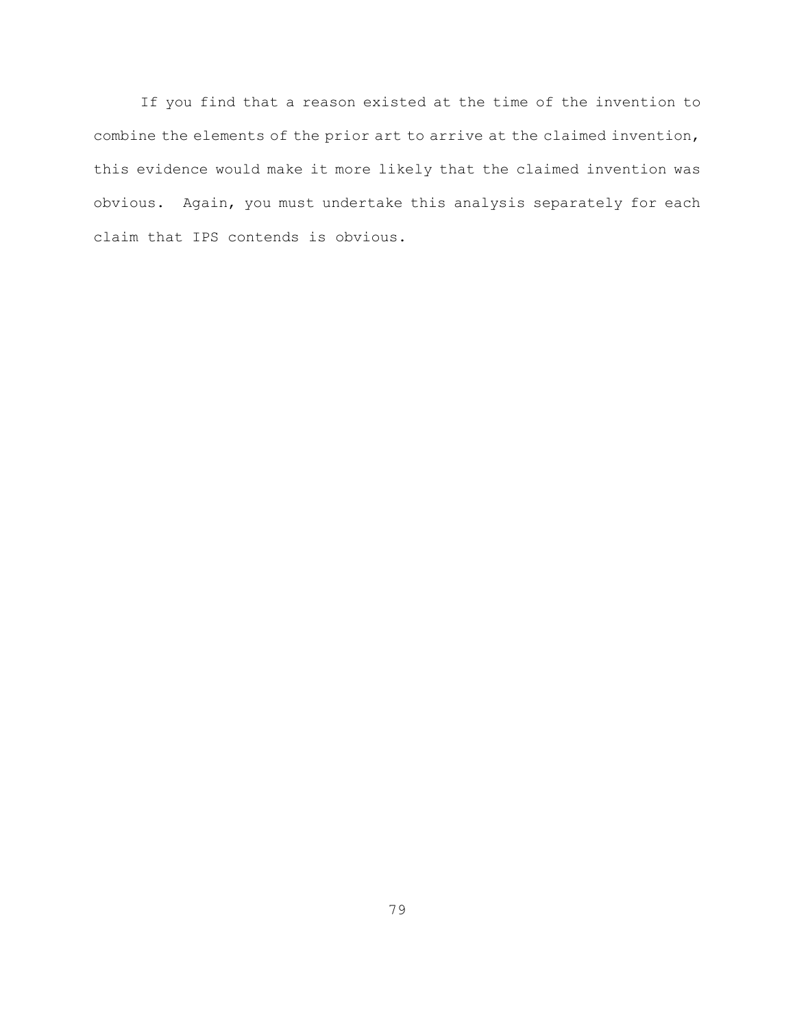If you find that a reason existed at the time of the invention to combine the elements of the prior art to arrive at the claimed invention, this evidence would make it more likely that the claimed invention was obvious. Again, you must undertake this analysis separately for each claim that IPS contends is obvious.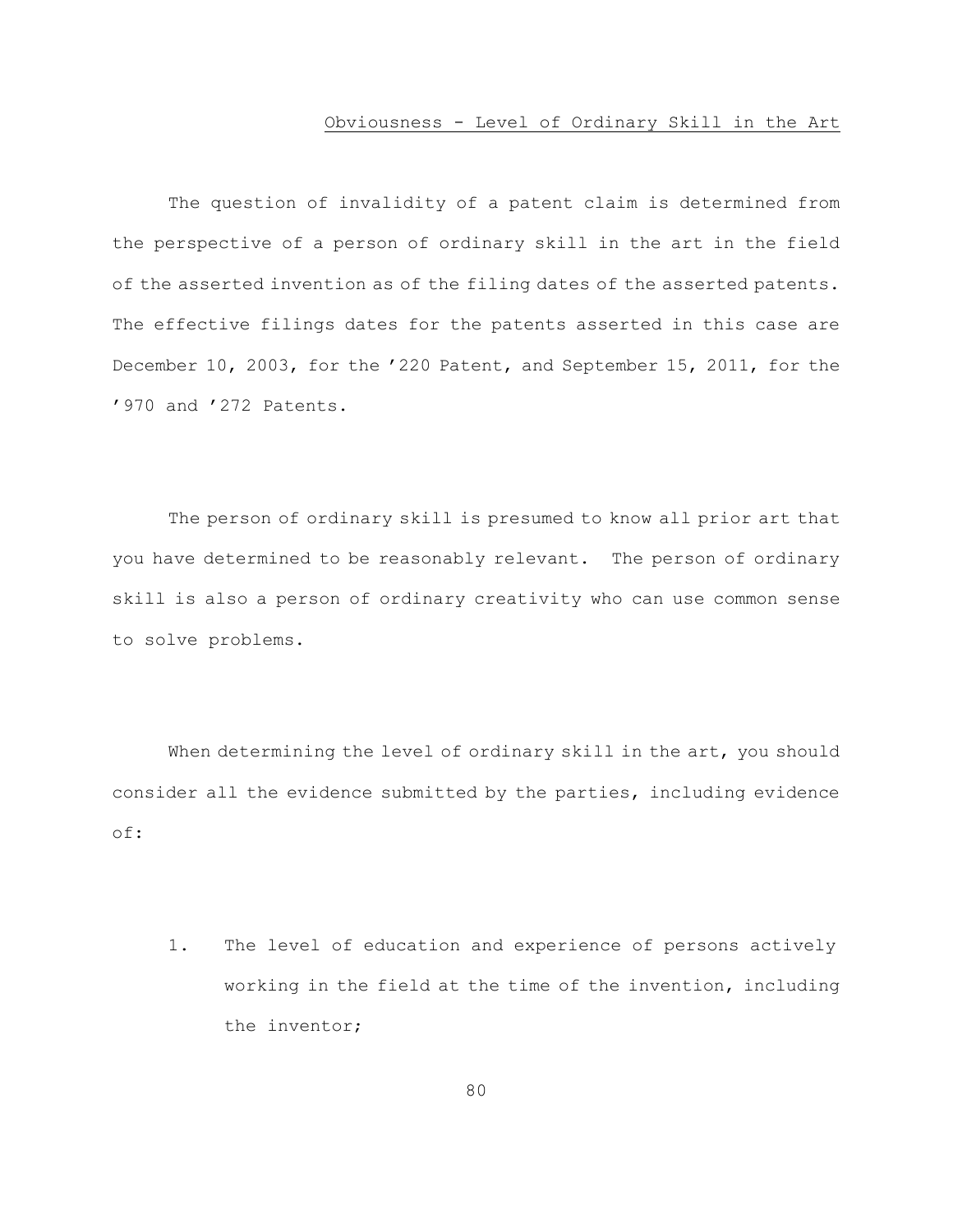## Obviousness - Level of Ordinary Skill in the Art

The question of invalidity of a patent claim is determined from the perspective of a person of ordinary skill in the art in the field of the asserted invention as of the filing dates of the asserted patents. The effective filings dates for the patents asserted in this case are December 10, 2003, for the ’220 Patent, and September 15, 2011, for the ’970 and ’272 Patents.

The person of ordinary skill is presumed to know all prior art that you have determined to be reasonably relevant. The person of ordinary skill is also a person of ordinary creativity who can use common sense to solve problems.

When determining the level of ordinary skill in the art, you should consider all the evidence submitted by the parties, including evidence of:

1. The level of education and experience of persons actively working in the field at the time of the invention, including the inventor;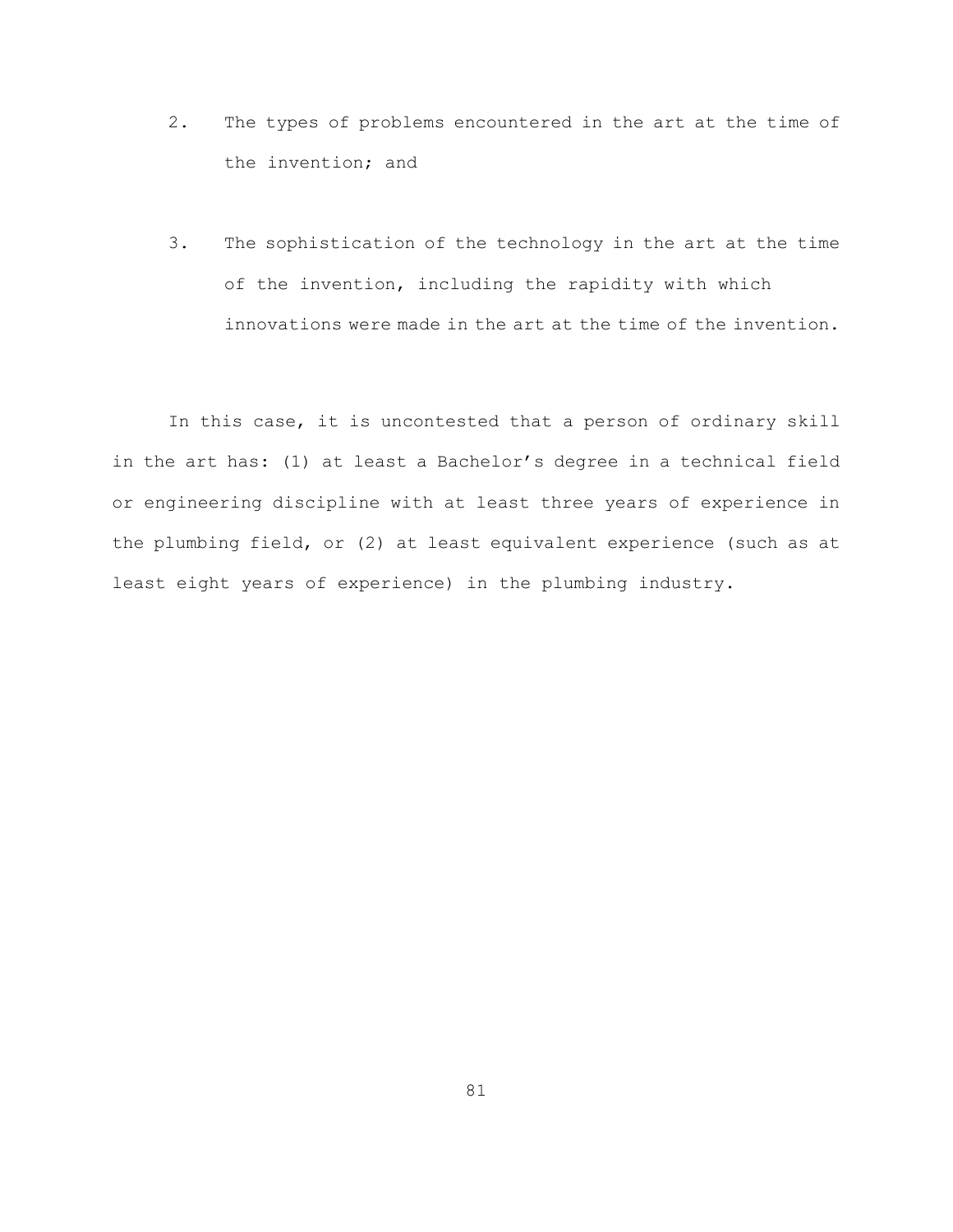2. The types of problems encountered in the art at the time of the invention; and

3. The sophistication of the technology in the art at the time of the invention, including the rapidity with which innovations were made in the art at the time of the invention.

In this case, it is uncontested that a person of ordinary skill in the art has: (1) at least a Bachelor's degree in a technical field or engineering discipline with at least three years of experience in the plumbing field, or (2) at least equivalent experience (such as at least eight years of experience) in the plumbing industry.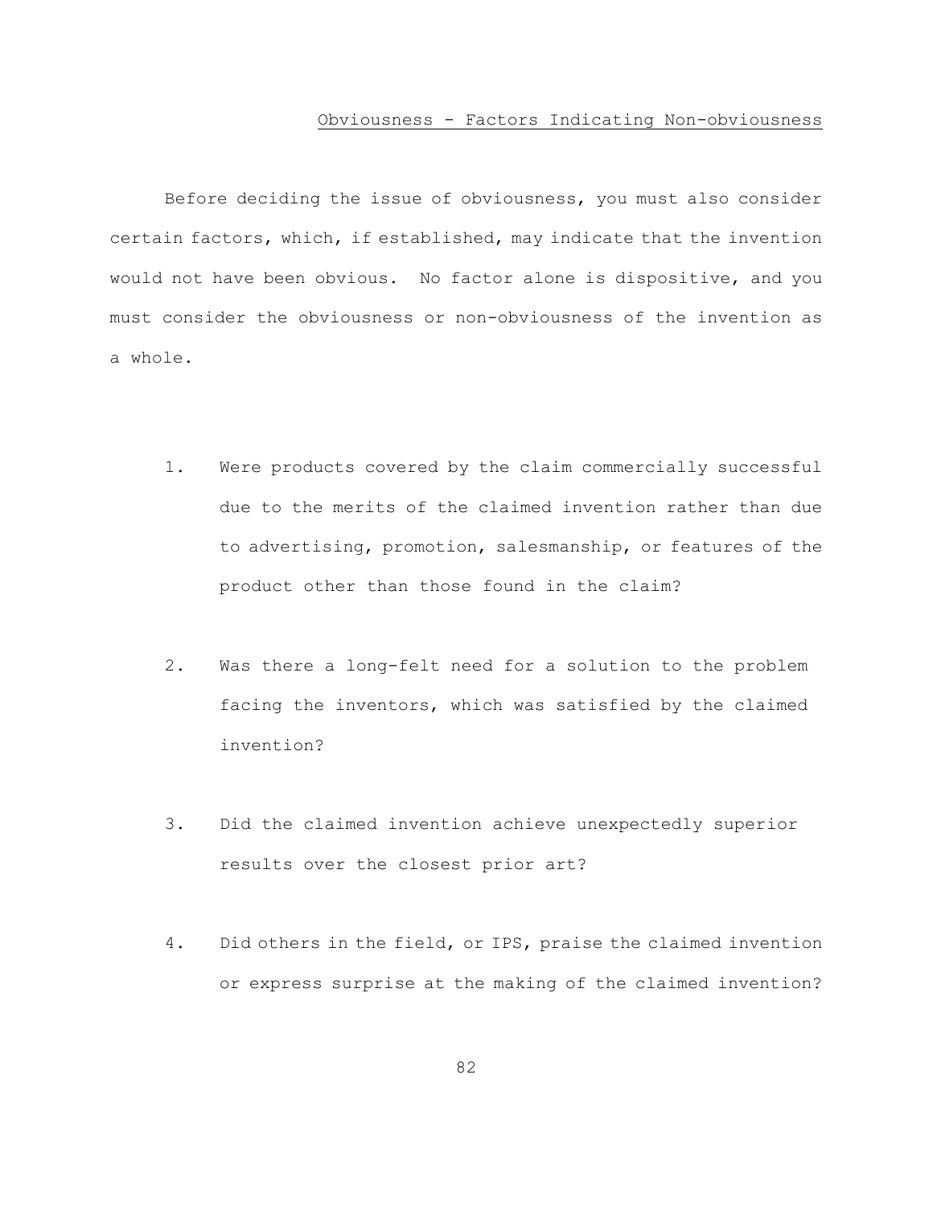## Obviousness - Factors Indicating Non-obviousness

Before deciding the issue of obviousness, you must also consider certain factors, which, if established, may indicate that the invention would not have been obvious. No factor alone is dispositive, and you must consider the obviousness or non-obviousness of the invention as a whole.

1. Were products covered by the claim commercially successful due to the merits of the claimed invention rather than due to advertising, promotion, salesmanship, or features of the product other than those found in the claim?

2. Was there a long-felt need for a solution to the problem facing the inventors, which was satisfied by the claimed invention?

3. Did the claimed invention achieve unexpectedly superior results over the closest prior art?

4. Did others in the field, or IPS, praise the claimed invention or express surprise at the making of the claimed invention?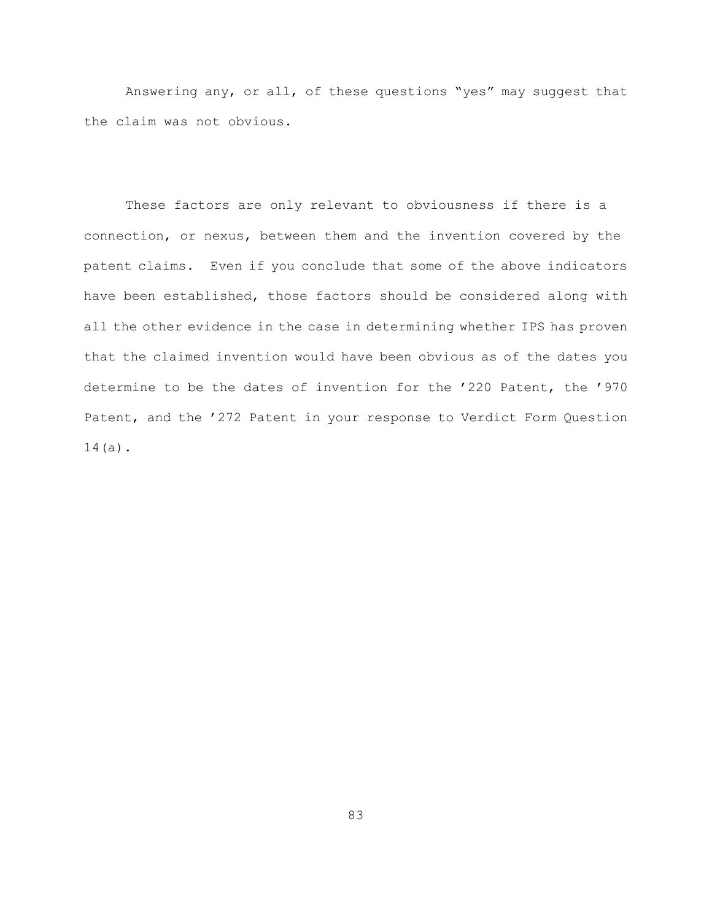Answering any, or all, of these questions "yes" may suggest that the claim was not obvious.

These factors are only relevant to obviousness if there is a connection, or nexus, between them and the invention covered by the patent claims. Even if you conclude that some of the above indicators have been established, those factors should be considered along with all the other evidence in the case in determining whether IPS has proven that the claimed invention would have been obvious as of the dates you determine to be the dates of invention for the '220 Patent, the '970 Patent, and the '272 Patent in your response to Verdict Form Question 14(a).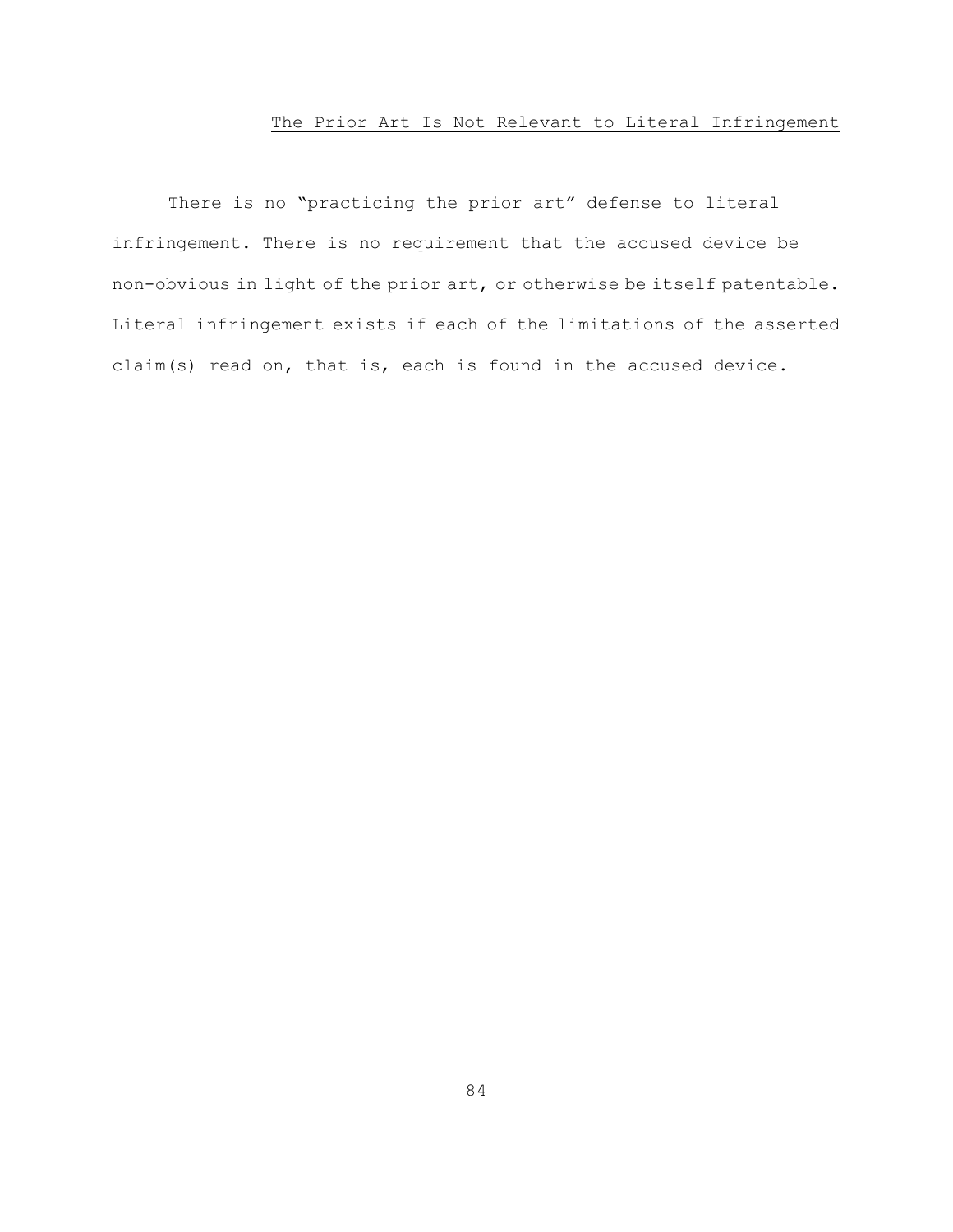## The Prior Art Is Not Relevant to Literal Infringement

There is no "practicing the prior art" defense to literal infringement. There is no requirement that the accused device be non-obvious in light of the prior art, or otherwise be itself patentable. Literal infringement exists if each of the limitations of the asserted claim(s) read on, that is, each is found in the accused device.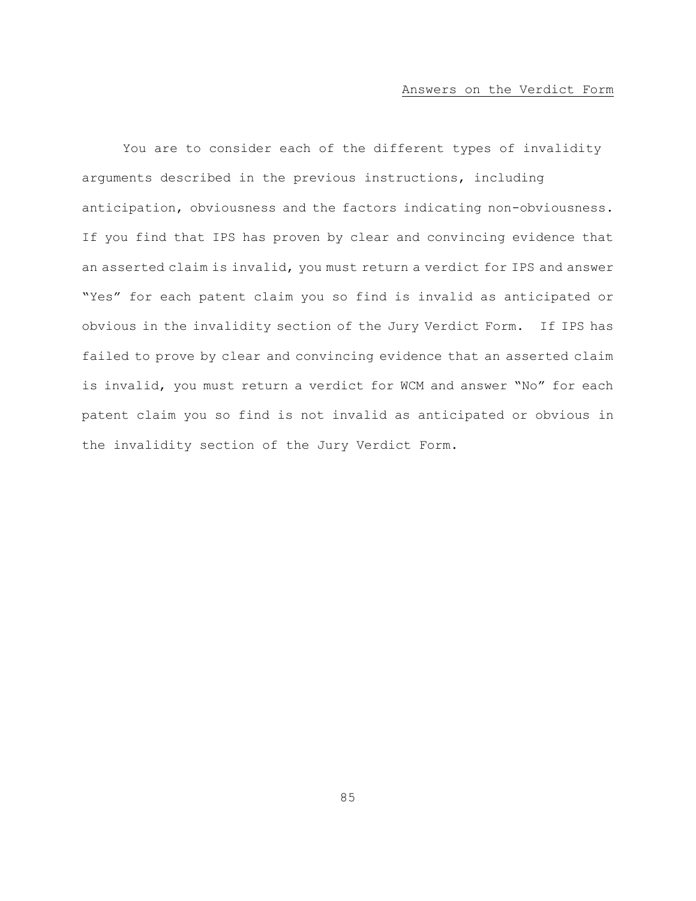## Answers on the Verdict Form

You are to consider each of the different types of invalidity arguments described in the previous instructions, including anticipation, obviousness and the factors indicating non-obviousness. If you find that IPS has proven by clear and convincing evidence that an asserted claim is invalid, you must return a verdict for IPS and answer "Yes" for each patent claim you so find is invalid as anticipated or obvious in the invalidity section of the Jury Verdict Form. If IPS has failed to prove by clear and convincing evidence that an asserted claim is invalid, you must return a verdict for WCM and answer "No" for each patent claim you so find is not invalid as anticipated or obvious in the invalidity section of the Jury Verdict Form.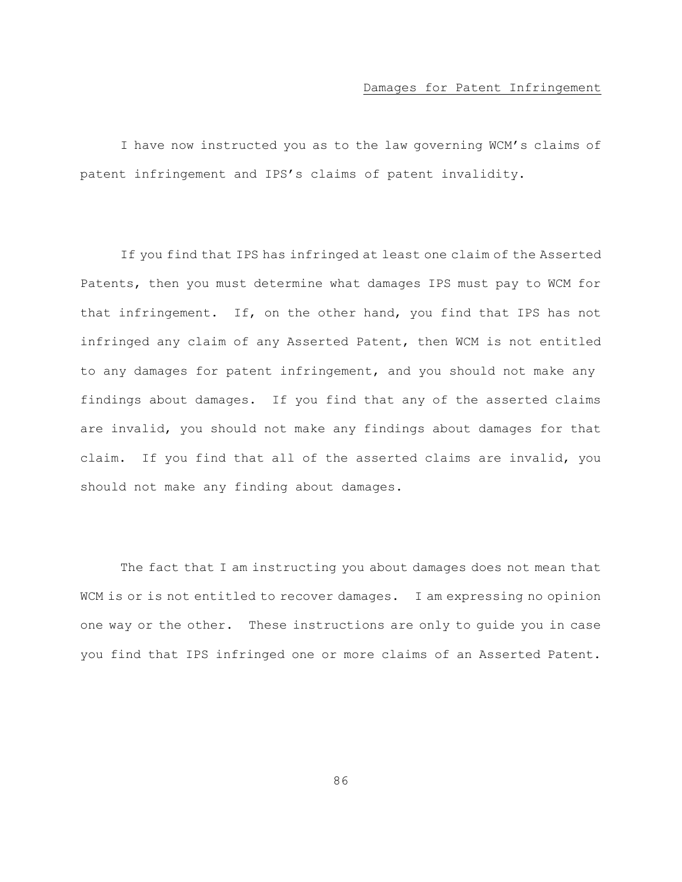## Damages for Patent Infringement

I have now instructed you as to the law governing WCM's claims of patent infringement and IPS's claims of patent invalidity.

If you find that IPS has infringed at least one claim of the Asserted Patents, then you must determine what damages IPS must pay to WCM for that infringement. If, on the other hand, you find that IPS has not infringed any claim of any Asserted Patent, then WCM is not entitled to any damages for patent infringement, and you should not make any findings about damages. If you find that any of the asserted claims are invalid, you should not make any findings about damages for that claim. If you find that all of the asserted claims are invalid, you should not make any finding about damages.

The fact that I am instructing you about damages does not mean that WCM is or is not entitled to recover damages. I am expressing no opinion one way or the other. These instructions are only to guide you in case you find that IPS infringed one or more claims of an Asserted Patent.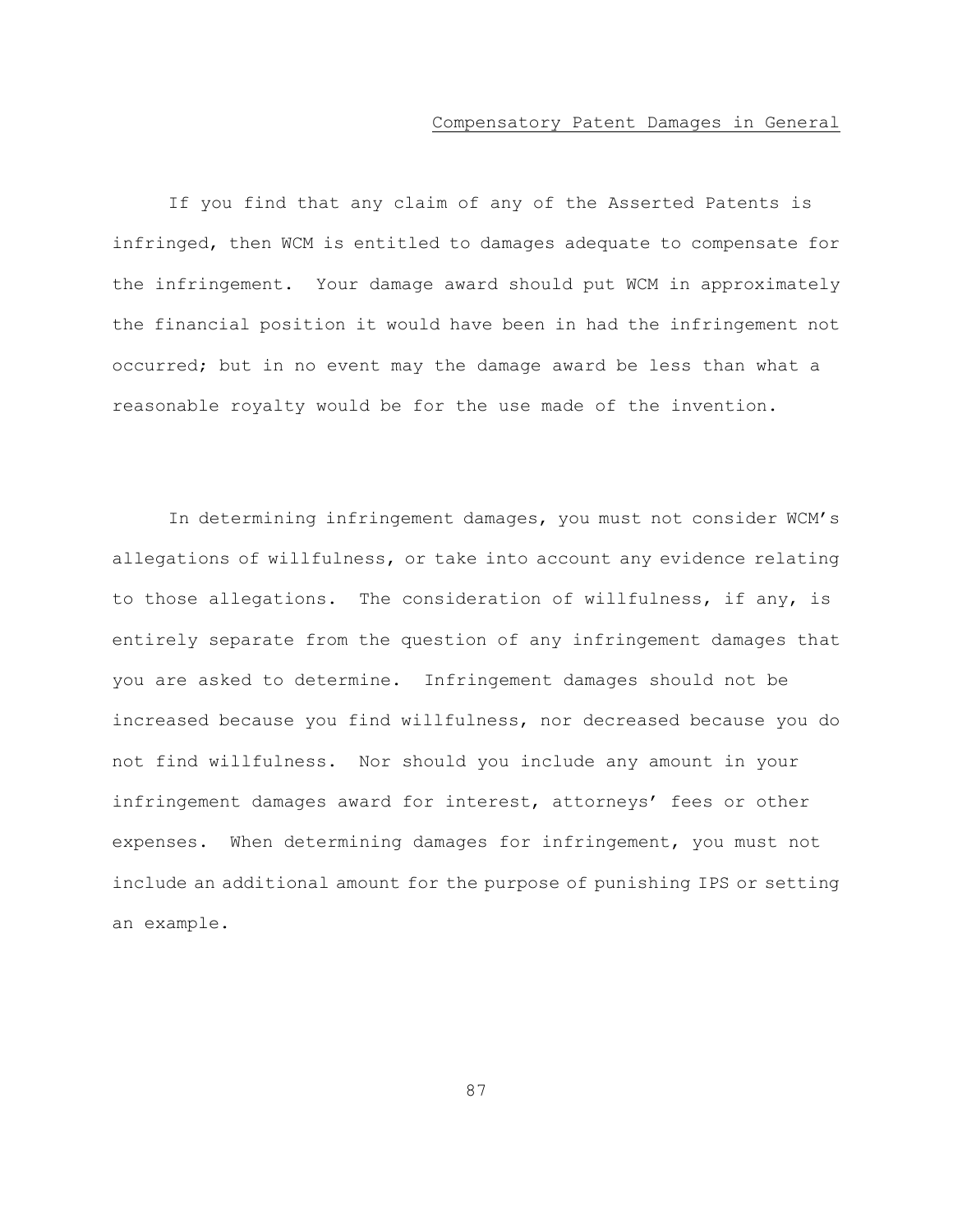## Compensatory Patent Damages in General

If you find that any claim of any of the Asserted Patents is infringed, then WCM is entitled to damages adequate to compensate for the infringement. Your damage award should put WCM in approximately the financial position it would have been in had the infringement not occurred; but in no event may the damage award be less than what a reasonable royalty would be for the use made of the invention.

In determining infringement damages, you must not consider WCM's allegations of willfulness, or take into account any evidence relating to those allegations. The consideration of willfulness, if any, is entirely separate from the question of any infringement damages that you are asked to determine. Infringement damages should not be increased because you find willfulness, nor decreased because you do not find willfulness. Nor should you include any amount in your infringement damages award for interest, attorneys' fees or other expenses. When determining damages for infringement, you must not include an additional amount for the purpose of punishing IPS or setting an example.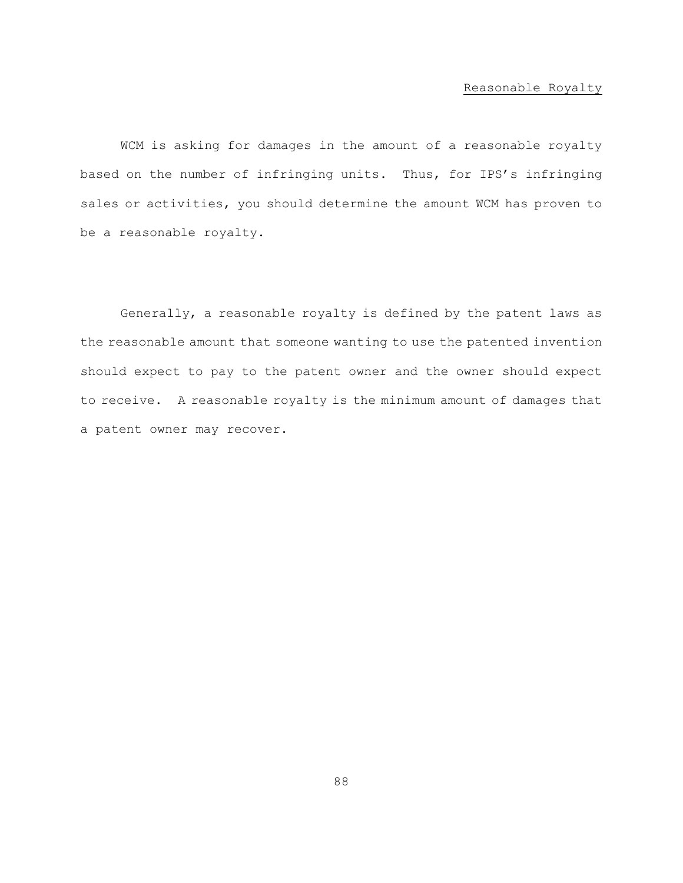## Reasonable Royalty

WCM is asking for damages in the amount of a reasonable royalty based on the number of infringing units. Thus, for IPS's infringing sales or activities, you should determine the amount WCM has proven to be a reasonable royalty.

Generally, a reasonable royalty is defined by the patent laws as the reasonable amount that someone wanting to use the patented invention should expect to pay to the patent owner and the owner should expect to receive. A reasonable royalty is the minimum amount of damages that a patent owner may recover.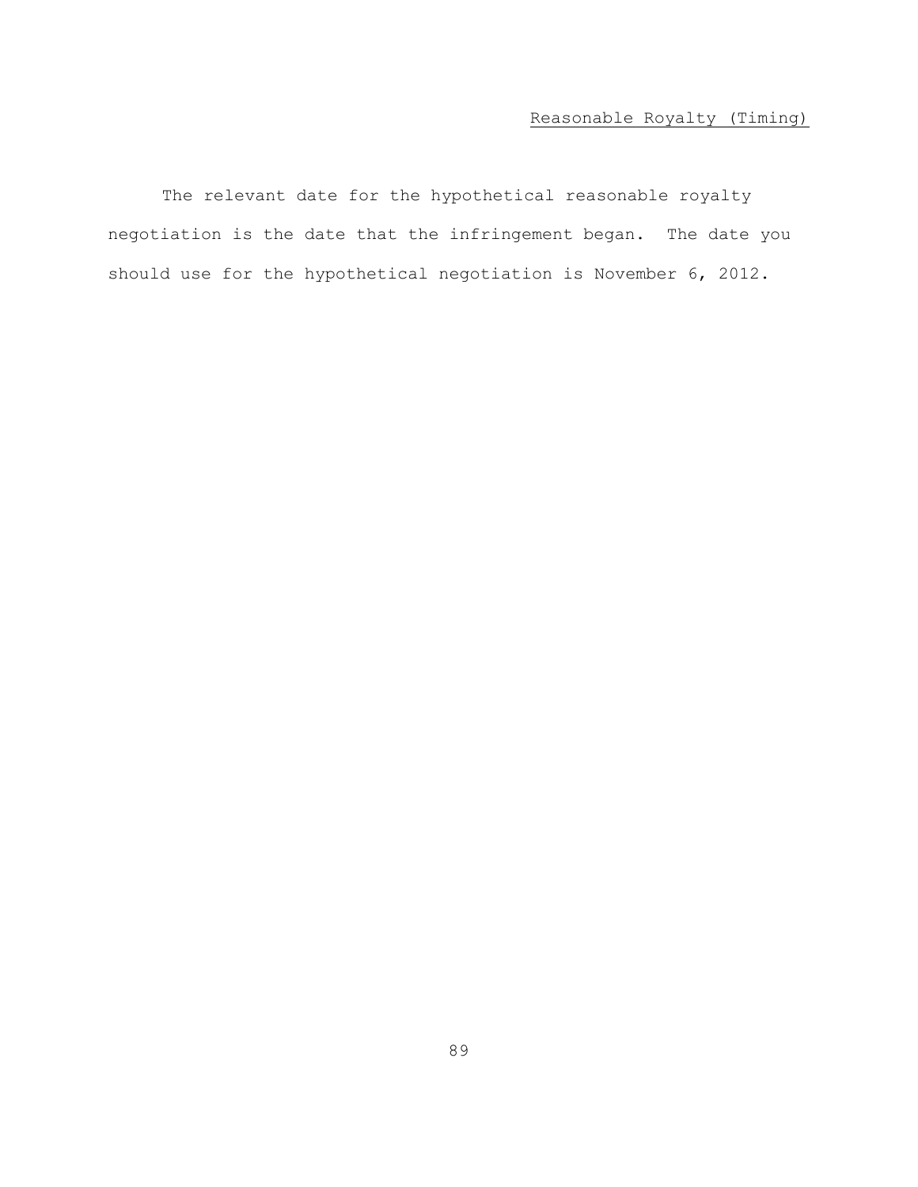<u>Reasonable Royalty (Timing)</u>

The relevant date for the hypothetical reasonable royalty negotiation is the date that the infringement began. The date you should use for the hypothetical negotiation is November 6, 2012.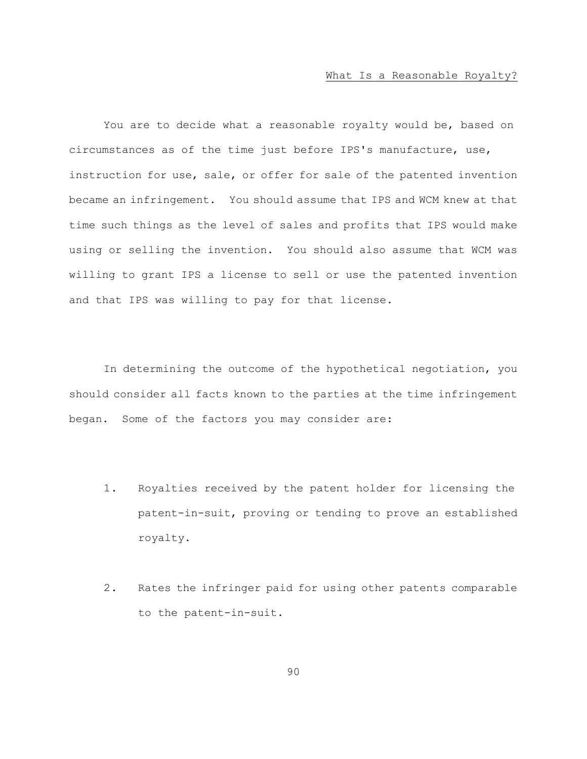## What Is a Reasonable Royalty?

You are to decide what a reasonable royalty would be, based on circumstances as of the time just before IPS's manufacture, use, instruction for use, sale, or offer for sale of the patented invention became an infringement. You should assume that IPS and WCM knew at that time such things as the level of sales and profits that IPS would make using or selling the invention. You should also assume that WCM was willing to grant IPS a license to sell or use the patented invention and that IPS was willing to pay for that license.

In determining the outcome of the hypothetical negotiation, you should consider all facts known to the parties at the time infringement began. Some of the factors you may consider are:

1. Royalties received by the patent holder for licensing the patent-in-suit, proving or tending to prove an established royalty.

2. Rates the infringer paid for using other patents comparable to the patent-in-suit.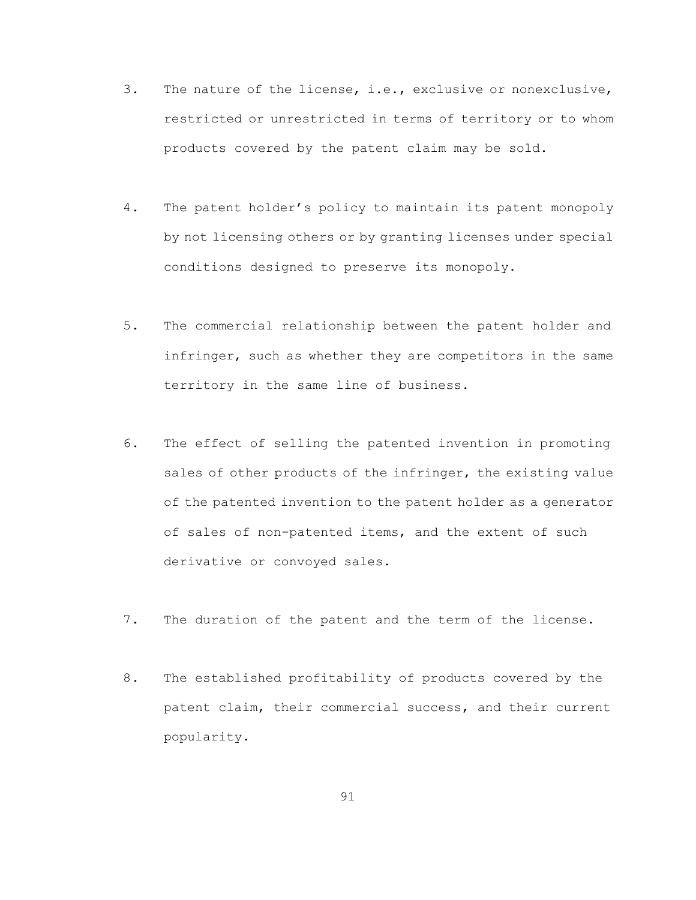3. The nature of the license, i.e., exclusive or nonexclusive, restricted or unrestricted in terms of territory or to whom products covered by the patent claim may be sold.

4. The patent holder's policy to maintain its patent monopoly by not licensing others or by granting licenses under special conditions designed to preserve its monopoly.

5. The commercial relationship between the patent holder and infringer, such as whether they are competitors in the same territory in the same line of business.

6. The effect of selling the patented invention in promoting sales of other products of the infringer, the existing value of the patented invention to the patent holder as a generator of sales of non-patented items, and the extent of such derivative or convoyed sales.

7. The duration of the patent and the term of the license.

8. The established profitability of products covered by the patent claim, their commercial success, and their current popularity.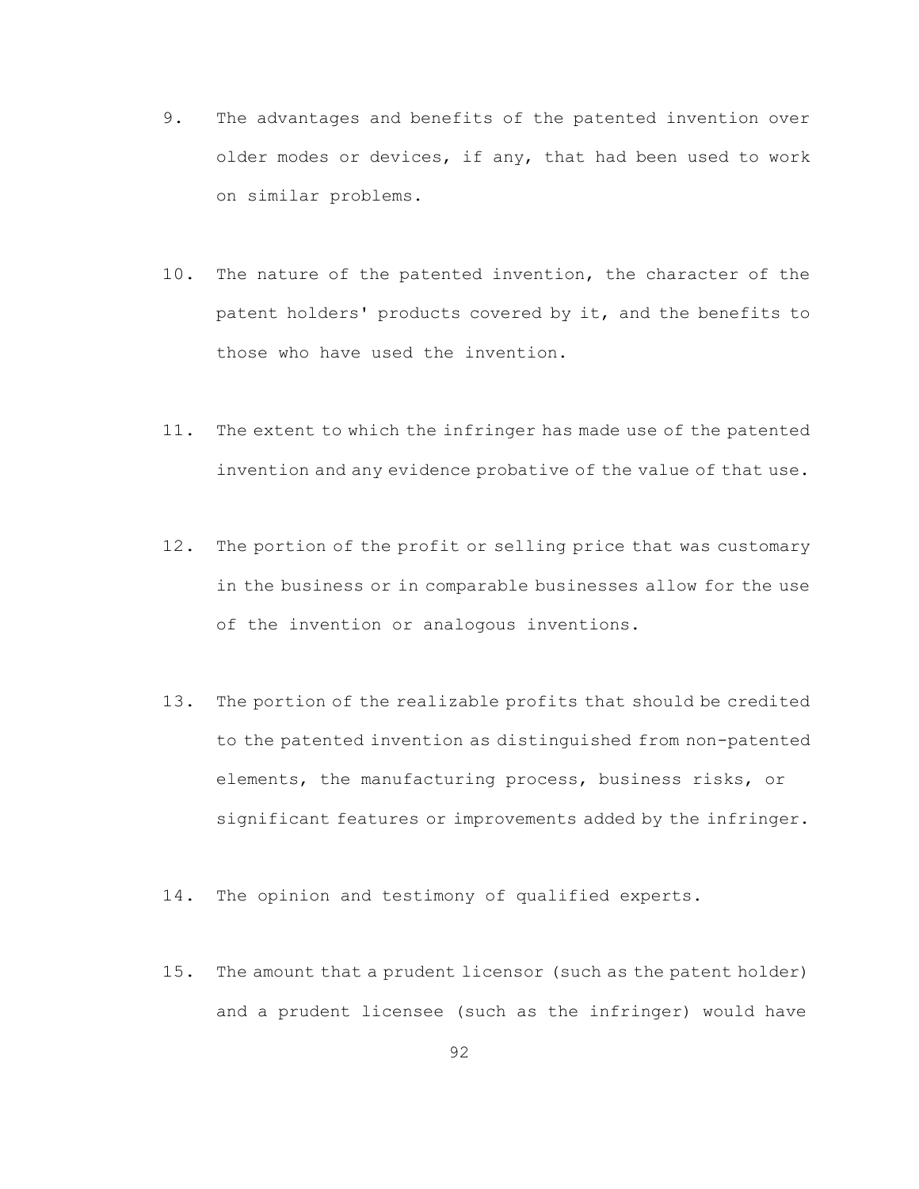9. The advantages and benefits of the patented invention over older modes or devices, if any, that had been used to work on similar problems.

10. The nature of the patented invention, the character of the patent holders' products covered by it, and the benefits to those who have used the invention.

11. The extent to which the infringer has made use of the patented invention and any evidence probative of the value of that use.

12. The portion of the profit or selling price that was customary in the business or in comparable businesses allow for the use of the invention or analogous inventions.

13. The portion of the realizable profits that should be credited to the patented invention as distinguished from non-patented elements, the manufacturing process, business risks, or significant features or improvements added by the infringer.

14. The opinion and testimony of qualified experts.

15. The amount that a prudent licensor (such as the patent holder) and a prudent licensee (such as the infringer) would have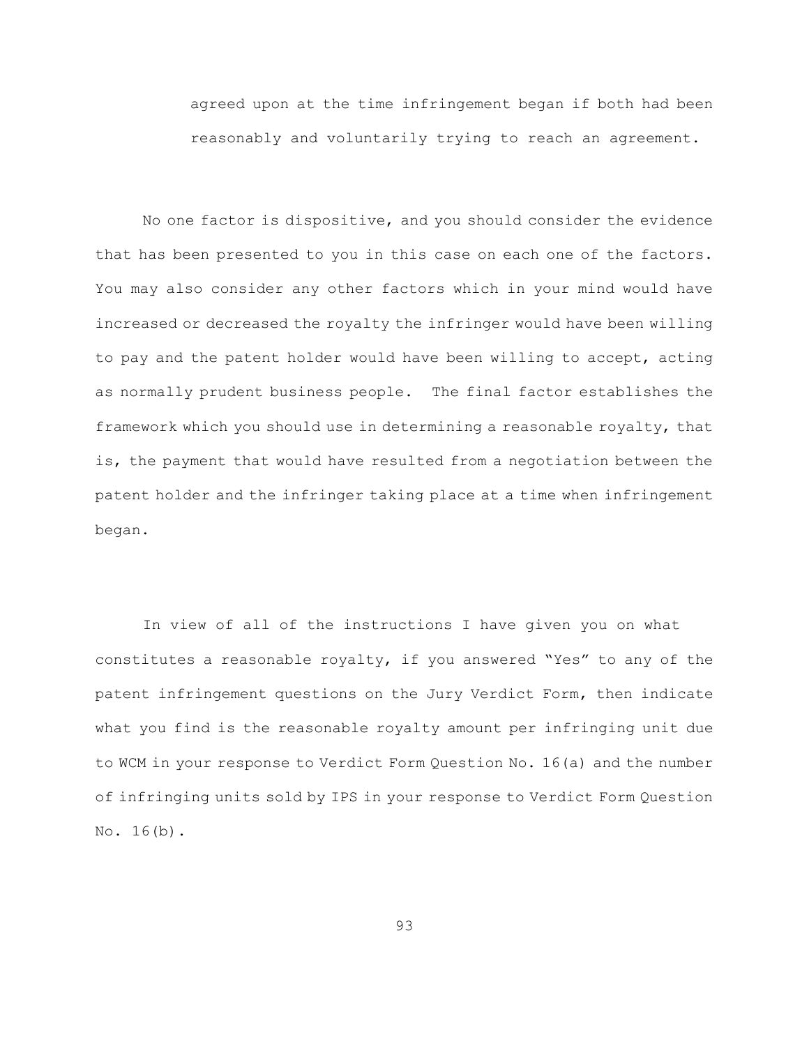agreed upon at the time infringement began if both had been reasonably and voluntarily trying to reach an agreement.

No one factor is dispositive, and you should consider the evidence that has been presented to you in this case on each one of the factors. You may also consider any other factors which in your mind would have increased or decreased the royalty the infringer would have been willing to pay and the patent holder would have been willing to accept, acting as normally prudent business people. The final factor establishes the framework which you should use in determining a reasonable royalty, that is, the payment that would have resulted from a negotiation between the patent holder and the infringer taking place at a time when infringement began.

In view of all of the instructions I have given you on what constitutes a reasonable royalty, if you answered "Yes" to any of the patent infringement questions on the Jury Verdict Form, then indicate what you find is the reasonable royalty amount per infringing unit due to WCM in your response to Verdict Form Question No. 16(a) and the number of infringing units sold by IPS in your response to Verdict Form Question No. 16(b).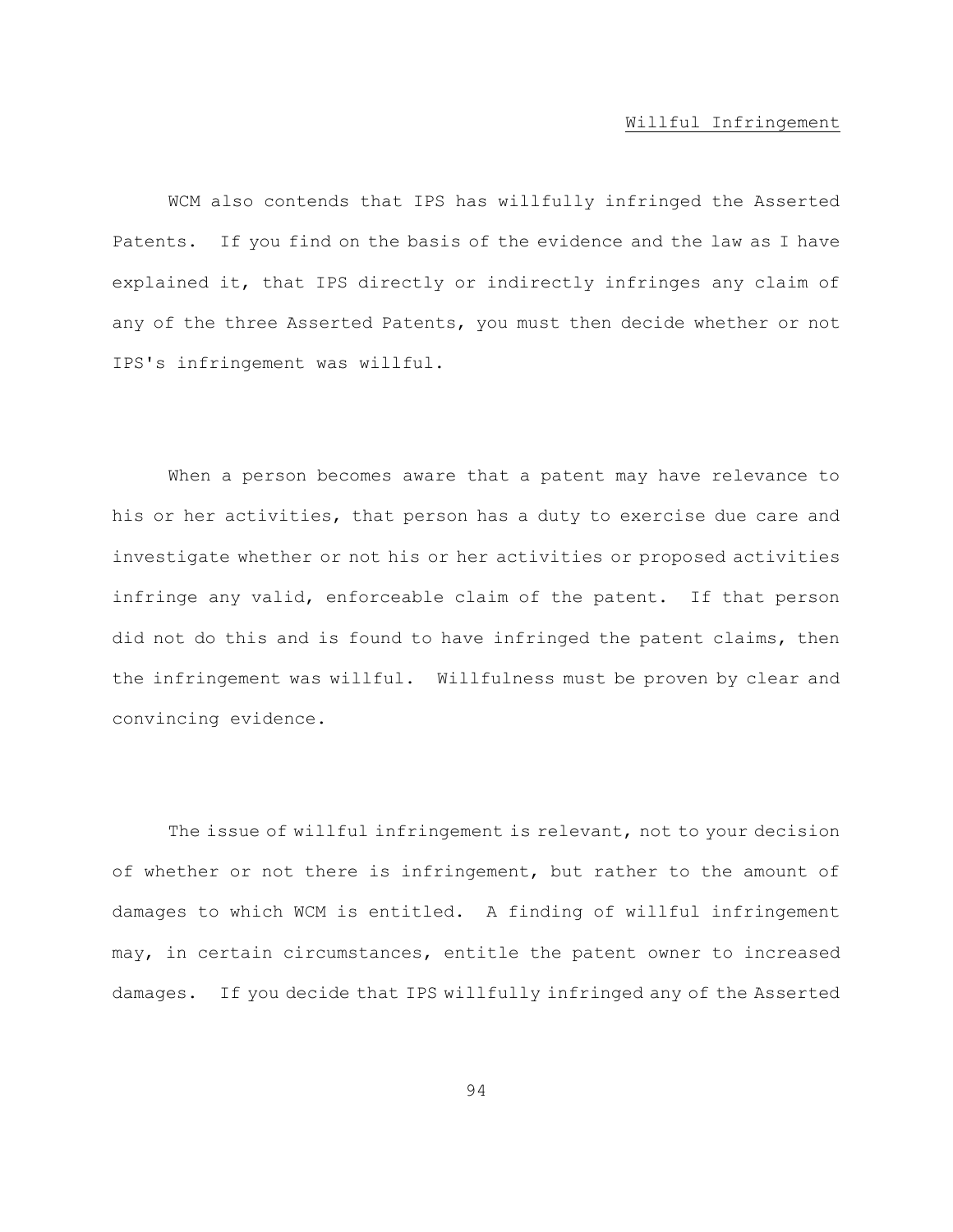## Willful Infringement

WCM also contends that IPS has willfully infringed the Asserted Patents. If you find on the basis of the evidence and the law as I have explained it, that IPS directly or indirectly infringes any claim of any of the three Asserted Patents, you must then decide whether or not IPS's infringement was willful.

When a person becomes aware that a patent may have relevance to his or her activities, that person has a duty to exercise due care and investigate whether or not his or her activities or proposed activities infringe any valid, enforceable claim of the patent. If that person did not do this and is found to have infringed the patent claims, then the infringement was willful. Willfulness must be proven by clear and convincing evidence.

The issue of willful infringement is relevant, not to your decision of whether or not there is infringement, but rather to the amount of damages to which WCM is entitled. A finding of willful infringement may, in certain circumstances, entitle the patent owner to increased damages. If you decide that IPS willfully infringed any of the Asserted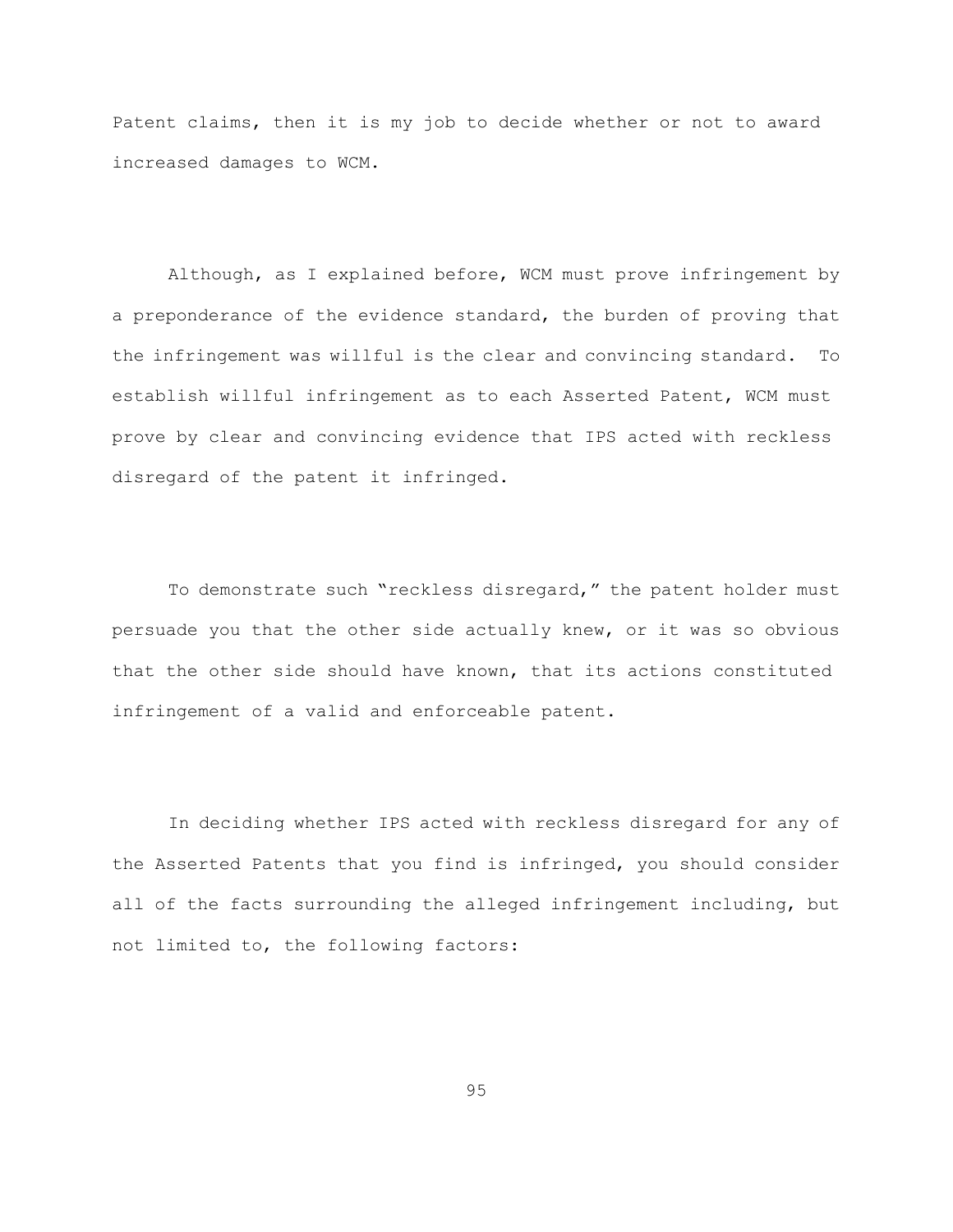Patent claims, then it is my job to decide whether or not to award increased damages to WCM.

Although, as I explained before, WCM must prove infringement by a preponderance of the evidence standard, the burden of proving that the infringement was willful is the clear and convincing standard. To establish willful infringement as to each Asserted Patent, WCM must prove by clear and convincing evidence that IPS acted with reckless disregard of the patent it infringed.

To demonstrate such "reckless disregard," the patent holder must persuade you that the other side actually knew, or it was so obvious that the other side should have known, that its actions constituted infringement of a valid and enforceable patent.

In deciding whether IPS acted with reckless disregard for any of the Asserted Patents that you find is infringed, you should consider all of the facts surrounding the alleged infringement including, but not limited to, the following factors: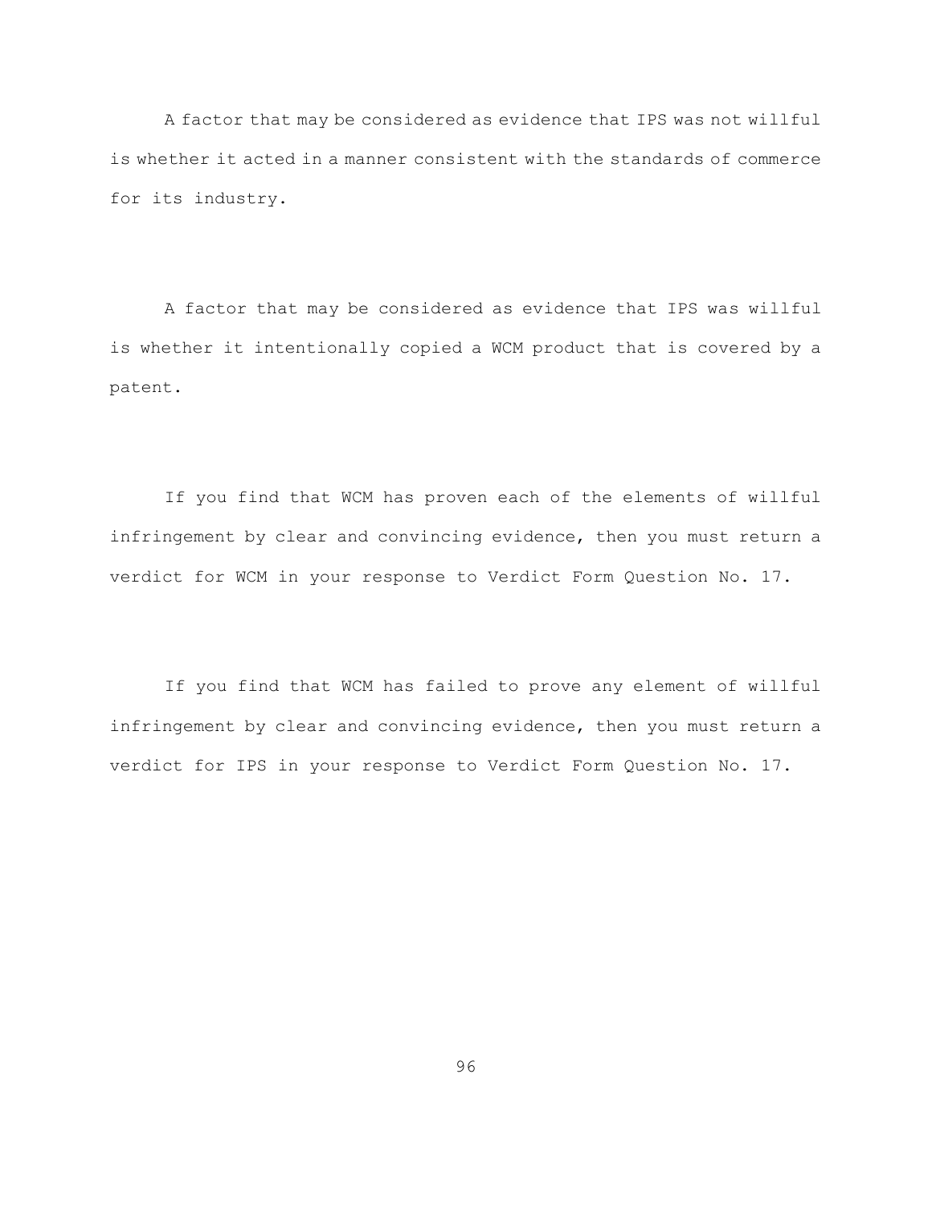A factor that may be considered as evidence that IPS was not willful is whether it acted in a manner consistent with the standards of commerce for its industry.

A factor that may be considered as evidence that IPS was willful is whether it intentionally copied a WCM product that is covered by a patent.

If you find that WCM has proven each of the elements of willful infringement by clear and convincing evidence, then you must return a verdict for WCM in your response to Verdict Form Question No. 17.

If you find that WCM has failed to prove any element of willful infringement by clear and convincing evidence, then you must return a verdict for IPS in your response to Verdict Form Question No. 17.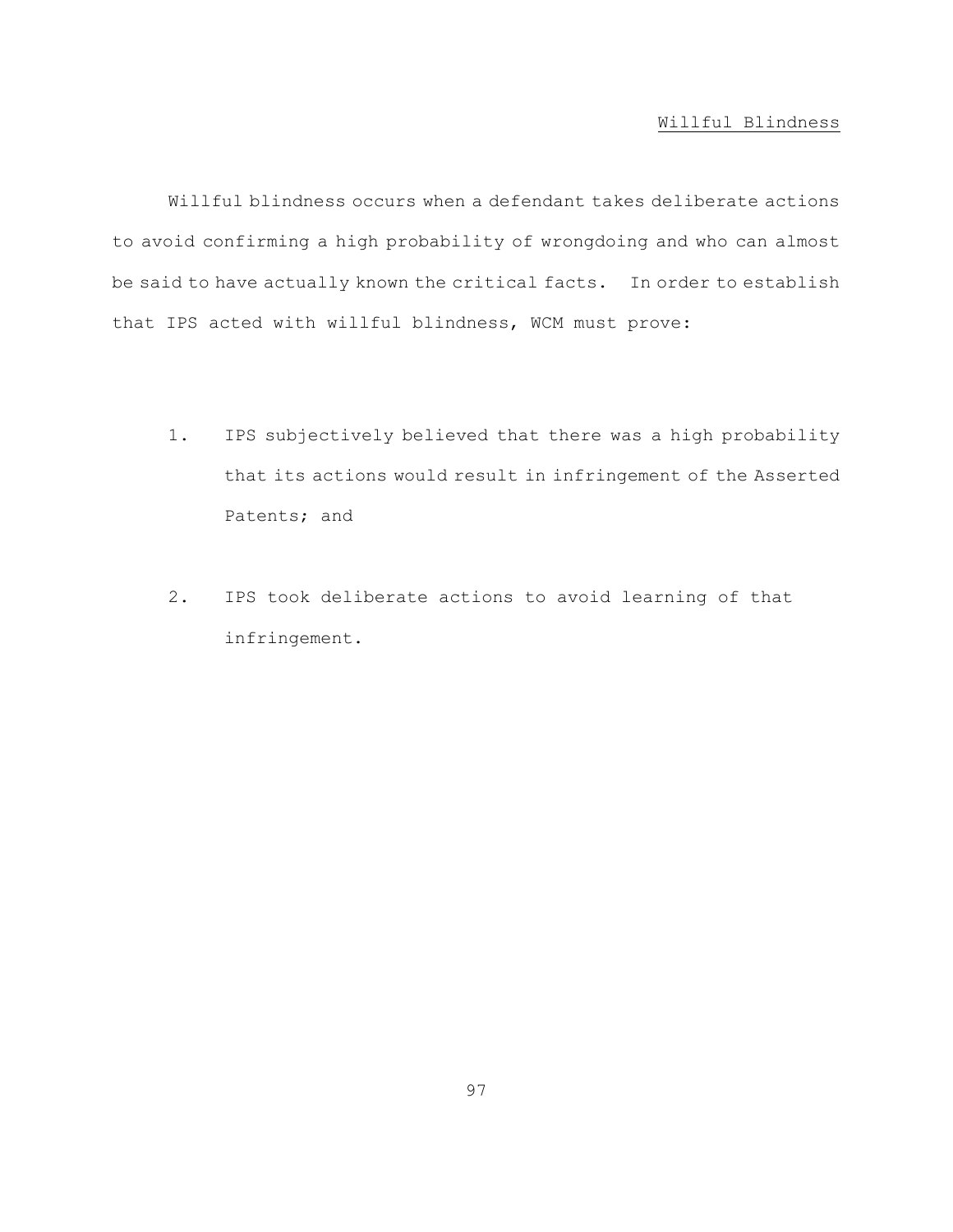## Willful Blindness

Willful blindness occurs when a defendant takes deliberate actions to avoid confirming a high probability of wrongdoing and who can almost be said to have actually known the critical facts. In order to establish that IPS acted with willful blindness, WCM must prove:

1. IPS subjectively believed that there was a high probability that its actions would result in infringement of the Asserted Patents; and

2. IPS took deliberate actions to avoid learning of that infringement.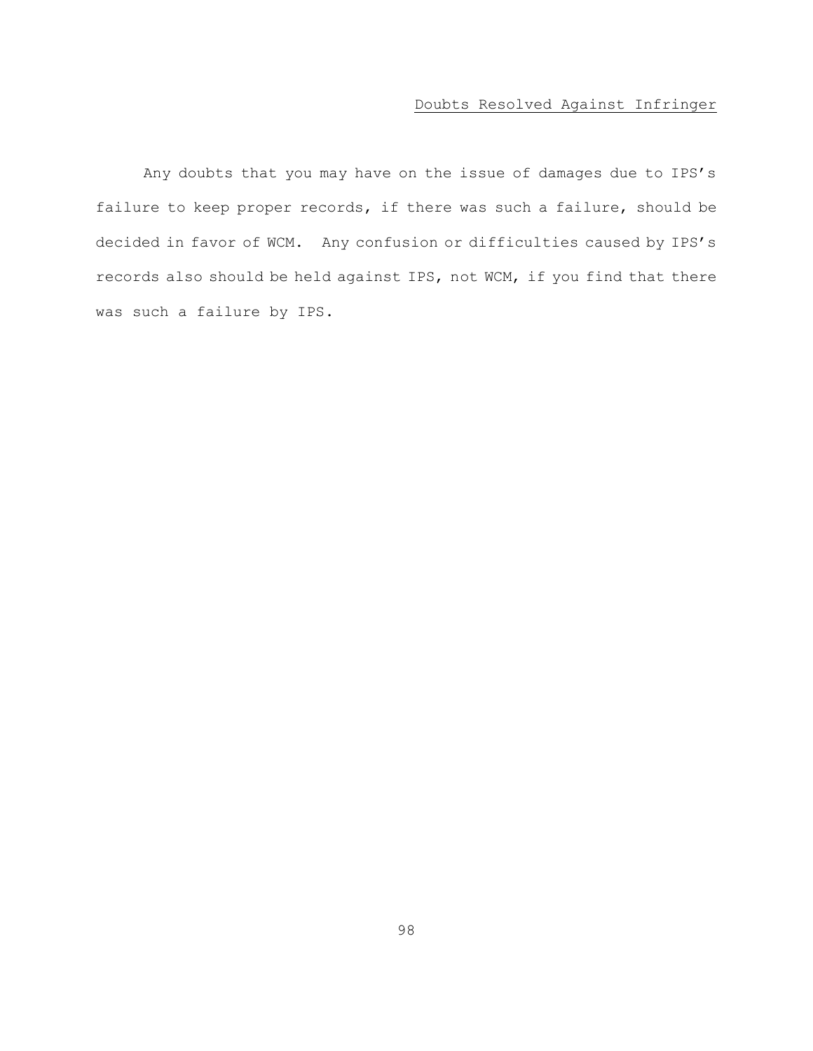## Doubts Resolved Against Infringer

Any doubts that you may have on the issue of damages due to IPS's failure to keep proper records, if there was such a failure, should be decided in favor of WCM. Any confusion or difficulties caused by IPS's records also should be held against IPS, not WCM, if you find that there was such a failure by IPS.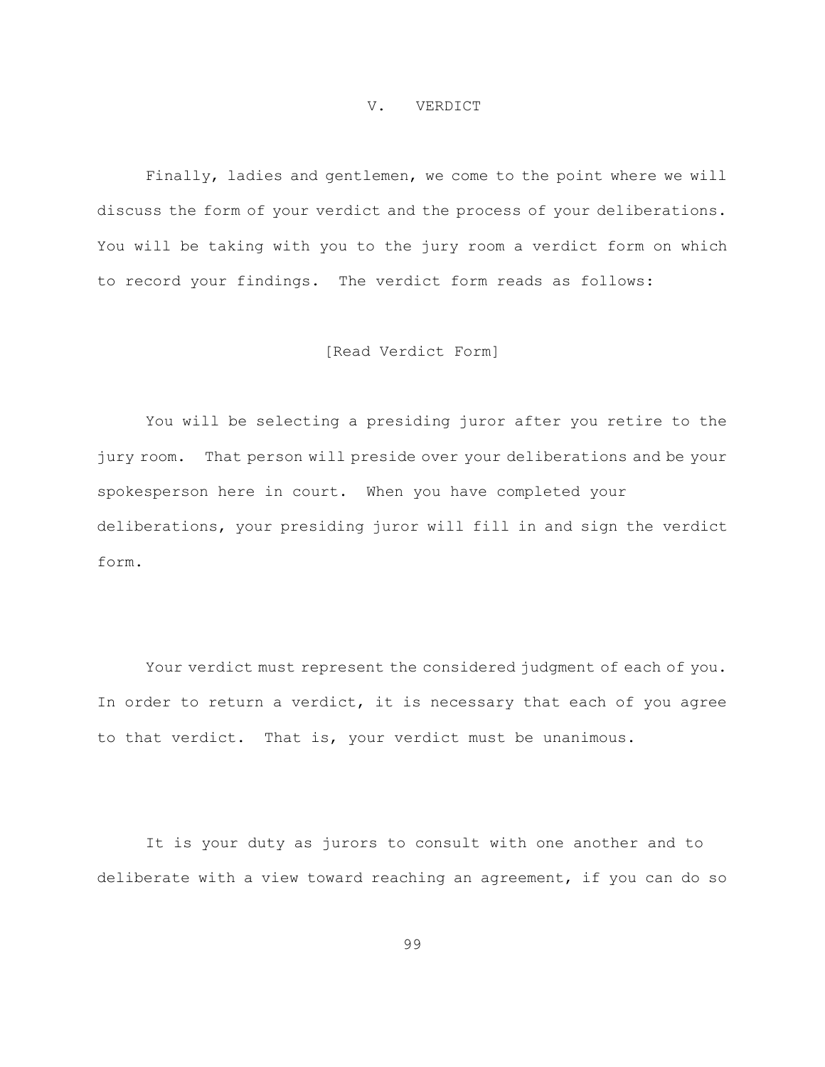## V. VERDICT

Finally, ladies and gentlemen, we come to the point where we will discuss the form of your verdict and the process of your deliberations. You will be taking with you to the jury room a verdict form on which to record your findings. The verdict form reads as follows:

[Read Verdict Form]

You will be selecting a presiding juror after you retire to the jury room. That person will preside over your deliberations and be your spokesperson here in court. When you have completed your deliberations, your presiding juror will fill in and sign the verdict form.

Your verdict must represent the considered judgment of each of you. In order to return a verdict, it is necessary that each of you agree to that verdict. That is, your verdict must be unanimous.

It is your duty as jurors to consult with one another and to deliberate with a view toward reaching an agreement, if you can do so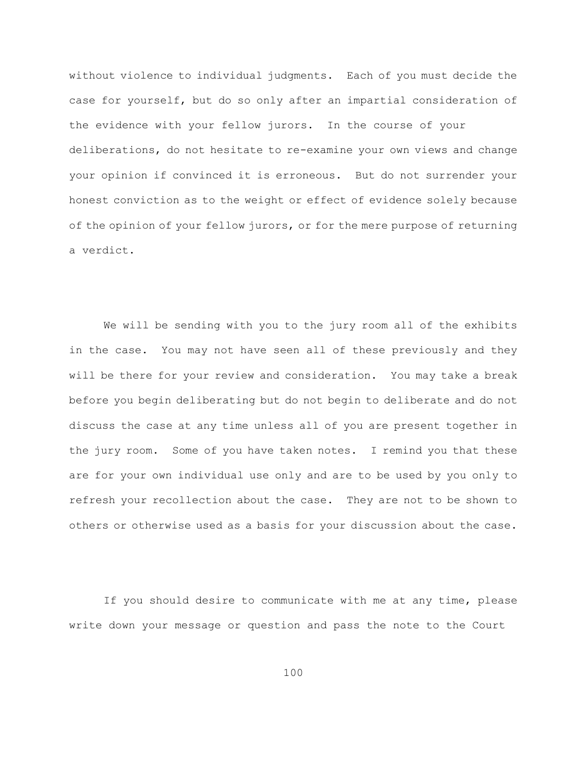without violence to individual judgments. Each of you must decide the case for yourself, but do so only after an impartial consideration of the evidence with your fellow jurors. In the course of your deliberations, do not hesitate to re-examine your own views and change your opinion if convinced it is erroneous. But do not surrender your honest conviction as to the weight or effect of evidence solely because of the opinion of your fellow jurors, or for the mere purpose of returning a verdict.

We will be sending with you to the jury room all of the exhibits in the case. You may not have seen all of these previously and they will be there for your review and consideration. You may take a break before you begin deliberating but do not begin to deliberate and do not discuss the case at any time unless all of you are present together in the jury room. Some of you have taken notes. I remind you that these are for your own individual use only and are to be used by you only to refresh your recollection about the case. They are not to be shown to others or otherwise used as a basis for your discussion about the case.

If you should desire to communicate with me at any time, please write down your message or question and pass the note to the Court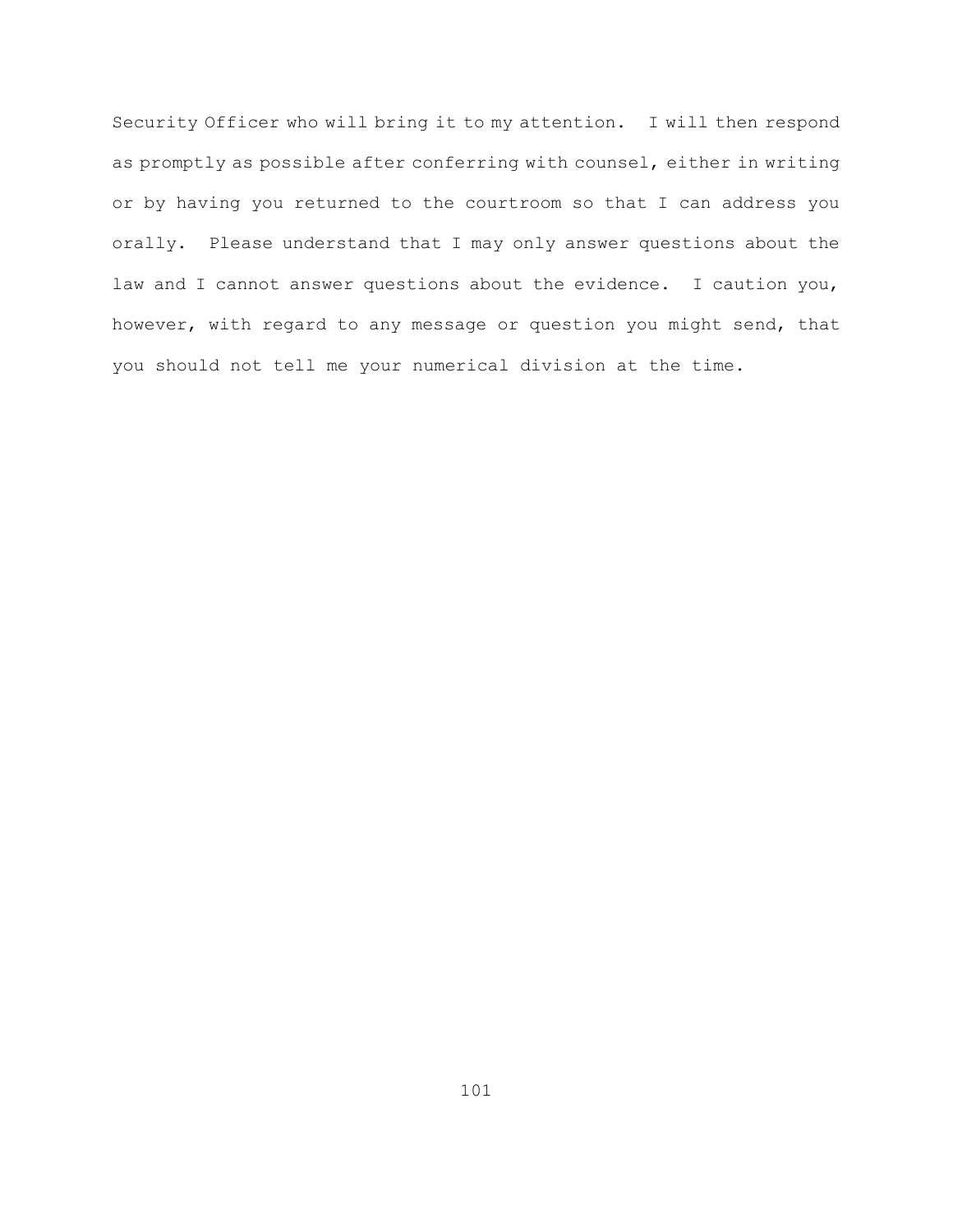Security Officer who will bring it to my attention. I will then respond as promptly as possible after conferring with counsel, either in writing or by having you returned to the courtroom so that I can address you orally. Please understand that I may only answer questions about the law and I cannot answer questions about the evidence. I caution you, however, with regard to any message or question you might send, that you should not tell me your numerical division at the time.